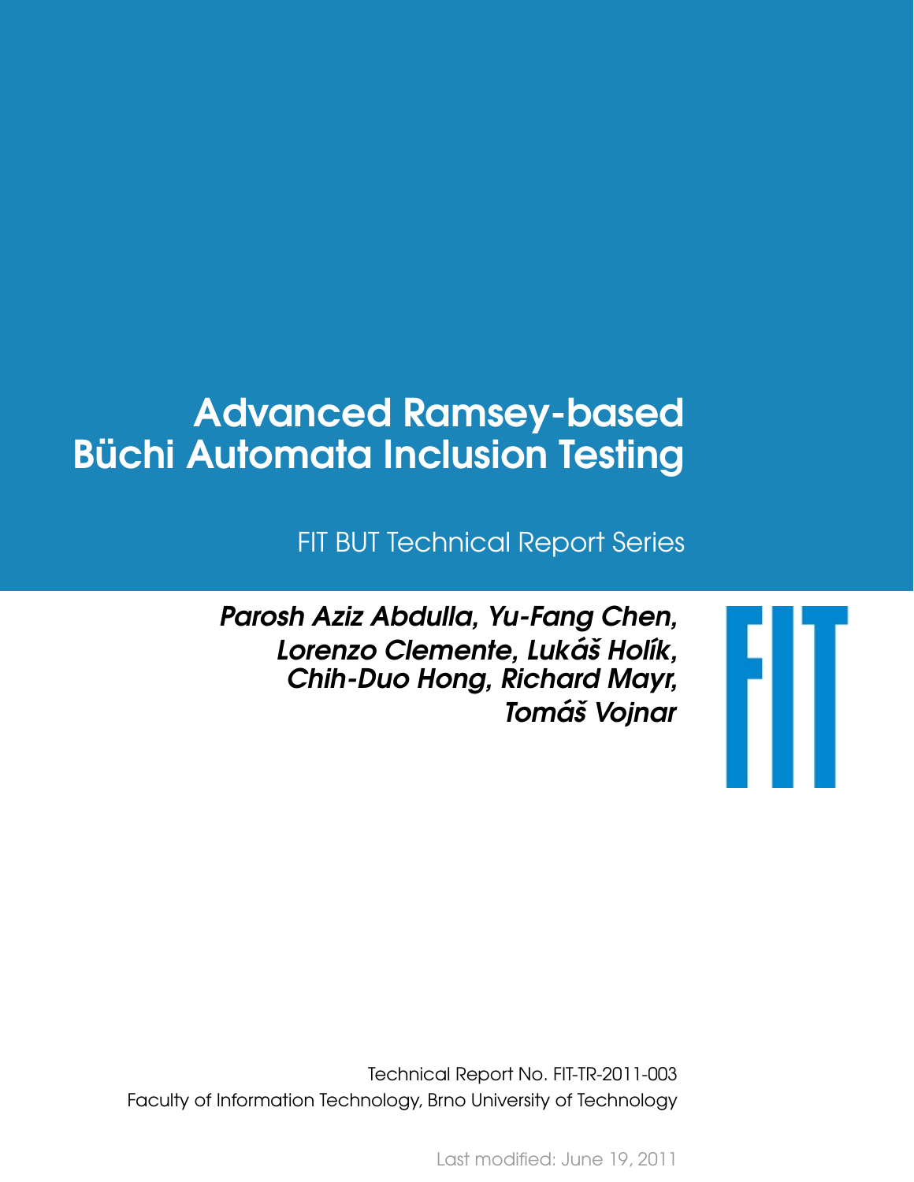# Advanced Ramsey-based Büchi Automata Inclusion Testing

FIT BUT Technical Report Series

*Parosh Aziz Abdulla, Yu-Fang Chen, Lorenzo Clemente, Lukáš Holík, Chih-Duo Hong, Richard Mayr, Tomáš Vojnar*

Technical Report No. FIT-TR-2011-003
Faculty of Information Technology, Brno University of Technology

Last modified: June 19, 2011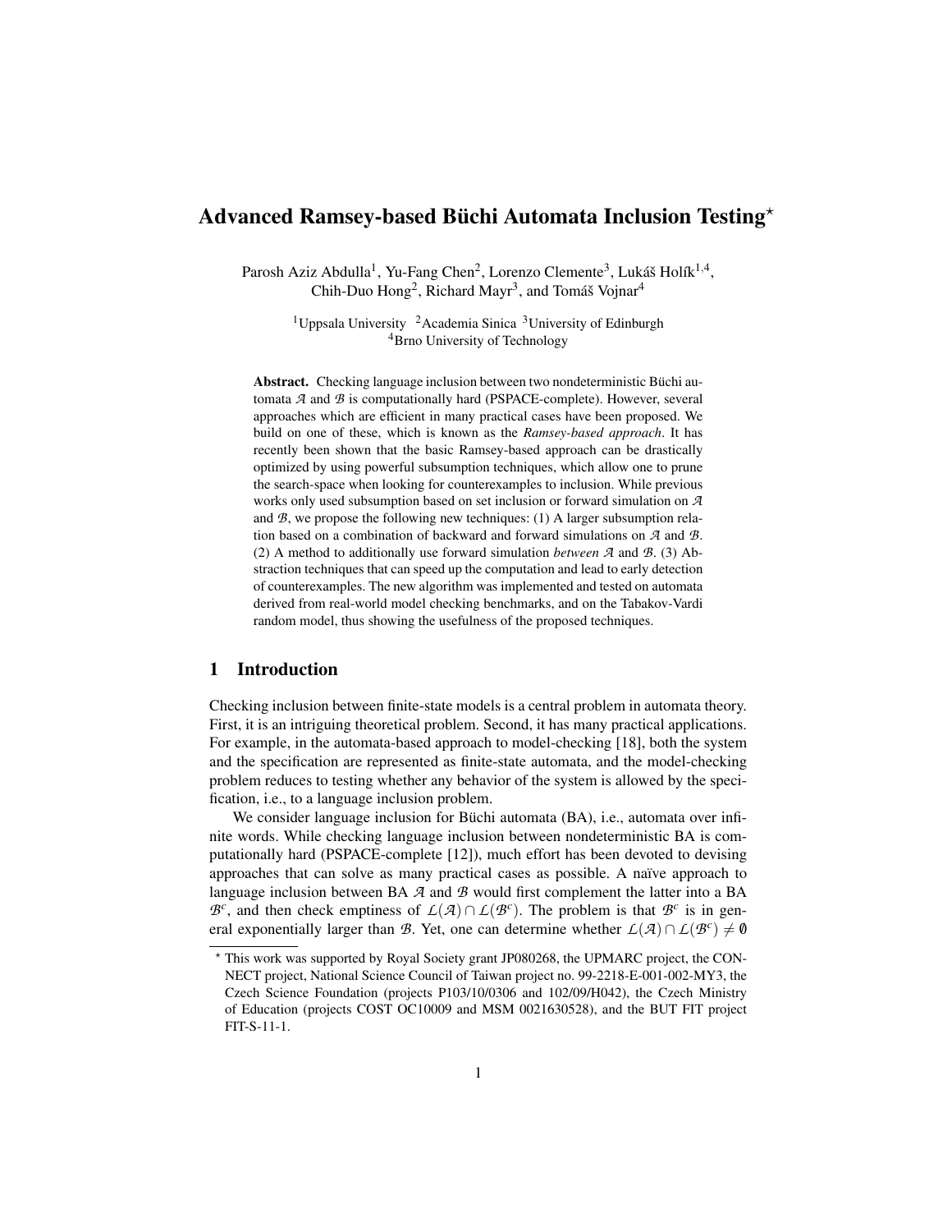# Advanced Ramsey-based Büchi Automata Inclusion Testing*

Parosh Aziz Abdulla[1], Yu-Fang Chen[2], Lorenzo Clemente[3], Lukáš Holík[1,4], Chih-Duo Hong[2], Richard Mayr[3], and Tomáš Vojnar[4]

[1]Uppsala University [2]Academia Sinica [3]University of Edinburgh
[4]Brno University of Technology

**Abstract.** Checking language inclusion between two nondeterministic Büchi automata $\mathcal{A}$ and $\mathcal{B}$ is computationally hard (PSPACE-complete). However, several approaches which are efficient in many practical cases have been proposed. We build on one of these, which is known as the ***Ramsey-based approach***. It has recently been shown that the basic Ramsey-based approach can be drastically optimized by using powerful subsumption techniques, which allow one to prune the search-space when looking for counterexamples to inclusion. While previous works only used subsumption based on set inclusion or forward simulation on $\mathcal{A}$ and $\mathcal{B}$, we propose the following new techniques: (1) A larger subsumption relation based on a combination of backward and forward simulations on $\mathcal{A}$ and $\mathcal{B}$. (2) A method to additionally use forward simulation *between* $\mathcal{A}$ and $\mathcal{B}$. (3) Abstraction techniques that can speed up the computation and lead to early detection of counterexamples. The new algorithm was implemented and tested on automata derived from real-world model checking benchmarks, and on the Tabakov-Vardi random model, thus showing the usefulness of the proposed techniques.

## 1 Introduction

Checking inclusion between finite-state models is a central problem in automata theory. First, it is an intriguing theoretical problem. Second, it has many practical applications. For example, in the automata-based approach to model-checking [18], both the system and the specification are represented as finite-state automata, and the model-checking problem reduces to testing whether any behavior of the system is allowed by the specification, i.e., to a language inclusion problem.

We consider language inclusion for Büchi automata (BA), i.e., automata over infinite words. While checking language inclusion between nondeterministic BA is computationally hard (PSPACE-complete [12]), much effort has been devoted to devising approaches that can solve as many practical cases as possible. A naïve approach to language inclusion between BA $\mathcal{A}$ and $\mathcal{B}$ would first complement the latter into a BA $\mathcal{B}^c$, and then check emptiness of $\mathcal{L}(\mathcal{A}) \cap \mathcal{L}(\mathcal{B}^c)$. The problem is that $\mathcal{B}^c$ is in general exponentially larger than $\mathcal{B}$. Yet, one can determine whether $\mathcal{L}(\mathcal{A}) \cap \mathcal{L}(\mathcal{B}^c) \neq \emptyset$

---

* This work was supported by Royal Society grant JP080268, the UPMARC project, the CONNECT project, National Science Council of Taiwan project no. 99-2218-E-001-002-MY3, the Czech Science Foundation (projects P103/10/0306 and 102/09/H042), the Czech Ministry of Education (projects COST OC10009 and MSM 0021630528), and the BUT FIT project FIT-S-11-1.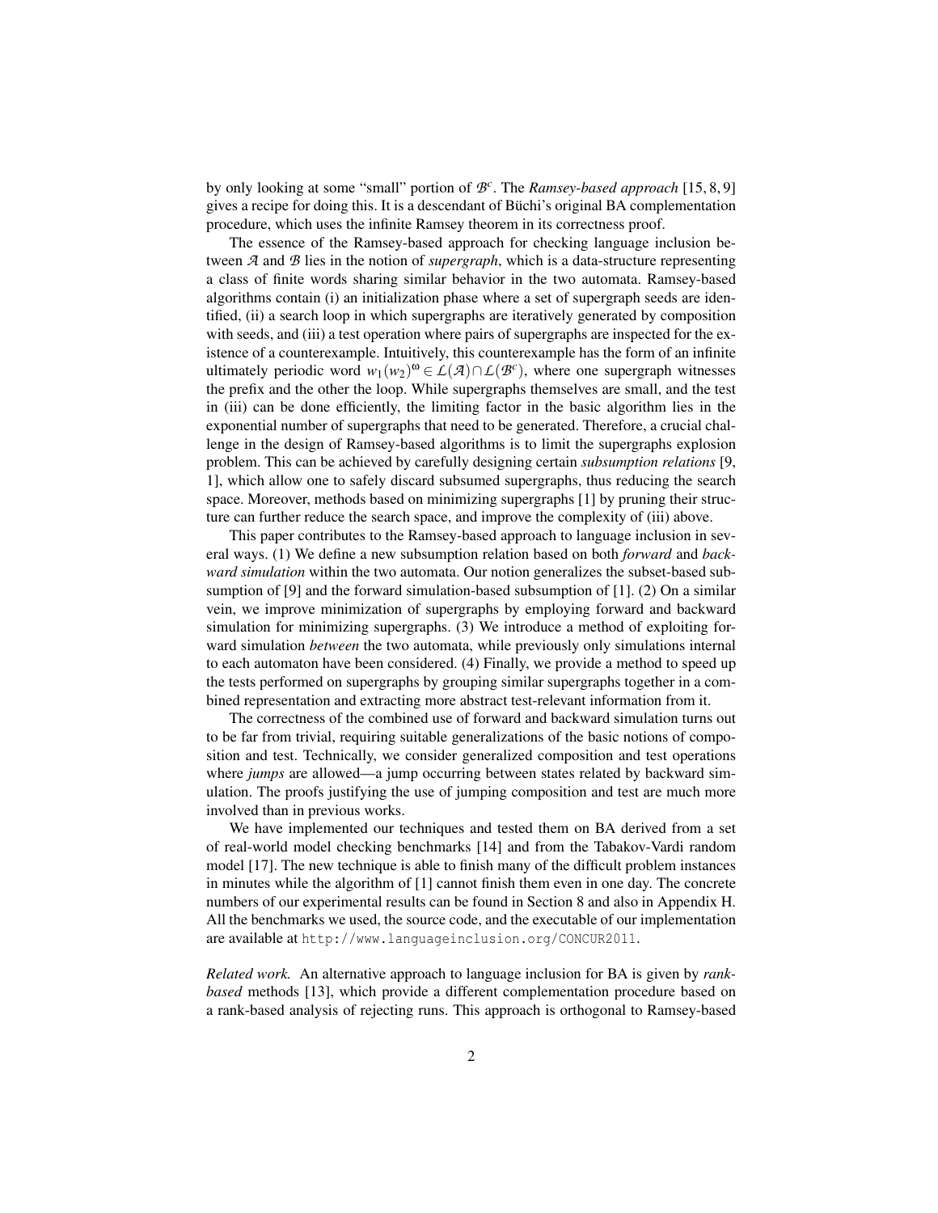by only looking at some "small" portion of $\mathcal{B}^c$. The *Ramsey-based approach* [15, 8, 9] gives a recipe for doing this. It is a descendant of Büchi's original BA complementation procedure, which uses the infinite Ramsey theorem in its correctness proof.

The essence of the Ramsey-based approach for checking language inclusion between $\mathcal{A}$ and $\mathcal{B}$ lies in the notion of *supergraph*, which is a data-structure representing a class of finite words sharing similar behavior in the two automata. Ramsey-based algorithms contain (i) an initialization phase where a set of supergraph seeds are identified, (ii) a search loop in which supergraphs are iteratively generated by composition with seeds, and (iii) a test operation where pairs of supergraphs are inspected for the existence of a counterexample. Intuitively, this counterexample has the form of an infinite ultimately periodic word $w_1(w_2)^\omega \in \mathcal{L}(\mathcal{A}) \cap \mathcal{L}(\mathcal{B}^c)$, where one supergraph witnesses the prefix and the other the loop. While supergraphs themselves are small, and the test in (iii) can be done efficiently, the limiting factor in the basic algorithm lies in the exponential number of supergraphs that need to be generated. Therefore, a crucial challenge in the design of Ramsey-based algorithms is to limit the supergraphs explosion problem. This can be achieved by carefully designing certain *subsumption relations* [9, 1], which allow one to safely discard subsumed supergraphs, thus reducing the search space. Moreover, methods based on minimizing supergraphs [1] by pruning their structure can further reduce the search space, and improve the complexity of (iii) above.

This paper contributes to the Ramsey-based approach to language inclusion in several ways. (1) We define a new subsumption relation based on both *forward* and *backward simulation* within the two automata. Our notion generalizes the subset-based subsumption of [9] and the forward simulation-based subsumption of [1]. (2) On a similar vein, we improve minimization of supergraphs by employing forward and backward simulation for minimizing supergraphs. (3) We introduce a method of exploiting forward simulation *between* the two automata, while previously only simulations internal to each automaton have been considered. (4) Finally, we provide a method to speed up the tests performed on supergraphs by grouping similar supergraphs together in a combined representation and extracting more abstract test-relevant information from it.

The correctness of the combined use of forward and backward simulation turns out to be far from trivial, requiring suitable generalizations of the basic notions of composition and test. Technically, we consider generalized composition and test operations where *jumps* are allowed—a jump occurring between states related by backward simulation. The proofs justifying the use of jumping composition and test are much more involved than in previous works.

We have implemented our techniques and tested them on BA derived from a set of real-world model checking benchmarks [14] and from the Tabakov-Vardi random model [17]. The new technique is able to finish many of the difficult problem instances in minutes while the algorithm of [1] cannot finish them even in one day. The concrete numbers of our experimental results can be found in Section 8 and also in Appendix H. All the benchmarks we used, the source code, and the executable of our implementation are available at `http://www.languageinclusion.org/CONCUR2011`.

*Related work.* An alternative approach to language inclusion for BA is given by *rank-based* methods [13], which provide a different complementation procedure based on a rank-based analysis of rejecting runs. This approach is orthogonal to Ramsey-based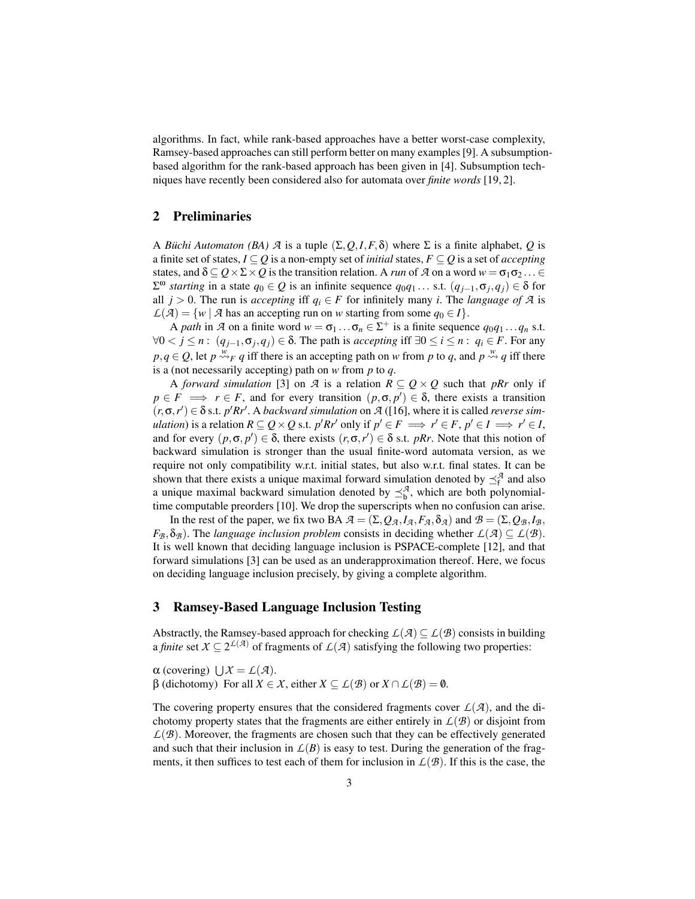algorithms. In fact, while rank-based approaches have a better worst-case complexity, Ramsey-based approaches can still perform better on many examples [9]. A subsumption-based algorithm for the rank-based approach has been given in [4]. Subsumption techniques have recently been considered also for automata over *finite words* [19, 2].

## 2 Preliminaries

A *Büchi Automaton (BA)* $\mathcal{A}$ is a tuple $(\Sigma, Q, I, F, \delta)$ where $\Sigma$ is a finite alphabet, $Q$ is a finite set of states, $I \subseteq Q$ is a non-empty set of *initial* states, $F \subseteq Q$ is a set of *accepting* states, and $\delta \subseteq Q \times \Sigma \times Q$ is the transition relation. A *run* of $\mathcal{A}$ on a word $w = \sigma_1\sigma_2 \ldots \in \Sigma^\omega$ *starting* in a state $q_0 \in Q$ is an infinite sequence $q_0 q_1 \ldots$ s.t. $(q_{j-1}, \sigma_j, q_j) \in \delta$ for all $j > 0$. The run is *accepting* iff $q_i \in F$ for infinitely many $i$. The *language of* $\mathcal{A}$ is $\mathcal{L}(\mathcal{A}) = \{w \mid \mathcal{A}$ has an accepting run on $w$ starting from some $q_0 \in I\}$.

A *path* in $\mathcal{A}$ on a finite word $w = \sigma_1 \ldots \sigma_n \in \Sigma^+$ is a finite sequence $q_0 q_1 \ldots q_n$ s.t. $\forall 0 < j \leq n : (q_{j-1}, \sigma_j, q_j) \in \delta$. The path is *accepting* iff $\exists 0 \leq i \leq n : q_i \in F$. For any $p, q \in Q$, let $p \overset{w}{\rightsquigarrow}_F q$ iff there is an accepting path on $w$ from $p$ to $q$, and $p \overset{w}{\rightsquigarrow} q$ iff there is a (not necessarily accepting) path on $w$ from $p$ to $q$.

A *forward simulation* [3] on $\mathcal{A}$ is a relation $R \subseteq Q \times Q$ such that $pRr$ only if $p \in F \implies r \in F$, and for every transition $(p, \sigma, p') \in \delta$, there exists a transition $(r, \sigma, r') \in \delta$ s.t. $p'Rr'$. A *backward simulation* on $\mathcal{A}$ ([16], where it is called *reverse simulation*) is a relation $R \subseteq Q \times Q$ s.t. $p'Rr'$ only if $p' \in F \implies r' \in F$, $p' \in I \implies r' \in I$, and for every $(p, \sigma, p') \in \delta$, there exists $(r, \sigma, r') \in \delta$ s.t. $pRr$. Note that this notion of backward simulation is stronger than the usual finite-word automata version, as we require not only compatibility w.r.t. initial states, but also w.r.t. final states. It can be shown that there exists a unique maximal forward simulation denoted by $\preceq_f^{\mathcal{A}}$ and also a unique maximal backward simulation denoted by $\preceq_b^{\mathcal{A}}$, which are both polynomial-time computable preorders [10]. We drop the superscripts when no confusion can arise.

In the rest of the paper, we fix two BA $\mathcal{A} = (\Sigma, Q_\mathcal{A}, I_\mathcal{A}, F_\mathcal{A}, \delta_\mathcal{A})$ and $\mathcal{B} = (\Sigma, Q_\mathcal{B}, I_\mathcal{B}, F_\mathcal{B}, \delta_\mathcal{B})$. The *language inclusion problem* consists in deciding whether $\mathcal{L}(\mathcal{A}) \subseteq \mathcal{L}(\mathcal{B})$. It is well known that deciding language inclusion is PSPACE-complete [12], and that forward simulations [3] can be used as an underapproximation thereof. Here, we focus on deciding language inclusion precisely, by giving a complete algorithm.

## 3 Ramsey-Based Language Inclusion Testing

Abstractly, the Ramsey-based approach for checking $\mathcal{L}(\mathcal{A}) \subseteq \mathcal{L}(\mathcal{B})$ consists in building a *finite* set $\mathcal{X} \subseteq 2^{\mathcal{L}(\mathcal{A})}$ of fragments of $\mathcal{L}(\mathcal{A})$ satisfying the following two properties:

$\alpha$ (covering) $\bigcup \mathcal{X} = \mathcal{L}(\mathcal{A})$.
$\beta$ (dichotomy) For all $X \in \mathcal{X}$, either $X \subseteq \mathcal{L}(\mathcal{B})$ or $X \cap \mathcal{L}(\mathcal{B}) = \emptyset$.

The covering property ensures that the considered fragments cover $\mathcal{L}(\mathcal{A})$, and the dichotomy property states that the fragments are either entirely in $\mathcal{L}(\mathcal{B})$ or disjoint from $\mathcal{L}(\mathcal{B})$. Moreover, the fragments are chosen such that they can be effectively generated and such that their inclusion in $\mathcal{L}(B)$ is easy to test. During the generation of the fragments, it then suffices to test each of them for inclusion in $\mathcal{L}(\mathcal{B})$. If this is the case, the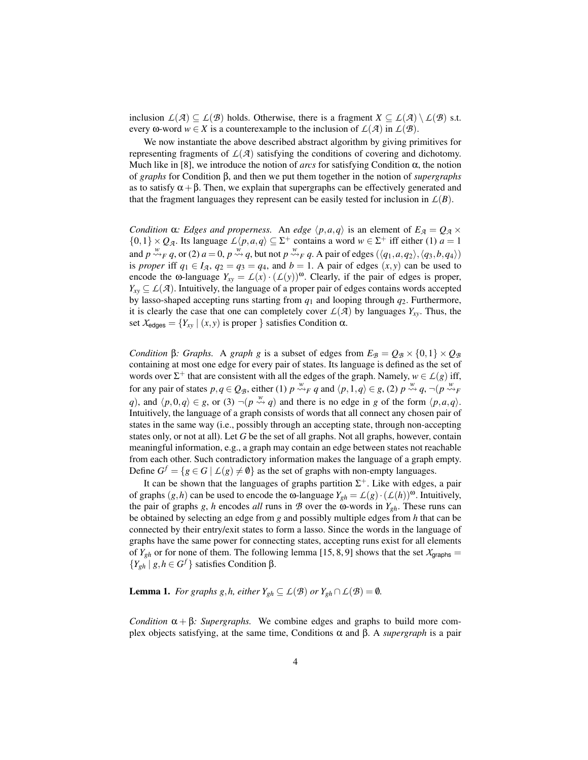inclusion $\mathcal{L}(\mathcal{A}) \subseteq \mathcal{L}(\mathcal{B})$ holds. Otherwise, there is a fragment $X \subseteq \mathcal{L}(\mathcal{A}) \setminus \mathcal{L}(\mathcal{B})$ s.t. every ω-word $w \in X$ is a counterexample to the inclusion of $\mathcal{L}(\mathcal{A})$ in $\mathcal{L}(\mathcal{B})$.

We now instantiate the above described abstract algorithm by giving primitives for representing fragments of $\mathcal{L}(\mathcal{A})$ satisfying the conditions of covering and dichotomy. Much like in [8], we introduce the notion of *arcs* for satisfying Condition α, the notion of *graphs* for Condition β, and then we put them together in the notion of *supergraphs* as to satisfy $\alpha + \beta$. Then, we explain that supergraphs can be effectively generated and that the fragment languages they represent can be easily tested for inclusion in $\mathcal{L}(B)$.

*Condition α: Edges and properness.* An *edge* $\langle p, a, q\rangle$ is an element of $E_{\mathcal{A}} = Q_{\mathcal{A}} \times \{0,1\} \times Q_{\mathcal{A}}$. Its language $\mathcal{L}\langle p,a,q\rangle \subseteq \Sigma^+$ contains a word $w \in \Sigma^+$ iff either (1) $a = 1$ and $p \overset{w}{\rightsquigarrow}_F q$, or (2) $a = 0$, $p \overset{w}{\rightsquigarrow} q$, but not $p \overset{w}{\rightsquigarrow}_F q$. A pair of edges $(\langle q_1, a, q_2\rangle, \langle q_3, b, q_4\rangle)$ is *proper* iff $q_1 \in I_{\mathcal{A}}$, $q_2 = q_3 = q_4$, and $b = 1$. A pair of edges $(x, y)$ can be used to encode the ω-language $Y_{xy} = \mathcal{L}(x) \cdot (\mathcal{L}(y))^\omega$. Clearly, if the pair of edges is proper, $Y_{xy} \subseteq \mathcal{L}(\mathcal{A})$. Intuitively, the language of a proper pair of edges contains words accepted by lasso-shaped accepting runs starting from $q_1$ and looping through $q_2$. Furthermore, it is clearly the case that one can completely cover $\mathcal{L}(\mathcal{A})$ by languages $Y_{xy}$. Thus, the set $\mathcal{X}_{\mathsf{edges}} = \{Y_{xy} \mid (x,y) \text{ is proper }\}$ satisfies Condition α.

*Condition β: Graphs.* A *graph* $g$ is a subset of edges from $E_{\mathcal{B}} = Q_{\mathcal{B}} \times \{0,1\} \times Q_{\mathcal{B}}$ containing at most one edge for every pair of states. Its language is defined as the set of words over $\Sigma^+$ that are consistent with all the edges of the graph. Namely, $w \in \mathcal{L}(g)$ iff, for any pair of states $p, q \in Q_{\mathcal{B}}$, either (1) $p \overset{w}{\rightsquigarrow}_F q$ and $\langle p,1,q\rangle \in g$, (2) $p \overset{w}{\rightsquigarrow} q$, $\neg(p \overset{w}{\rightsquigarrow}_F q)$, and $\langle p,0,q\rangle \in g$, or (3) $\neg(p \overset{w}{\rightsquigarrow} q)$ and there is no edge in $g$ of the form $\langle p,a,q\rangle$. Intuitively, the language of a graph consists of words that all connect any chosen pair of states in the same way (i.e., possibly through an accepting state, through non-accepting states only, or not at all). Let $G$ be the set of all graphs. Not all graphs, however, contain meaningful information, e.g., a graph may contain an edge between states not reachable from each other. Such contradictory information makes the language of a graph empty. Define $G^f = \{g \in G \mid \mathcal{L}(g) \neq \emptyset\}$ as the set of graphs with non-empty languages.

It can be shown that the languages of graphs partition $\Sigma^+$. Like with edges, a pair of graphs $(g,h)$ can be used to encode the ω-language $Y_{gh} = \mathcal{L}(g) \cdot (\mathcal{L}(h))^\omega$. Intuitively, the pair of graphs $g$, $h$ encodes *all* runs in $\mathcal{B}$ over the ω-words in $Y_{gh}$. These runs can be obtained by selecting an edge from $g$ and possibly multiple edges from $h$ that can be connected by their entry/exit states to form a lasso. Since the words in the language of graphs have the same power for connecting states, accepting runs exist for all elements of $Y_{gh}$ or for none of them. The following lemma [15, 8, 9] shows that the set $\mathcal{X}_{\mathsf{graphs}} = \{Y_{gh} \mid g, h \in G^f\}$ satisfies Condition β.

**Lemma 1.** *For graphs $g,h$, either $Y_{gh} \subseteq \mathcal{L}(\mathcal{B})$ or $Y_{gh} \cap \mathcal{L}(\mathcal{B}) = \emptyset$.*

*Condition α + β: Supergraphs.* We combine edges and graphs to build more complex objects satisfying, at the same time, Conditions α and β. A *supergraph* is a pair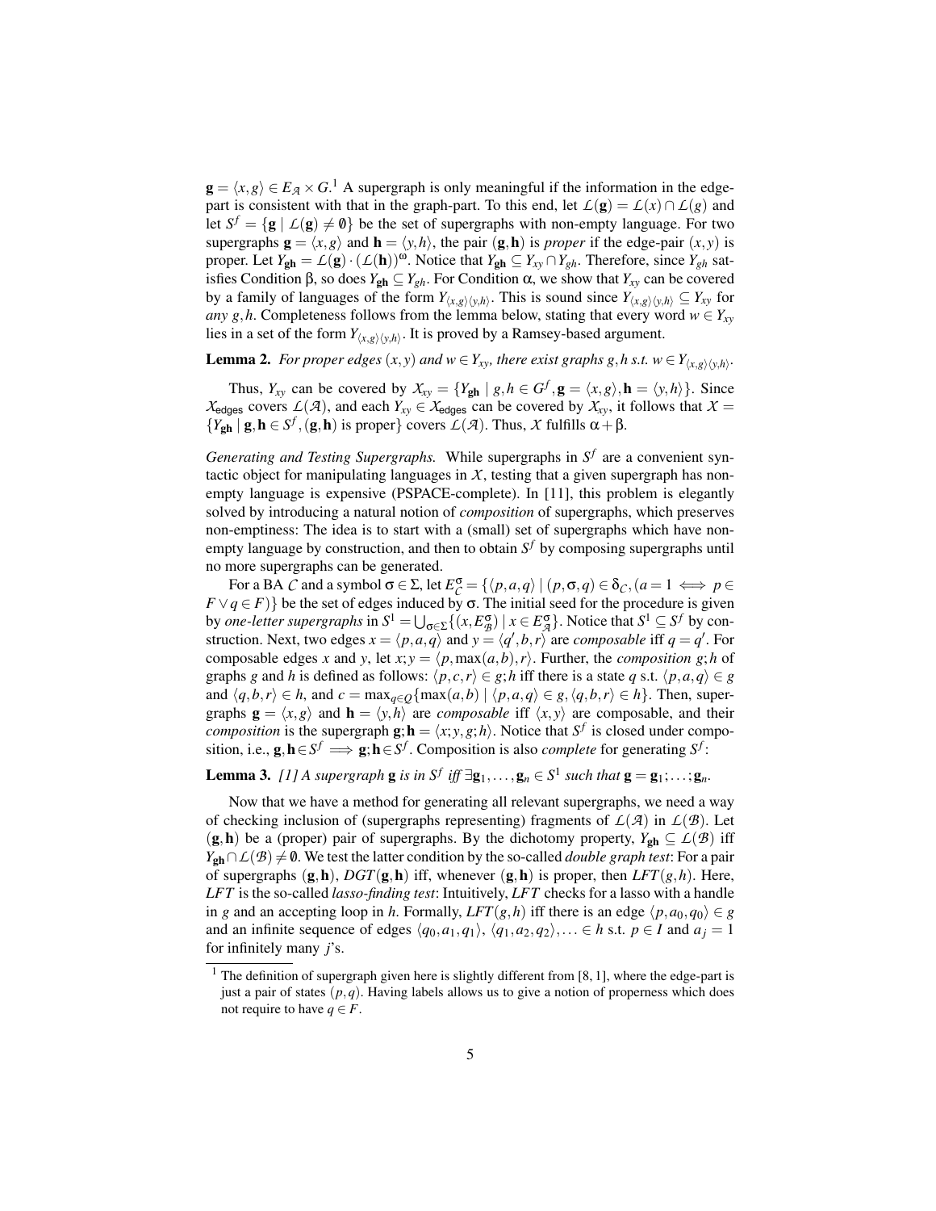$\mathbf{g} = \langle x, g\rangle \in E_{\mathcal{A}} \times G$.[1] A supergraph is only meaningful if the information in the edge-part is consistent with that in the graph-part. To this end, let $\mathcal{L}(\mathbf{g}) = \mathcal{L}(x) \cap \mathcal{L}(g)$ and let $S^f = \{\mathbf{g} \mid \mathcal{L}(\mathbf{g}) \neq \emptyset\}$ be the set of supergraphs with non-empty language. For two supergraphs $\mathbf{g} = \langle x, g\rangle$ and $\mathbf{h} = \langle y, h\rangle$, the pair $(\mathbf{g}, \mathbf{h})$ is *proper* if the edge-pair $(x, y)$ is proper. Let $Y_{\mathbf{gh}} = \mathcal{L}(\mathbf{g}) \cdot (\mathcal{L}(\mathbf{h}))^\omega$. Notice that $Y_{\mathbf{gh}} \subseteq Y_{xy} \cap Y_{gh}$. Therefore, since $Y_{gh}$ satisfies Condition β, so does $Y_{\mathbf{gh}} \subseteq Y_{gh}$. For Condition α, we show that $Y_{xy}$ can be covered by a family of languages of the form $Y_{\langle x,g\rangle\langle y,h\rangle}$. This is sound since $Y_{\langle x,g\rangle\langle y,h\rangle} \subseteq Y_{xy}$ for *any* $g, h$. Completeness follows from the lemma below, stating that every word $w \in Y_{xy}$ lies in a set of the form $Y_{\langle x,g\rangle\langle y,h\rangle}$. It is proved by a Ramsey-based argument.

**Lemma 2.** *For proper edges $(x, y)$ and $w \in Y_{xy}$, there exist graphs $g, h$ s.t. $w \in Y_{\langle x,g\rangle\langle y,h\rangle}$.*

Thus, $Y_{xy}$ can be covered by $\mathcal{X}_{xy} = \{Y_{\mathbf{gh}} \mid g, h \in G^f, \mathbf{g} = \langle x, g\rangle, \mathbf{h} = \langle y, h\rangle\}$. Since $\mathcal{X}_{\mathsf{edges}}$ covers $\mathcal{L}(\mathcal{A})$, and each $Y_{xy} \in \mathcal{X}_{\mathsf{edges}}$ can be covered by $\mathcal{X}_{xy}$, it follows that $\mathcal{X} = \{Y_{\mathbf{gh}} \mid \mathbf{g}, \mathbf{h} \in S^f, (\mathbf{g}, \mathbf{h}) \text{ is proper}\}$ covers $\mathcal{L}(\mathcal{A})$. Thus, $\mathcal{X}$ fulfills $\alpha + \beta$.

*Generating and Testing Supergraphs.* While supergraphs in $S^f$ are a convenient syntactic object for manipulating languages in $\mathcal{X}$, testing that a given supergraph has non-empty language is expensive (PSPACE-complete). In [11], this problem is elegantly solved by introducing a natural notion of *composition* of supergraphs, which preserves non-emptiness: The idea is to start with a (small) set of supergraphs which have non-empty language by construction, and then to obtain $S^f$ by composing supergraphs until no more supergraphs can be generated.

For a BA $\mathcal{C}$ and a symbol $\sigma \in \Sigma$, let $E^\sigma_{\mathcal{C}} = \{\langle p, a, q\rangle \mid (p, \sigma, q) \in \delta_{\mathcal{C}}, (a = 1 \iff p \in F \vee q \in F)\}$ be the set of edges induced by $\sigma$. The initial seed for the procedure is given by *one-letter supergraphs* in $S^1 = \bigcup_{\sigma\in\Sigma}\{(x, E^\sigma_{\mathcal{B}}) \mid x \in E^\sigma_{\mathcal{A}}\}$. Notice that $S^1 \subseteq S^f$ by construction. Next, two edges $x = \langle p, a, q\rangle$ and $y = \langle q', b, r\rangle$ are *composable* iff $q = q'$. For composable edges $x$ and $y$, let $x; y = \langle p, \max(a, b), r\rangle$. Further, the *composition* $g; h$ of graphs $g$ and $h$ is defined as follows: $\langle p, c, r\rangle \in g; h$ iff there is a state $q$ s.t. $\langle p, a, q\rangle \in g$ and $\langle q, b, r\rangle \in h$, and $c = \max_{q\in Q}\{\max(a, b) \mid \langle p, a, q\rangle \in g, \langle q, b, r\rangle \in h\}$. Then, supergraphs $\mathbf{g} = \langle x, g\rangle$ and $\mathbf{h} = \langle y, h\rangle$ are *composable* iff $\langle x, y\rangle$ are composable, and their *composition* is the supergraph $\mathbf{g}; \mathbf{h} = \langle x; y, g; h\rangle$. Notice that $S^f$ is closed under composition, i.e., $\mathbf{g}, \mathbf{h} \in S^f \implies \mathbf{g}; \mathbf{h} \in S^f$. Composition is also *complete* for generating $S^f$:

**Lemma 3.** *[1] A supergraph $\mathbf{g}$ is in $S^f$ iff $\exists \mathbf{g}_1, \ldots, \mathbf{g}_n \in S^1$ such that $\mathbf{g} = \mathbf{g}_1; \ldots; \mathbf{g}_n$.*

Now that we have a method for generating all relevant supergraphs, we need a way of checking inclusion of (supergraphs representing) fragments of $\mathcal{L}(\mathcal{A})$ in $\mathcal{L}(\mathcal{B})$. Let $(\mathbf{g}, \mathbf{h})$ be a (proper) pair of supergraphs. By the dichotomy property, $Y_{\mathbf{gh}} \subseteq \mathcal{L}(\mathcal{B})$ iff $Y_{\mathbf{gh}} \cap \mathcal{L}(\mathcal{B}) \neq \emptyset$. We test the latter condition by the so-called *double graph test*: For a pair of supergraphs $(\mathbf{g}, \mathbf{h})$, $DGT(\mathbf{g}, \mathbf{h})$ iff, whenever $(\mathbf{g}, \mathbf{h})$ is proper, then $LFT(g, h)$. Here, $LFT$ is the so-called *lasso-finding test*: Intuitively, $LFT$ checks for a lasso with a handle in $g$ and an accepting loop in $h$. Formally, $LFT(g, h)$ iff there is an edge $\langle p, a_0, q_0\rangle \in g$ and an infinite sequence of edges $\langle q_0, a_1, q_1\rangle, \langle q_1, a_2, q_2\rangle, \ldots \in h$ s.t. $p \in I$ and $a_j = 1$ for infinitely many $j$'s.

[1] The definition of supergraph given here is slightly different from [8, 1], where the edge-part is just a pair of states $(p, q)$. Having labels allows us to give a notion of properness which does not require to have $q \in F$.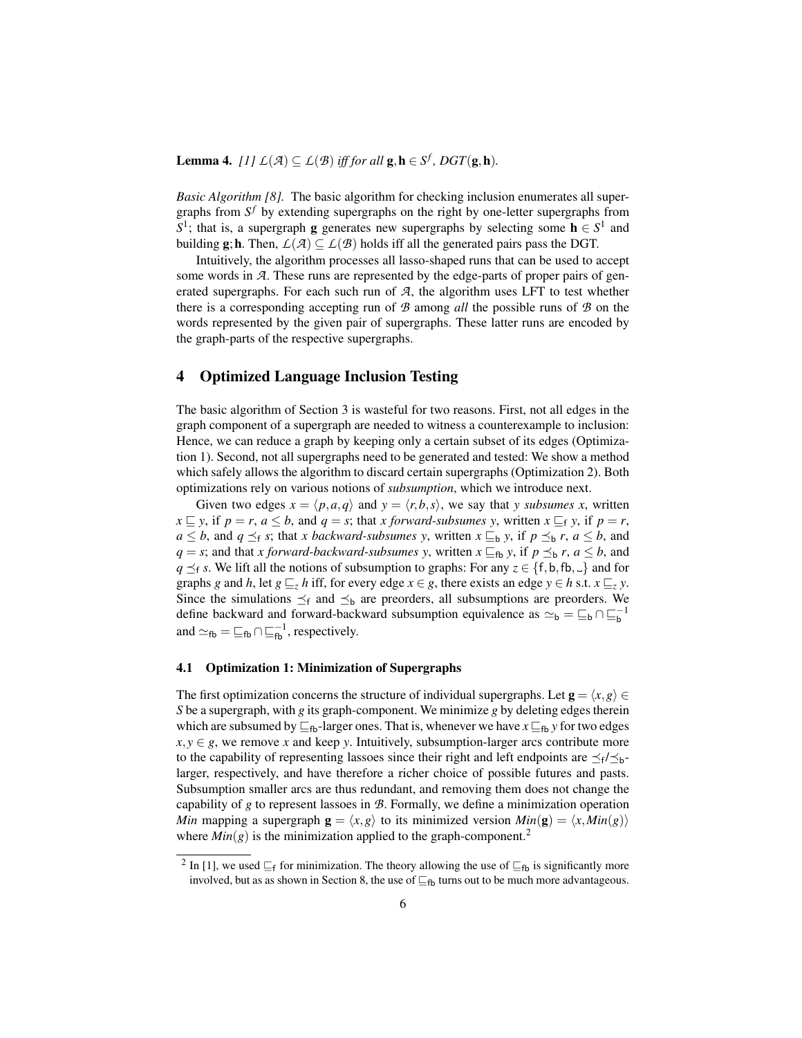**Lemma 4.** *[1]* $\mathcal{L}(\mathcal{A}) \subseteq \mathcal{L}(\mathcal{B})$ *iff for all* $\mathbf{g}, \mathbf{h} \in S^f$*, DGT*$(\mathbf{g}, \mathbf{h})$*.*

*Basic Algorithm [8].* The basic algorithm for checking inclusion enumerates all supergraphs from $S^f$ by extending supergraphs on the right by one-letter supergraphs from $S^1$; that is, a supergraph $\mathbf{g}$ generates new supergraphs by selecting some $\mathbf{h} \in S^1$ and building $\mathbf{g};\mathbf{h}$. Then, $\mathcal{L}(\mathcal{A}) \subseteq \mathcal{L}(\mathcal{B})$ holds iff all the generated pairs pass the DGT.

Intuitively, the algorithm processes all lasso-shaped runs that can be used to accept some words in $\mathcal{A}$. These runs are represented by the edge-parts of proper pairs of generated supergraphs. For each such run of $\mathcal{A}$, the algorithm uses LFT to test whether there is a corresponding accepting run of $\mathcal{B}$ among *all* the possible runs of $\mathcal{B}$ on the words represented by the given pair of supergraphs. These latter runs are encoded by the graph-parts of the respective supergraphs.

## 4 Optimized Language Inclusion Testing

The basic algorithm of Section 3 is wasteful for two reasons. First, not all edges in the graph component of a supergraph are needed to witness a counterexample to inclusion: Hence, we can reduce a graph by keeping only a certain subset of its edges (Optimization 1). Second, not all supergraphs need to be generated and tested: We show a method which safely allows the algorithm to discard certain supergraphs (Optimization 2). Both optimizations rely on various notions of *subsumption*, which we introduce next.

Given two edges $x = \langle p, a, q \rangle$ and $y = \langle r, b, s \rangle$, we say that *y subsumes x*, written $x \sqsubseteq y$, if $p = r$, $a \leq b$, and $q = s$; that *x forward-subsumes y*, written $x \sqsubseteq_{\mathsf{f}} y$, if $p = r$, $a \leq b$, and $q \preceq_{\mathsf{f}} s$; that *x backward-subsumes y*, written $x \sqsubseteq_{\mathsf{b}} y$, if $p \preceq_{\mathsf{b}} r$, $a \leq b$, and $q = s$; and that *x forward-backward-subsumes y*, written $x \sqsubseteq_{\mathsf{fb}} y$, if $p \preceq_{\mathsf{b}} r$, $a \leq b$, and $q \preceq_{\mathsf{f}} s$. We lift all the notions of subsumption to graphs: For any $z \in \{\mathsf{f}, \mathsf{b}, \mathsf{fb}, \_\}$ and for graphs $g$ and $h$, let $g \sqsubseteq_z h$ iff, for every edge $x \in g$, there exists an edge $y \in h$ s.t. $x \sqsubseteq_z y$. Since the simulations $\preceq_{\mathsf{f}}$ and $\preceq_{\mathsf{b}}$ are preorders, all subsumptions are preorders. We define backward and forward-backward subsumption equivalence as $\simeq_{\mathsf{b}} = \sqsubseteq_{\mathsf{b}} \cap \sqsubseteq_{\mathsf{b}}^{-1}$ and $\simeq_{\mathsf{fb}} = \sqsubseteq_{\mathsf{fb}} \cap \sqsubseteq_{\mathsf{fb}}^{-1}$, respectively.

### 4.1 Optimization 1: Minimization of Supergraphs

The first optimization concerns the structure of individual supergraphs. Let $\mathbf{g} = \langle x, g \rangle \in S$ be a supergraph, with $g$ its graph-component. We minimize $g$ by deleting edges therein which are subsumed by $\sqsubseteq_{\mathsf{fb}}$-larger ones. That is, whenever we have $x \sqsubseteq_{\mathsf{fb}} y$ for two edges $x, y \in g$, we remove $x$ and keep $y$. Intuitively, subsumption-larger arcs contribute more to the capability of representing lassoes since their right and left endpoints are $\preceq_{\mathsf{f}}/\preceq_{\mathsf{b}}$-larger, respectively, and have therefore a richer choice of possible futures and pasts. Subsumption smaller arcs are thus redundant, and removing them does not change the capability of $g$ to represent lassoes in $\mathcal{B}$. Formally, we define a minimization operation *Min* mapping a supergraph $\mathbf{g} = \langle x, g \rangle$ to its minimized version $Min(\mathbf{g}) = \langle x, Min(g) \rangle$ where $Min(g)$ is the minimization applied to the graph-component.[2]

[2] In [1], we used $\sqsubseteq_{\mathsf{f}}$ for minimization. The theory allowing the use of $\sqsubseteq_{\mathsf{fb}}$ is significantly more involved, but as as shown in Section 8, the use of $\sqsubseteq_{\mathsf{fb}}$ turns out to be much more advantageous.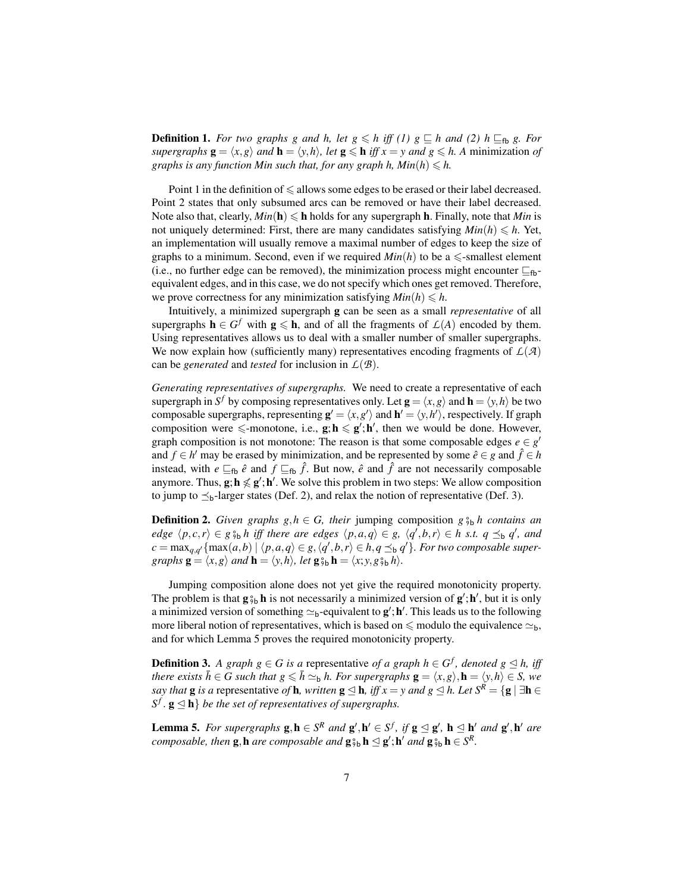**Definition 1.** *For two graphs $g$ and $h$, let $g \leqslant h$ iff (1) $g \sqsubseteq h$ and (2) $h \sqsubseteq_{\mathsf{fb}} g$. For supergraphs $\mathbf{g} = \langle x, g \rangle$ and $\mathbf{h} = \langle y, h \rangle$, let $\mathbf{g} \leqslant \mathbf{h}$ iff $x = y$ and $g \leqslant h$. A* minimization *of graphs is any function Min such that, for any graph $h$, $Min(h) \leqslant h$.*

Point 1 in the definition of $\leqslant$ allows some edges to be erased or their label decreased. Point 2 states that only subsumed arcs can be removed or have their label decreased. Note also that, clearly, $Min(\mathbf{h}) \leqslant \mathbf{h}$ holds for any supergraph $\mathbf{h}$. Finally, note that $Min$ is not uniquely determined: First, there are many candidates satisfying $Min(h) \leqslant h$. Yet, an implementation will usually remove a maximal number of edges to keep the size of graphs to a minimum. Second, even if we required $Min(h)$ to be a $\leqslant$-smallest element (i.e., no further edge can be removed), the minimization process might encounter $\sqsubseteq_{\mathsf{fb}}$-equivalent edges, and in this case, we do not specify which ones get removed. Therefore, we prove correctness for any minimization satisfying $Min(h) \leqslant h$.

Intuitively, a minimized supergraph $\mathbf{g}$ can be seen as a small *representative* of all supergraphs $\mathbf{h} \in G^f$ with $\mathbf{g} \leqslant \mathbf{h}$, and of all the fragments of $\mathcal{L}(A)$ encoded by them. Using representatives allows us to deal with a smaller number of smaller supergraphs. We now explain how (sufficiently many) representatives encoding fragments of $\mathcal{L}(\mathcal{A})$ can be *generated* and *tested* for inclusion in $\mathcal{L}(\mathcal{B})$.

*Generating representatives of supergraphs.* We need to create a representative of each supergraph in $S^f$ by composing representatives only. Let $\mathbf{g} = \langle x, g \rangle$ and $\mathbf{h} = \langle y, h \rangle$ be two composable supergraphs, representing $\mathbf{g}' = \langle x, g' \rangle$ and $\mathbf{h}' = \langle y, h' \rangle$, respectively. If graph composition were $\leqslant$-monotone, i.e., $\mathbf{g}; \mathbf{h} \leqslant \mathbf{g}'; \mathbf{h}'$, then we would be done. However, graph composition is not monotone: The reason is that some composable edges $e \in g'$ and $f \in h'$ may be erased by minimization, and be represented by some $\hat{e} \in g$ and $\hat{f} \in h$ instead, with $e \sqsubseteq_{\mathsf{fb}} \hat{e}$ and $f \sqsubseteq_{\mathsf{fb}} \hat{f}$. But now, $\hat{e}$ and $\hat{f}$ are not necessarily composable anymore. Thus, $\mathbf{g}; \mathbf{h} \not\leqslant \mathbf{g}'; \mathbf{h}'$. We solve this problem in two steps: We allow composition to jump to $\preceq_{\mathsf{b}}$-larger states (Def. 2), and relax the notion of representative (Def. 3).

**Definition 2.** *Given graphs $g, h \in G$, their* jumping composition $g \,{}_{9}^{\circ}{}_{\mathsf{b}}\, h$ *contains an edge $\langle p, c, r \rangle \in g \,{}_{9}^{\circ}{}_{\mathsf{b}}\, h$ iff there are edges $\langle p, a, q \rangle \in g$, $\langle q', b, r \rangle \in h$ s.t. $q \preceq_{\mathsf{b}} q'$, and $c = \max_{q,q'} \{ \max(a, b) \mid \langle p, a, q \rangle \in g, \langle q', b, r \rangle \in h, q \preceq_{\mathsf{b}} q' \}$. For two composable supergraphs $\mathbf{g} = \langle x, g \rangle$ and $\mathbf{h} = \langle y, h \rangle$, let $\mathbf{g} \,{}_{9}^{\circ}{}_{\mathsf{b}}\, \mathbf{h} = \langle x; y, g \,{}_{9}^{\circ}{}_{\mathsf{b}}\, h \rangle$.*

Jumping composition alone does not yet give the required monotonicity property. The problem is that $\mathbf{g} \,{}_{9}^{\circ}{}_{\mathsf{b}}\, \mathbf{h}$ is not necessarily a minimized version of $\mathbf{g}'; \mathbf{h}'$, but it is only a minimized version of something $\simeq_{\mathsf{b}}$-equivalent to $\mathbf{g}'; \mathbf{h}'$. This leads us to the following more liberal notion of representatives, which is based on $\leqslant$ modulo the equivalence $\simeq_{\mathsf{b}}$, and for which Lemma 5 proves the required monotonicity property.

**Definition 3.** *A graph $g \in G$ is a* representative *of a graph $h \in G^f$, denoted $g \trianglelefteq h$, iff there exists $\bar{h} \in G$ such that $g \leqslant \bar{h} \simeq_{\mathsf{b}} h$. For supergraphs $\mathbf{g} = \langle x, g \rangle, \mathbf{h} = \langle y, h \rangle \in S$, we say that $\mathbf{g}$ is a* representative *of $\mathbf{h}$, written $\mathbf{g} \trianglelefteq \mathbf{h}$, iff $x = y$ and $g \trianglelefteq h$. Let $S^R = \{ \mathbf{g} \mid \exists \mathbf{h} \in S^f.\ \mathbf{g} \trianglelefteq \mathbf{h} \}$ be the set of representatives of supergraphs.*

**Lemma 5.** *For supergraphs $\mathbf{g}, \mathbf{h} \in S^R$ and $\mathbf{g}', \mathbf{h}' \in S^f$, if $\mathbf{g} \trianglelefteq \mathbf{g}'$, $\mathbf{h} \trianglelefteq \mathbf{h}'$ and $\mathbf{g}', \mathbf{h}'$ are composable, then $\mathbf{g}, \mathbf{h}$ are composable and $\mathbf{g} \,{}_{9}^{\circ}{}_{\mathsf{b}}\, \mathbf{h} \trianglelefteq \mathbf{g}'; \mathbf{h}'$ and $\mathbf{g} \,{}_{9}^{\circ}{}_{\mathsf{b}}\, \mathbf{h} \in S^R$.*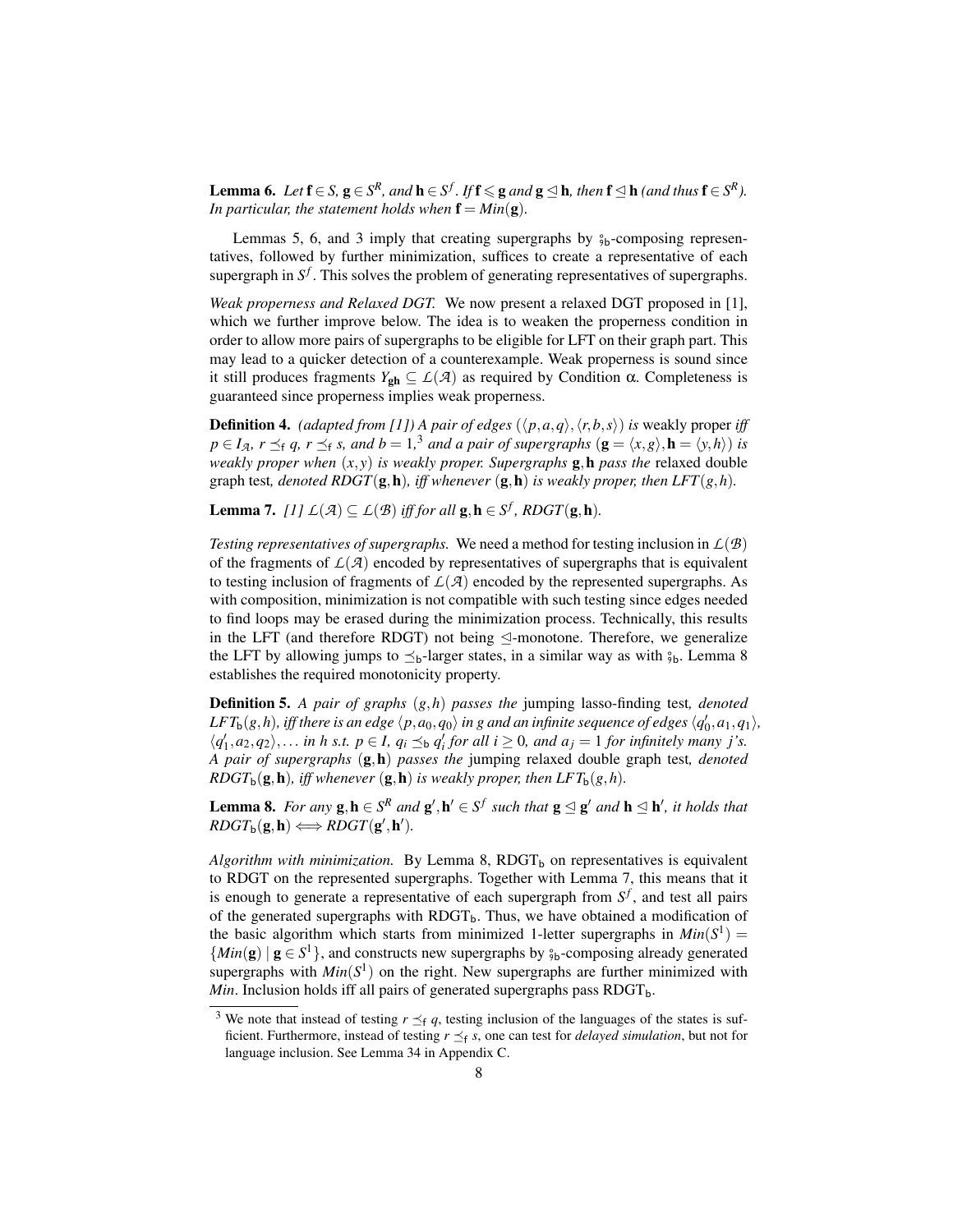**Lemma 6.** *Let $\mathbf{f} \in S$, $\mathbf{g} \in S^R$, and $\mathbf{h} \in S^f$. If $\mathbf{f} \leqslant \mathbf{g}$ and $\mathbf{g} \trianglelefteq \mathbf{h}$, then $\mathbf{f} \trianglelefteq \mathbf{h}$ (and thus $\mathbf{f} \in S^R$). In particular, the statement holds when $\mathbf{f} = Min(\mathbf{g})$.*

Lemmas 5, 6, and 3 imply that creating supergraphs by $\fatsemi_{\mathsf{b}}$-composing representatives, followed by further minimization, suffices to create a representative of each supergraph in $S^f$. This solves the problem of generating representatives of supergraphs.

*Weak properness and Relaxed DGT.* We now present a relaxed DGT proposed in [1], which we further improve below. The idea is to weaken the properness condition in order to allow more pairs of supergraphs to be eligible for LFT on their graph part. This may lead to a quicker detection of a counterexample. Weak properness is sound since it still produces fragments $Y_{\mathbf{gh}} \subseteq \mathcal{L}(\mathcal{A})$ as required by Condition α. Completeness is guaranteed since properness implies weak properness.

**Definition 4.** *(adapted from [1]) A pair of edges $(\langle p,a,q\rangle, \langle r,b,s\rangle)$ is* weakly proper *iff $p \in I_{\mathcal{A}}$, $r \preceq_{\mathsf{f}} q$, $r \preceq_{\mathsf{f}} s$, and $b = 1$,*[3] *and a pair of supergraphs $(\mathbf{g} = \langle x,g\rangle, \mathbf{h} = \langle y,h\rangle)$ is weakly proper when $(x,y)$ is weakly proper. Supergraphs $\mathbf{g},\mathbf{h}$ pass the* relaxed double graph test*, denoted $RDGT(\mathbf{g},\mathbf{h})$, iff whenever $(\mathbf{g},\mathbf{h})$ is weakly proper, then $LFT(g,h)$.*

**Lemma 7.** *[1] $\mathcal{L}(\mathcal{A}) \subseteq \mathcal{L}(\mathcal{B})$ iff for all $\mathbf{g},\mathbf{h} \in S^f$, $RDGT(\mathbf{g},\mathbf{h})$.*

*Testing representatives of supergraphs.* We need a method for testing inclusion in $\mathcal{L}(\mathcal{B})$ of the fragments of $\mathcal{L}(\mathcal{A})$ encoded by representatives of supergraphs that is equivalent to testing inclusion of fragments of $\mathcal{L}(\mathcal{A})$ encoded by the represented supergraphs. As with composition, minimization is not compatible with such testing since edges needed to find loops may be erased during the minimization process. Technically, this results in the LFT (and therefore RDGT) not being $\trianglelefteq$-monotone. Therefore, we generalize the LFT by allowing jumps to $\preceq_{\mathsf{b}}$-larger states, in a similar way as with $\fatsemi_{\mathsf{b}}$. Lemma 8 establishes the required monotonicity property.

**Definition 5.** *A pair of graphs $(g,h)$ passes the* jumping lasso-finding test*, denoted $LFT_{\mathsf{b}}(g,h)$, iff there is an edge $\langle p,a_0,q_0\rangle$ in $g$ and an infinite sequence of edges $\langle q_0',a_1,q_1\rangle$, $\langle q_1',a_2,q_2\rangle,\ldots$ in $h$ s.t. $p \in I$, $q_i \preceq_{\mathsf{b}} q_i'$ for all $i \geq 0$, and $a_j = 1$ for infinitely many $j$'s. A pair of supergraphs $(\mathbf{g},\mathbf{h})$ passes the* jumping relaxed double graph test*, denoted $RDGT_{\mathsf{b}}(\mathbf{g},\mathbf{h})$, iff whenever $(\mathbf{g},\mathbf{h})$ is weakly proper, then $LFT_{\mathsf{b}}(g,h)$.*

**Lemma 8.** *For any $\mathbf{g},\mathbf{h} \in S^R$ and $\mathbf{g}',\mathbf{h}' \in S^f$ such that $\mathbf{g} \trianglelefteq \mathbf{g}'$ and $\mathbf{h} \trianglelefteq \mathbf{h}'$, it holds that $RDGT_{\mathsf{b}}(\mathbf{g},\mathbf{h}) \Longleftrightarrow RDGT(\mathbf{g}',\mathbf{h}')$.*

*Algorithm with minimization.* By Lemma 8, $\mathrm{RDGT}_{\mathsf{b}}$ on representatives is equivalent to RDGT on the represented supergraphs. Together with Lemma 7, this means that it is enough to generate a representative of each supergraph from $S^f$, and test all pairs of the generated supergraphs with $\mathrm{RDGT}_{\mathsf{b}}$. Thus, we have obtained a modification of the basic algorithm which starts from minimized 1-letter supergraphs in $Min(S^1) = \{Min(\mathbf{g}) \mid \mathbf{g} \in S^1\}$, and constructs new supergraphs by $\fatsemi_{\mathsf{b}}$-composing already generated supergraphs with $Min(S^1)$ on the right. New supergraphs are further minimized with $Min$. Inclusion holds iff all pairs of generated supergraphs pass $\mathrm{RDGT}_{\mathsf{b}}$.

---

[3] We note that instead of testing $r \preceq_{\mathsf{f}} q$, testing inclusion of the languages of the states is sufficient. Furthermore, instead of testing $r \preceq_{\mathsf{f}} s$, one can test for *delayed simulation*, but not for language inclusion. See Lemma 34 in Appendix C.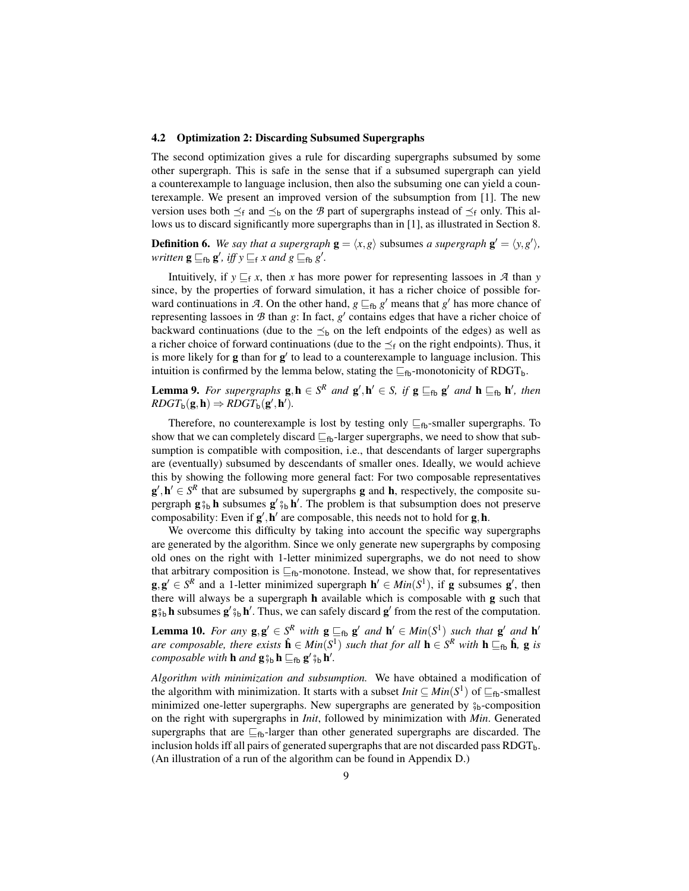### 4.2 Optimization 2: Discarding Subsumed Supergraphs

The second optimization gives a rule for discarding supergraphs subsumed by some other supergraph. This is safe in the sense that if a subsumed supergraph can yield a counterexample to language inclusion, then also the subsuming one can yield a counterexample. We present an improved version of the subsumption from [1]. The new version uses both $\preceq_{\mathsf{f}}$ and $\preceq_{\mathsf{b}}$ on the $\mathcal{B}$ part of supergraphs instead of $\preceq_{\mathsf{f}}$ only. This allows us to discard significantly more supergraphs than in [1], as illustrated in Section 8.

**Definition 6.** *We say that a supergraph $\mathbf{g} = \langle x, g \rangle$ subsumes a supergraph $\mathbf{g}' = \langle y, g' \rangle$, written $\mathbf{g} \sqsubseteq_{\mathsf{fb}} \mathbf{g}'$, iff $y \sqsubseteq_{\mathsf{f}} x$ and $g \sqsubseteq_{\mathsf{fb}} g'$.*

Intuitively, if $y \sqsubseteq_{\mathsf{f}} x$, then $x$ has more power for representing lassoes in $\mathcal{A}$ than $y$ since, by the properties of forward simulation, it has a richer choice of possible forward continuations in $\mathcal{A}$. On the other hand, $g \sqsubseteq_{\mathsf{fb}} g'$ means that $g'$ has more chance of representing lassoes in $\mathcal{B}$ than $g$: In fact, $g'$ contains edges that have a richer choice of backward continuations (due to the $\preceq_{\mathsf{b}}$ on the left endpoints of the edges) as well as a richer choice of forward continuations (due to the $\preceq_{\mathsf{f}}$ on the right endpoints). Thus, it is more likely for $\mathbf{g}$ than for $\mathbf{g}'$ to lead to a counterexample to language inclusion. This intuition is confirmed by the lemma below, stating the $\sqsubseteq_{\mathsf{fb}}$-monotonicity of $\mathrm{RDGT}_{\mathsf{b}}$.

**Lemma 9.** *For supergraphs $\mathbf{g}, \mathbf{h} \in S^R$ and $\mathbf{g}', \mathbf{h}' \in S$, if $\mathbf{g} \sqsubseteq_{\mathsf{fb}} \mathbf{g}'$ and $\mathbf{h} \sqsubseteq_{\mathsf{fb}} \mathbf{h}'$, then $RDGT_{\mathsf{b}}(\mathbf{g}, \mathbf{h}) \Rightarrow RDGT_{\mathsf{b}}(\mathbf{g}', \mathbf{h}')$.*

Therefore, no counterexample is lost by testing only $\sqsubseteq_{\mathsf{fb}}$-smaller supergraphs. To show that we can completely discard $\sqsubseteq_{\mathsf{fb}}$-larger supergraphs, we need to show that subsumption is compatible with composition, i.e., that descendants of larger supergraphs are (eventually) subsumed by descendants of smaller ones. Ideally, we would achieve this by showing the following more general fact: For two composable representatives $\mathbf{g}', \mathbf{h}' \in S^R$ that are subsumed by supergraphs $\mathbf{g}$ and $\mathbf{h}$, respectively, the composite supergraph $\mathbf{g} \fatsemi_{\mathsf{b}} \mathbf{h}$ subsumes $\mathbf{g}' \fatsemi_{\mathsf{b}} \mathbf{h}'$. The problem is that subsumption does not preserve composability: Even if $\mathbf{g}', \mathbf{h}'$ are composable, this needs not to hold for $\mathbf{g}, \mathbf{h}$.

We overcome this difficulty by taking into account the specific way supergraphs are generated by the algorithm. Since we only generate new supergraphs by composing old ones on the right with 1-letter minimized supergraphs, we do not need to show that arbitrary composition is $\sqsubseteq_{\mathsf{fb}}$-monotone. Instead, we show that, for representatives $\mathbf{g}, \mathbf{g}' \in S^R$ and a 1-letter minimized supergraph $\mathbf{h}' \in Min(S^1)$, if $\mathbf{g}$ subsumes $\mathbf{g}'$, then there will always be a supergraph $\mathbf{h}$ available which is composable with $\mathbf{g}$ such that $\mathbf{g} \fatsemi_{\mathsf{b}} \mathbf{h}$ subsumes $\mathbf{g}' \fatsemi_{\mathsf{b}} \mathbf{h}'$. Thus, we can safely discard $\mathbf{g}'$ from the rest of the computation.

**Lemma 10.** *For any $\mathbf{g}, \mathbf{g}' \in S^R$ with $\mathbf{g} \sqsubseteq_{\mathsf{fb}} \mathbf{g}'$ and $\mathbf{h}' \in Min(S^1)$ such that $\mathbf{g}'$ and $\mathbf{h}'$ are composable, there exists $\hat{\mathbf{h}} \in Min(S^1)$ such that for all $\mathbf{h} \in S^R$ with $\mathbf{h} \sqsubseteq_{\mathsf{fb}} \hat{\mathbf{h}}$, $\mathbf{g}$ is composable with $\mathbf{h}$ and $\mathbf{g} \fatsemi_{\mathsf{b}} \mathbf{h} \sqsubseteq_{\mathsf{fb}} \mathbf{g}' \fatsemi_{\mathsf{b}} \mathbf{h}'$.*

*Algorithm with minimization and subsumption.* We have obtained a modification of the algorithm with minimization. It starts with a subset $Init \subseteq Min(S^1)$ of $\sqsubseteq_{\mathsf{fb}}$-smallest minimized one-letter supergraphs. New supergraphs are generated by $\fatsemi_{\mathsf{b}}$-composition on the right with supergraphs in *Init*, followed by minimization with *Min*. Generated supergraphs that are $\sqsubseteq_{\mathsf{fb}}$-larger than other generated supergraphs are discarded. The inclusion holds iff all pairs of generated supergraphs that are not discarded pass $\mathrm{RDGT}_{\mathsf{b}}$. (An illustration of a run of the algorithm can be found in Appendix D.)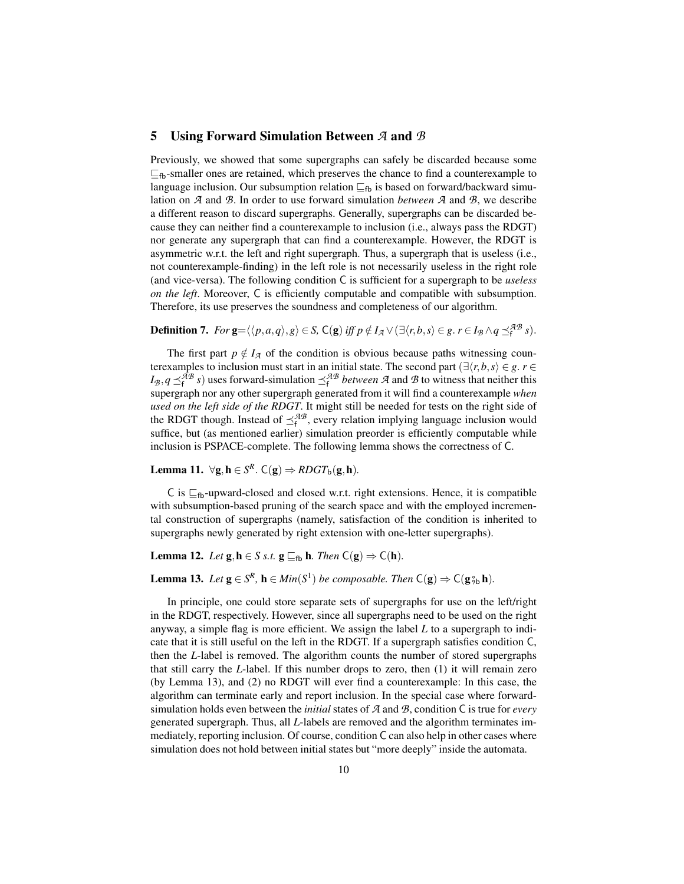## 5 Using Forward Simulation Between $\mathcal{A}$ and $\mathcal{B}$

Previously, we showed that some supergraphs can safely be discarded because some $\sqsubseteq_{\mathsf{fb}}$-smaller ones are retained, which preserves the chance to find a counterexample to language inclusion. Our subsumption relation $\sqsubseteq_{\mathsf{fb}}$ is based on forward/backward simulation on $\mathcal{A}$ and $\mathcal{B}$. In order to use forward simulation *between* $\mathcal{A}$ and $\mathcal{B}$, we describe a different reason to discard supergraphs. Generally, supergraphs can be discarded because they can neither find a counterexample to inclusion (i.e., always pass the RDGT) nor generate any supergraph that can find a counterexample. However, the RDGT is asymmetric w.r.t. the left and right supergraph. Thus, a supergraph that is useless (i.e., not counterexample-finding) in the left role is not necessarily useless in the right role (and vice-versa). The following condition $\mathsf{C}$ is sufficient for a supergraph to be *useless on the left*. Moreover, $\mathsf{C}$ is efficiently computable and compatible with subsumption. Therefore, its use preserves the soundness and completeness of our algorithm.

**Definition 7.** *For* $\mathbf{g}=\langle\langle p,a,q\rangle,g\rangle \in S$, $\mathsf{C}(\mathbf{g})$ *iff* $p \notin I_{\mathcal{A}} \vee (\exists\langle r,b,s\rangle \in g.\, r \in I_{\mathcal{B}} \wedge q \preceq_{\mathsf{f}}^{\mathcal{AB}} s)$.

The first part $p \notin I_{\mathcal{A}}$ of the condition is obvious because paths witnessing counterexamples to inclusion must start in an initial state. The second part $(\exists\langle r,b,s\rangle \in g.\, r \in I_{\mathcal{B}}, q \preceq_{\mathsf{f}}^{\mathcal{AB}} s)$ uses forward-simulation $\preceq_{\mathsf{f}}^{\mathcal{AB}}$ *between* $\mathcal{A}$ and $\mathcal{B}$ to witness that neither this supergraph nor any other supergraph generated from it will find a counterexample *when used on the left side of the RDGT*. It might still be needed for tests on the right side of the RDGT though. Instead of $\preceq_{\mathsf{f}}^{\mathcal{AB}}$, every relation implying language inclusion would suffice, but (as mentioned earlier) simulation preorder is efficiently computable while inclusion is PSPACE-complete. The following lemma shows the correctness of $\mathsf{C}$.

**Lemma 11.** $\forall \mathbf{g},\mathbf{h} \in S^R.\ \mathsf{C}(\mathbf{g}) \Rightarrow RDGT_{\mathsf{b}}(\mathbf{g},\mathbf{h})$.

$\mathsf{C}$ is $\sqsubseteq_{\mathsf{fb}}$-upward-closed and closed w.r.t. right extensions. Hence, it is compatible with subsumption-based pruning of the search space and with the employed incremental construction of supergraphs (namely, satisfaction of the condition is inherited to supergraphs newly generated by right extension with one-letter supergraphs).

**Lemma 12.** *Let* $\mathbf{g},\mathbf{h} \in S$ *s.t.* $\mathbf{g} \sqsubseteq_{\mathsf{fb}} \mathbf{h}$. *Then* $\mathsf{C}(\mathbf{g}) \Rightarrow \mathsf{C}(\mathbf{h})$.

**Lemma 13.** *Let* $\mathbf{g} \in S^R$, $\mathbf{h} \in Min(S^1)$ *be composable. Then* $\mathsf{C}(\mathbf{g}) \Rightarrow \mathsf{C}(\mathbf{g} \mathbin{;}_{\mathsf{b}} \mathbf{h})$.

In principle, one could store separate sets of supergraphs for use on the left/right in the RDGT, respectively. However, since all supergraphs need to be used on the right anyway, a simple flag is more efficient. We assign the label $L$ to a supergraph to indicate that it is still useful on the left in the RDGT. If a supergraph satisfies condition $\mathsf{C}$, then the $L$-label is removed. The algorithm counts the number of stored supergraphs that still carry the $L$-label. If this number drops to zero, then (1) it will remain zero (by Lemma 13), and (2) no RDGT will ever find a counterexample: In this case, the algorithm can terminate early and report inclusion. In the special case where forward-simulation holds even between the *initial* states of $\mathcal{A}$ and $\mathcal{B}$, condition $\mathsf{C}$ is true for *every* generated supergraph. Thus, all $L$-labels are removed and the algorithm terminates immediately, reporting inclusion. Of course, condition $\mathsf{C}$ can also help in other cases where simulation does not hold between initial states but "more deeply" inside the automata.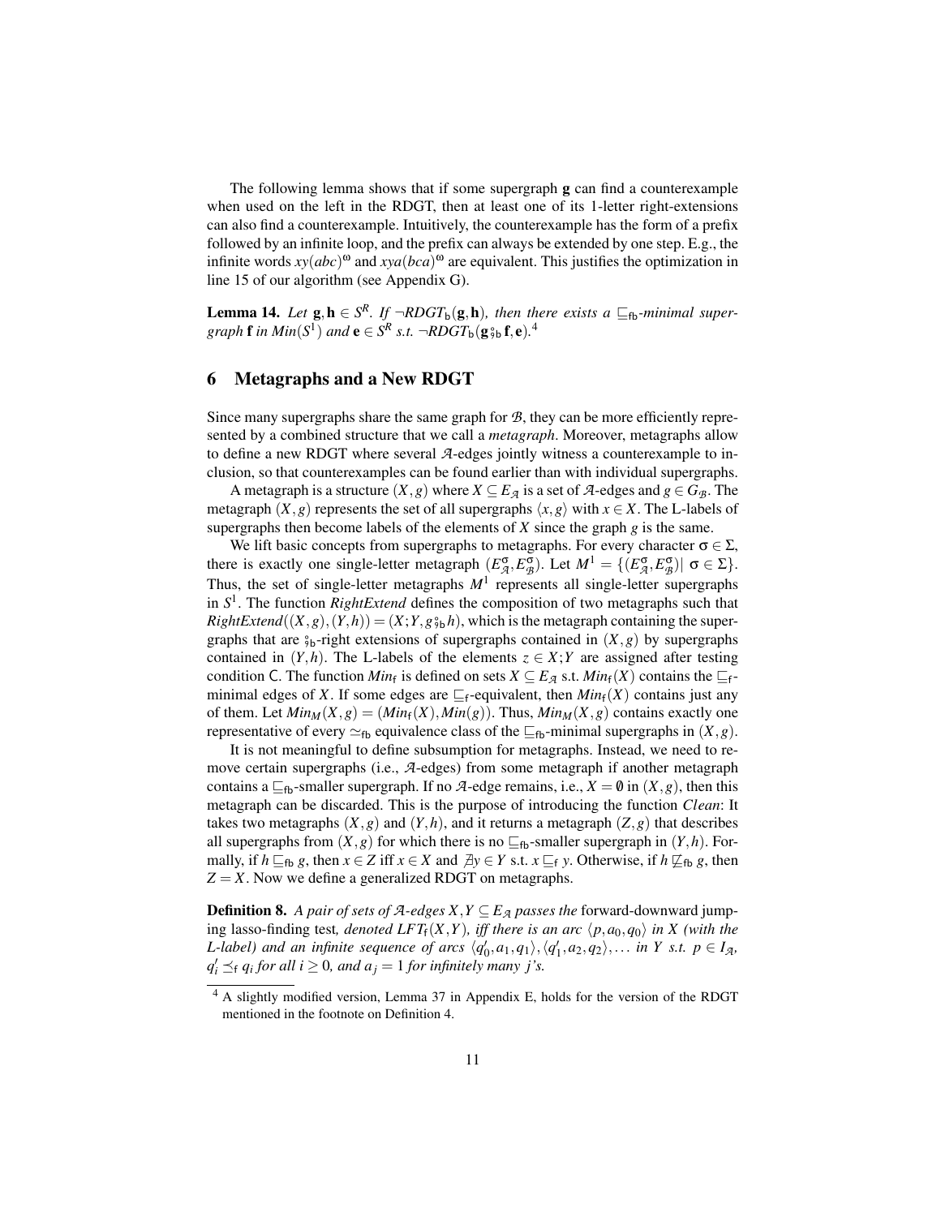The following lemma shows that if some supergraph **g** can find a counterexample when used on the left in the RDGT, then at least one of its 1-letter right-extensions can also find a counterexample. Intuitively, the counterexample has the form of a prefix followed by an infinite loop, and the prefix can always be extended by one step. E.g., the infinite words $xy(abc)^\omega$ and $xya(bca)^\omega$ are equivalent. This justifies the optimization in line 15 of our algorithm (see Appendix G).

**Lemma 14.** *Let* $\mathbf{g}, \mathbf{h} \in S^R$*. If* $\neg RDGT_{\mathsf{b}}(\mathbf{g}, \mathbf{h})$*, then there exists a* $\sqsubseteq_{\mathsf{fb}}$*-minimal supergraph* $\mathbf{f}$ *in* $Min(S^1)$ *and* $\mathbf{e} \in S^R$ *s.t.* $\neg RDGT_{\mathsf{b}}(\mathbf{g} \mathbin{\text{ş}_{\mathsf{b}}} \mathbf{f}, \mathbf{e})$.[4]

## 6 Metagraphs and a New RDGT

Since many supergraphs share the same graph for $\mathcal{B}$, they can be more efficiently represented by a combined structure that we call a *metagraph*. Moreover, metagraphs allow to define a new RDGT where several $\mathcal{A}$-edges jointly witness a counterexample to inclusion, so that counterexamples can be found earlier than with individual supergraphs.

A metagraph is a structure $(X, g)$ where $X \subseteq E_{\mathcal{A}}$ is a set of $\mathcal{A}$-edges and $g \in G_{\mathcal{B}}$. The metagraph $(X, g)$ represents the set of all supergraphs $\langle x, g \rangle$ with $x \in X$. The L-labels of supergraphs then become labels of the elements of $X$ since the graph $g$ is the same.

We lift basic concepts from supergraphs to metagraphs. For every character $\sigma \in \Sigma$, there is exactly one single-letter metagraph $(E^{\sigma}_{\mathcal{A}}, E^{\sigma}_{\mathcal{B}})$. Let $M^1 = \{(E^{\sigma}_{\mathcal{A}}, E^{\sigma}_{\mathcal{B}}) \mid \sigma \in \Sigma\}$. Thus, the set of single-letter metagraphs $M^1$ represents all single-letter supergraphs in $S^1$. The function *RightExtend* defines the composition of two metagraphs such that $RightExtend((X, g), (Y, h)) = (X;Y, g \mathbin{\text{ş}_{\mathsf{b}}} h)$, which is the metagraph containing the supergraphs that are $\text{ş}_{\mathsf{b}}$-right extensions of supergraphs contained in $(X, g)$ by supergraphs contained in $(Y, h)$. The L-labels of the elements $z \in X;Y$ are assigned after testing condition C. The function $Min_{\mathsf{f}}$ is defined on sets $X \subseteq E_{\mathcal{A}}$ s.t. $Min_{\mathsf{f}}(X)$ contains the $\sqsubseteq_{\mathsf{f}}$-minimal edges of $X$. If some edges are $\sqsubseteq_{\mathsf{f}}$-equivalent, then $Min_{\mathsf{f}}(X)$ contains just any of them. Let $Min_M(X, g) = (Min_{\mathsf{f}}(X), Min(g))$. Thus, $Min_M(X, g)$ contains exactly one representative of every $\simeq_{\mathsf{fb}}$ equivalence class of the $\sqsubseteq_{\mathsf{fb}}$-minimal supergraphs in $(X, g)$.

It is not meaningful to define subsumption for metagraphs. Instead, we need to remove certain supergraphs (i.e., $\mathcal{A}$-edges) from some metagraph if another metagraph contains a $\sqsubseteq_{\mathsf{fb}}$-smaller supergraph. If no $\mathcal{A}$-edge remains, i.e., $X = \emptyset$ in $(X, g)$, then this metagraph can be discarded. This is the purpose of introducing the function *Clean*: It takes two metagraphs $(X, g)$ and $(Y, h)$, and it returns a metagraph $(Z, g)$ that describes all supergraphs from $(X, g)$ for which there is no $\sqsubseteq_{\mathsf{fb}}$-smaller supergraph in $(Y, h)$. Formally, if $h \sqsubseteq_{\mathsf{fb}} g$, then $x \in Z$ iff $x \in X$ and $\nexists y \in Y$ s.t. $x \sqsubseteq_{\mathsf{f}} y$. Otherwise, if $h \not\sqsubseteq_{\mathsf{fb}} g$, then $Z = X$. Now we define a generalized RDGT on metagraphs.

**Definition 8.** *A pair of sets of* $\mathcal{A}$*-edges* $X, Y \subseteq E_{\mathcal{A}}$ *passes the* forward-downward jumping lasso-finding test*, denoted* $LFT_{\mathsf{f}}(X, Y)$*, iff there is an arc* $\langle p, a_0, q_0 \rangle$ *in* $X$ *(with the L-label) and an infinite sequence of arcs* $\langle q'_0, a_1, q_1 \rangle, \langle q'_1, a_2, q_2 \rangle, \ldots$ *in* $Y$ *s.t.* $p \in I_{\mathcal{A}}$*,* $q'_i \preceq_{\mathsf{f}} q_i$ *for all* $i \geq 0$*, and* $a_j = 1$ *for infinitely many* $j$*'s.*

---

[4] A slightly modified version, Lemma 37 in Appendix E, holds for the version of the RDGT mentioned in the footnote on Definition 4.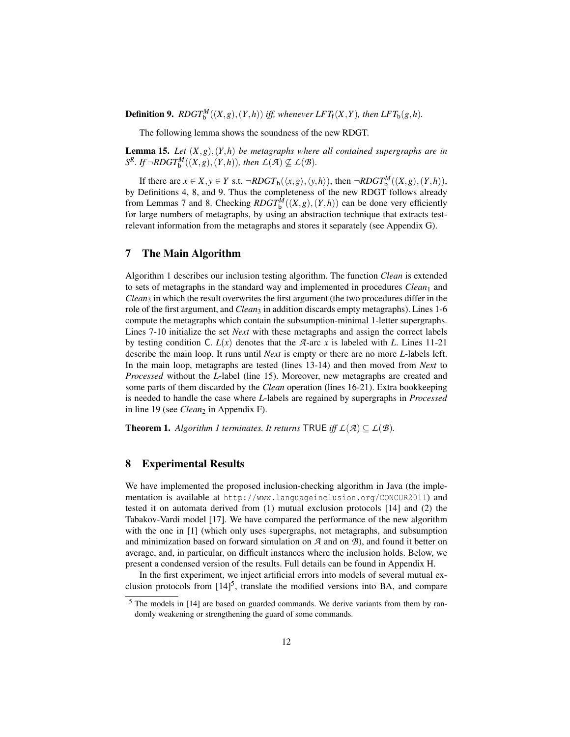**Definition 9.** $RDGT^M_{\mathsf{b}}((X,g),(Y,h))$ *iff, whenever* $LFT_{\mathsf{f}}(X,Y)$*, then* $LFT_{\mathsf{b}}(g,h)$.

The following lemma shows the soundness of the new RDGT.

**Lemma 15.** *Let* $(X,g),(Y,h)$ *be metagraphs where all contained supergraphs are in* $S^R$*. If* $\neg RDGT^M_{\mathsf{b}}((X,g),(Y,h))$*, then* $\mathcal{L}(\mathcal{A}) \not\subseteq \mathcal{L}(\mathcal{B})$.

If there are $x \in X, y \in Y$ s.t. $\neg RDGT_{\mathsf{b}}(\langle x,g\rangle,\langle y,h\rangle)$, then $\neg RDGT^M_{\mathsf{b}}((X,g),(Y,h))$, by Definitions 4, 8, and 9. Thus the completeness of the new RDGT follows already from Lemmas 7 and 8. Checking $RDGT^M_{\mathsf{b}}((X,g),(Y,h))$ can be done very efficiently for large numbers of metagraphs, by using an abstraction technique that extracts test-relevant information from the metagraphs and stores it separately (see Appendix G).

## 7 The Main Algorithm

Algorithm 1 describes our inclusion testing algorithm. The function *Clean* is extended to sets of metagraphs in the standard way and implemented in procedures $Clean_1$ and $Clean_3$ in which the result overwrites the first argument (the two procedures differ in the role of the first argument, and $Clean_3$ in addition discards empty metagraphs). Lines 1-6 compute the metagraphs which contain the subsumption-minimal 1-letter supergraphs. Lines 7-10 initialize the set *Next* with these metagraphs and assign the correct labels by testing condition C. $L(x)$ denotes that the $\mathcal{A}$-arc $x$ is labeled with $L$. Lines 11-21 describe the main loop. It runs until *Next* is empty or there are no more $L$-labels left. In the main loop, metagraphs are tested (lines 13-14) and then moved from *Next* to *Processed* without the $L$-label (line 15). Moreover, new metagraphs are created and some parts of them discarded by the *Clean* operation (lines 16-21). Extra bookkeeping is needed to handle the case where $L$-labels are regained by supergraphs in *Processed* in line 19 (see $Clean_2$ in Appendix F).

**Theorem 1.** *Algorithm 1 terminates. It returns* TRUE *iff* $\mathcal{L}(\mathcal{A}) \subseteq \mathcal{L}(\mathcal{B})$.

## 8 Experimental Results

We have implemented the proposed inclusion-checking algorithm in Java (the implementation is available at `http://www.languageinclusion.org/CONCUR2011`) and tested it on automata derived from (1) mutual exclusion protocols [14] and (2) the Tabakov-Vardi model [17]. We have compared the performance of the new algorithm with the one in [1] (which only uses supergraphs, not metagraphs, and subsumption and minimization based on forward simulation on $\mathcal{A}$ and on $\mathcal{B}$), and found it better on average, and, in particular, on difficult instances where the inclusion holds. Below, we present a condensed version of the results. Full details can be found in Appendix H.

In the first experiment, we inject artificial errors into models of several mutual exclusion protocols from [14][5], translate the modified versions into BA, and compare

[5] The models in [14] are based on guarded commands. We derive variants from them by randomly weakening or strengthening the guard of some commands.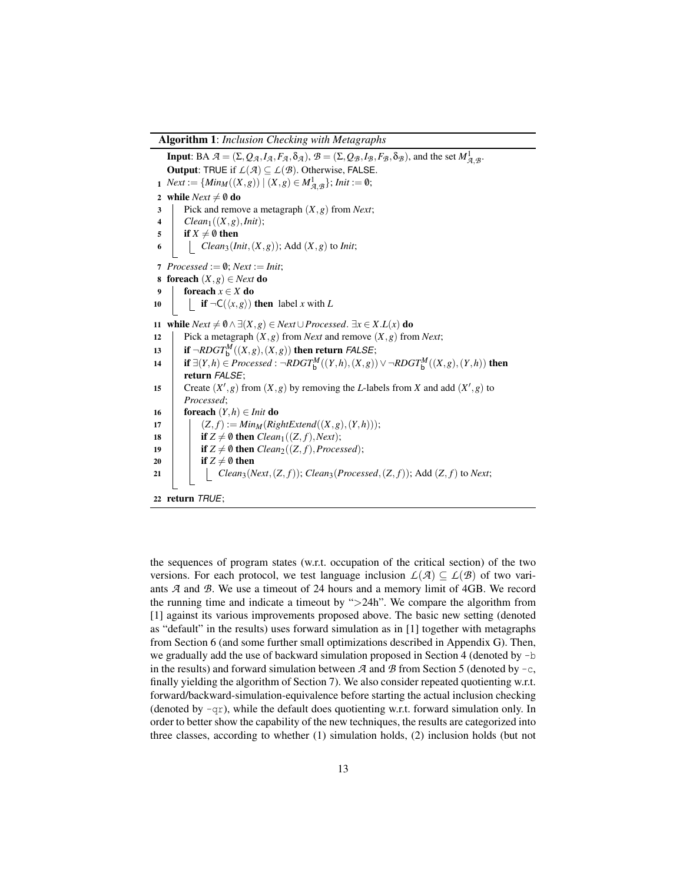**Algorithm 1**: *Inclusion Checking with Metagraphs*

**Input**: BA $\mathcal{A} = (\Sigma, Q_{\mathcal{A}}, I_{\mathcal{A}}, F_{\mathcal{A}}, \delta_{\mathcal{A}})$, $\mathcal{B} = (\Sigma, Q_{\mathcal{B}}, I_{\mathcal{B}}, F_{\mathcal{B}}, \delta_{\mathcal{B}})$, and the set $M^1_{\mathcal{A},\mathcal{B}}$.
**Output**: TRUE if $\mathcal{L}(\mathcal{A}) \subseteq \mathcal{L}(\mathcal{B})$. Otherwise, FALSE.

```
1  Next := {Min_M((X,g)) | (X,g) ∈ M^1_{A,B}}; Init := ∅;
2  while Next ≠ ∅ do
3      Pick and remove a metagraph (X,g) from Next;
4      Clean_1((X,g), Init);
5      if X ≠ ∅ then
6          Clean_3(Init, (X,g)); Add (X,g) to Init;
7  Processed := ∅; Next := Init;
8  foreach (X,g) ∈ Next do
9      foreach x ∈ X do
10         if ¬C(⟨x,g⟩) then label x with L
11 while Next ≠ ∅ ∧ ∃(X,g) ∈ Next ∪ Processed. ∃x ∈ X.L(x) do
12     Pick a metagraph (X,g) from Next and remove (X,g) from Next;
13     if ¬RDGT^M_b((X,g),(X,g)) then return FALSE;
14     if ∃(Y,h) ∈ Processed : ¬RDGT^M_b((Y,h),(X,g)) ∨ ¬RDGT^M_b((X,g),(Y,h)) then
       return FALSE;
15     Create (X',g) from (X,g) by removing the L-labels from X and add (X',g) to
       Processed;
16     foreach (Y,h) ∈ Init do
17         (Z,f) := Min_M(RightExtend((X,g),(Y,h)));
18         if Z ≠ ∅ then Clean_1((Z,f), Next);
19         if Z ≠ ∅ then Clean_2((Z,f), Processed);
20         if Z ≠ ∅ then
21             Clean_3(Next, (Z,f)); Clean_3(Processed, (Z,f)); Add (Z,f) to Next;
22 return TRUE;
```

the sequences of program states (w.r.t. occupation of the critical section) of the two versions. For each protocol, we test language inclusion $\mathcal{L}(\mathcal{A}) \subseteq \mathcal{L}(\mathcal{B})$ of two variants $\mathcal{A}$ and $\mathcal{B}$. We use a timeout of 24 hours and a memory limit of 4GB. We record the running time and indicate a timeout by ">24h". We compare the algorithm from [1] against its various improvements proposed above. The basic new setting (denoted as "default" in the results) uses forward simulation as in [1] together with metagraphs from Section 6 (and some further small optimizations described in Appendix G). Then, we gradually add the use of backward simulation proposed in Section 4 (denoted by `-b` in the results) and forward simulation between $\mathcal{A}$ and $\mathcal{B}$ from Section 5 (denoted by `-c`, finally yielding the algorithm of Section 7). We also consider repeated quotienting w.r.t. forward/backward-simulation-equivalence before starting the actual inclusion checking (denoted by `-qr`), while the default does quotienting w.r.t. forward simulation only. In order to better show the capability of the new techniques, the results are categorized into three classes, according to whether (1) simulation holds, (2) inclusion holds (but not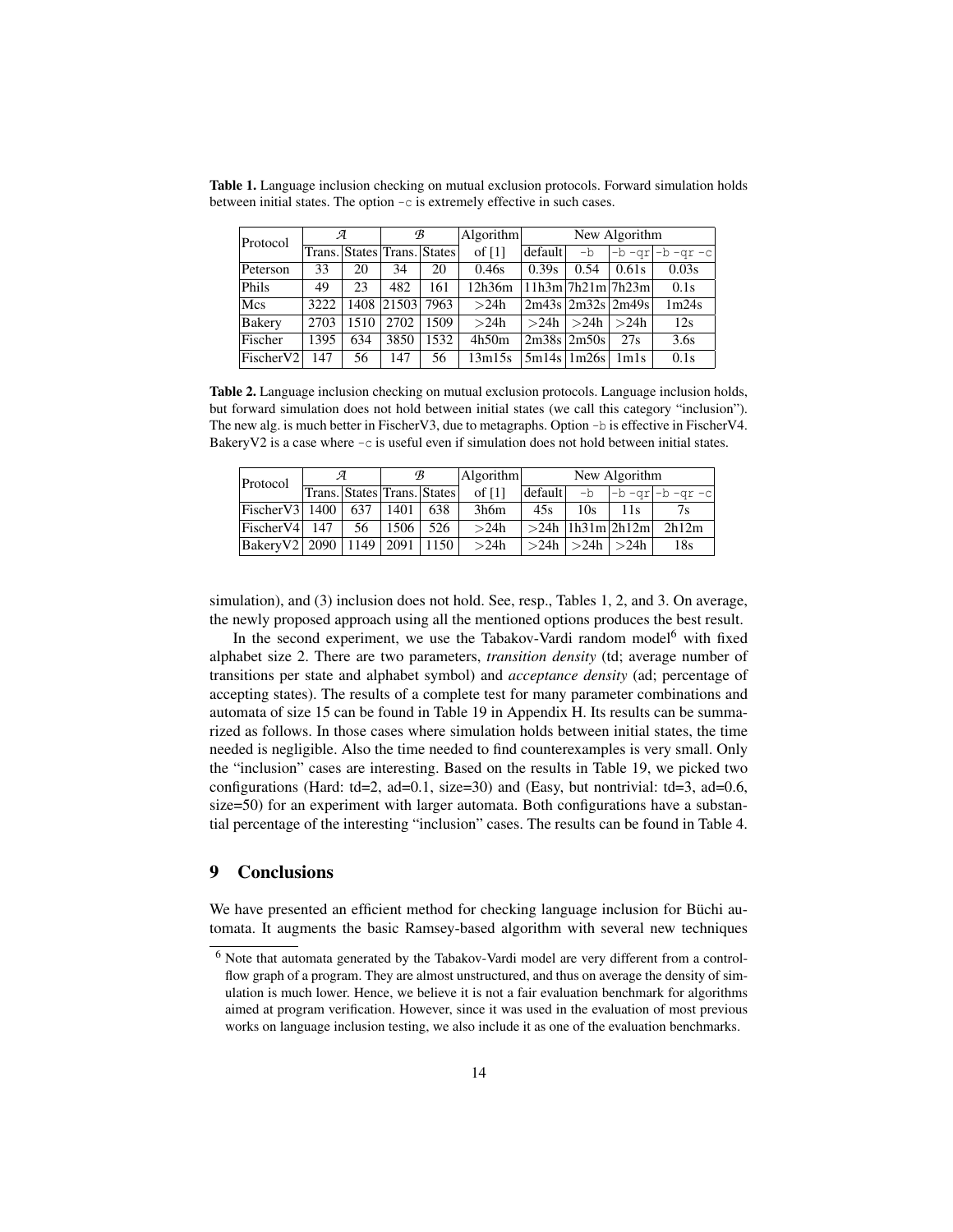**Table 1.** Language inclusion checking on mutual exclusion protocols. Forward simulation holds between initial states. The option `-c` is extremely effective in such cases.

| Protocol | $\mathcal{A}$ | | $\mathcal{B}$ | | Algorithm | New Algorithm | | | |
|---|---|---|---|---|---|---|---|---|---|
| | Trans. | States | Trans. | States | of [1] | default | `-b` | `-b -qr` | `-b -qr -c` |
| Peterson | 33 | 20 | 34 | 20 | 0.46s | 0.39s | 0.54 | 0.61s | 0.03s |
| Phils | 49 | 23 | 482 | 161 | 12h36m | 11h3m | 7h21m | 7h23m | 0.1s |
| Mcs | 3222 | 1408 | 21503 | 7963 | >24h | 2m43s | 2m32s | 2m49s | 1m24s |
| Bakery | 2703 | 1510 | 2702 | 1509 | >24h | >24h | >24h | >24h | 12s |
| Fischer | 1395 | 634 | 3850 | 1532 | 4h50m | 2m38s | 2m50s | 27s | 3.6s |
| FischerV2 | 147 | 56 | 147 | 56 | 13m15s | 5m14s | 1m26s | 1m1s | 0.1s |

**Table 2.** Language inclusion checking on mutual exclusion protocols. Language inclusion holds, but forward simulation does not hold between initial states (we call this category "inclusion"). The new alg. is much better in FischerV3, due to metagraphs. Option `-b` is effective in FischerV4. BakeryV2 is a case where `-c` is useful even if simulation does not hold between initial states.

| Protocol | $\mathcal{A}$ | | $\mathcal{B}$ | | Algorithm | New Algorithm | | | |
|---|---|---|---|---|---|---|---|---|---|
| | Trans. | States | Trans. | States | of [1] | default | `-b` | `-b -qr` | `-b -qr -c` |
| FischerV3 | 1400 | 637 | 1401 | 638 | 3h6m | 45s | 10s | 11s | 7s |
| FischerV4 | 147 | 56 | 1506 | 526 | >24h | >24h | 1h31m | 2h12m | 2h12m |
| BakeryV2 | 2090 | 1149 | 2091 | 1150 | >24h | >24h | >24h | >24h | 18s |

simulation), and (3) inclusion does not hold. See, resp., Tables 1, 2, and 3. On average, the newly proposed approach using all the mentioned options produces the best result.

In the second experiment, we use the Tabakov-Vardi random model[6] with fixed alphabet size 2. There are two parameters, *transition density* (td; average number of transitions per state and alphabet symbol) and *acceptance density* (ad; percentage of accepting states). The results of a complete test for many parameter combinations and automata of size 15 can be found in Table 19 in Appendix H. Its results can be summarized as follows. In those cases where simulation holds between initial states, the time needed is negligible. Also the time needed to find counterexamples is very small. Only the "inclusion" cases are interesting. Based on the results in Table 19, we picked two configurations (Hard: td=2, ad=0.1, size=30) and (Easy, but nontrivial: td=3, ad=0.6, size=50) for an experiment with larger automata. Both configurations have a substantial percentage of the interesting "inclusion" cases. The results can be found in Table 4.

## 9 Conclusions

We have presented an efficient method for checking language inclusion for Büchi automata. It augments the basic Ramsey-based algorithm with several new techniques

[6] Note that automata generated by the Tabakov-Vardi model are very different from a control-flow graph of a program. They are almost unstructured, and thus on average the density of simulation is much lower. Hence, we believe it is not a fair evaluation benchmark for algorithms aimed at program verification. However, since it was used in the evaluation of most previous works on language inclusion testing, we also include it as one of the evaluation benchmarks.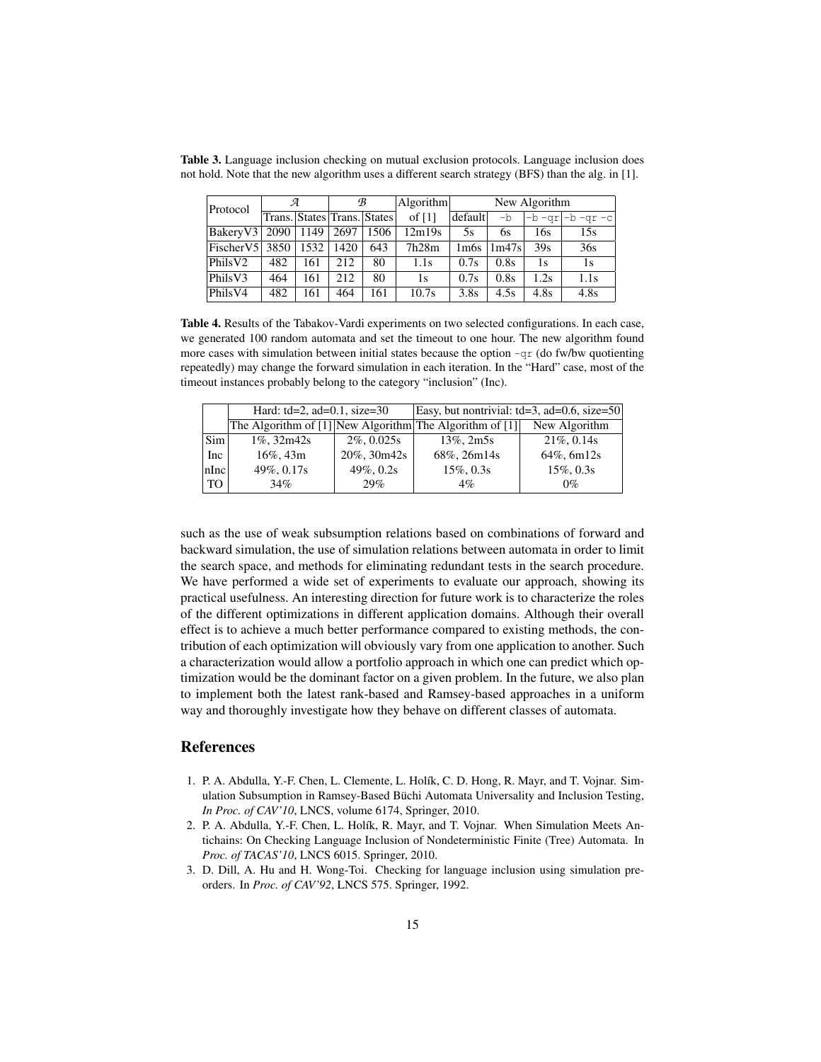**Table 3.** Language inclusion checking on mutual exclusion protocols. Language inclusion does not hold. Note that the new algorithm uses a different search strategy (BFS) than the alg. in [1].

| Protocol | $\mathcal{A}$ | | $\mathcal{B}$ | | Algorithm of [1] | New Algorithm | | | |
|---|---|---|---|---|---|---|---|---|---|
| | Trans. | States | Trans. | States | | default | `-b` | `-b -qr` | `-b -qr -c` |
| BakeryV3 | 2090 | 1149 | 2697 | 1506 | 12m19s | 5s | 6s | 16s | 15s |
| FischerV5 | 3850 | 1532 | 1420 | 643 | 7h28m | 1m6s | 1m47s | 39s | 36s |
| PhilsV2 | 482 | 161 | 212 | 80 | 1.1s | 0.7s | 0.8s | 1s | 1s |
| PhilsV3 | 464 | 161 | 212 | 80 | 1s | 0.7s | 0.8s | 1.2s | 1.1s |
| PhilsV4 | 482 | 161 | 464 | 161 | 10.7s | 3.8s | 4.5s | 4.8s | 4.8s |

**Table 4.** Results of the Tabakov-Vardi experiments on two selected configurations. In each case, we generated 100 random automata and set the timeout to one hour. The new algorithm found more cases with simulation between initial states because the option `-qr` (do fw/bw quotienting repeatedly) may change the forward simulation in each iteration. In the "Hard" case, most of the timeout instances probably belong to the category "inclusion" (Inc).

| | Hard: td=2, ad=0.1, size=30 | | Easy, but nontrivial: td=3, ad=0.6, size=50 | |
|---|---|---|---|---|
| | The Algorithm of [1] | New Algorithm | The Algorithm of [1] | New Algorithm |
| Sim | 1%, 32m42s | 2%, 0.025s | 13%, 2m5s | 21%, 0.14s |
| Inc | 16%, 43m | 20%, 30m42s | 68%, 26m14s | 64%, 6m12s |
| nInc | 49%, 0.17s | 49%, 0.2s | 15%, 0.3s | 15%, 0.3s |
| TO | 34% | 29% | 4% | 0% |

such as the use of weak subsumption relations based on combinations of forward and backward simulation, the use of simulation relations between automata in order to limit the search space, and methods for eliminating redundant tests in the search procedure. We have performed a wide set of experiments to evaluate our approach, showing its practical usefulness. An interesting direction for future work is to characterize the roles of the different optimizations in different application domains. Although their overall effect is to achieve a much better performance compared to existing methods, the contribution of each optimization will obviously vary from one application to another. Such a characterization would allow a portfolio approach in which one can predict which optimization would be the dominant factor on a given problem. In the future, we also plan to implement both the latest rank-based and Ramsey-based approaches in a uniform way and thoroughly investigate how they behave on different classes of automata.

## References

1. P. A. Abdulla, Y.-F. Chen, L. Clemente, L. Holík, C. D. Hong, R. Mayr, and T. Vojnar. Simulation Subsumption in Ramsey-Based Büchi Automata Universality and Inclusion Testing, *In Proc. of CAV'10*, LNCS, volume 6174, Springer, 2010.
2. P. A. Abdulla, Y.-F. Chen, L. Holík, R. Mayr, and T. Vojnar. When Simulation Meets Antichains: On Checking Language Inclusion of Nondeterministic Finite (Tree) Automata. In *Proc. of TACAS'10*, LNCS 6015. Springer, 2010.
3. D. Dill, A. Hu and H. Wong-Toi. Checking for language inclusion using simulation preorders. In *Proc. of CAV'92*, LNCS 575. Springer, 1992.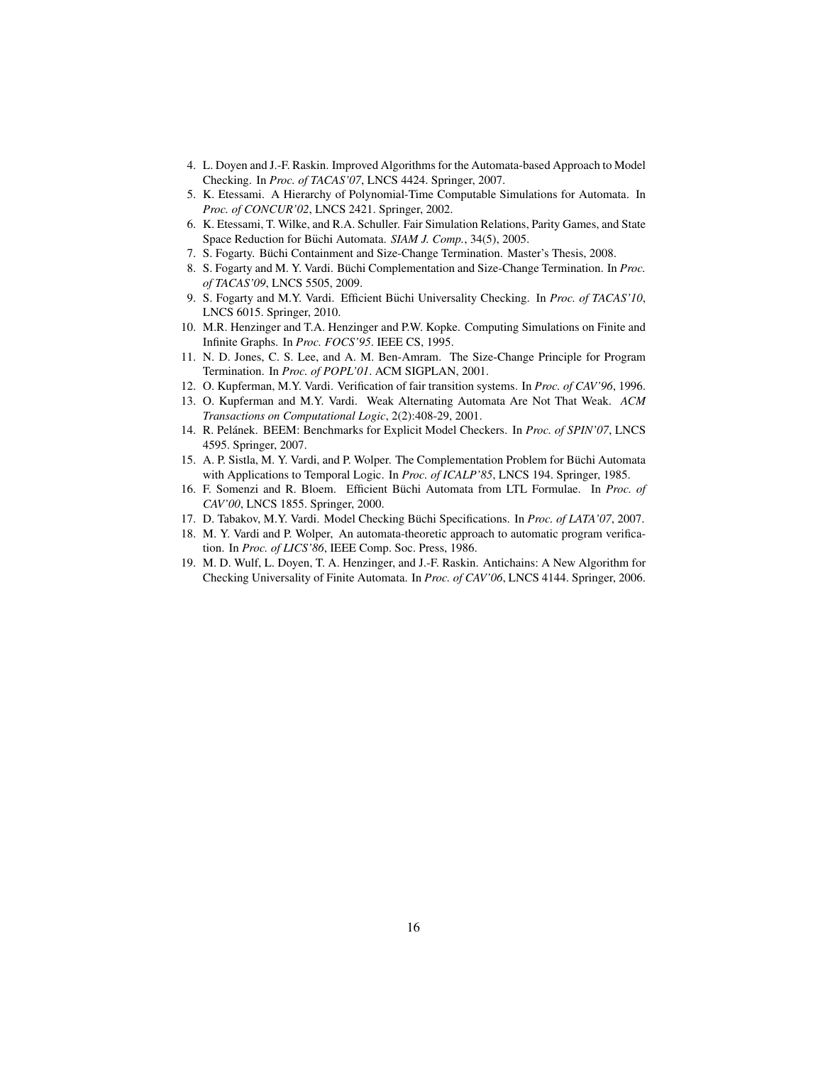4. L. Doyen and J.-F. Raskin. Improved Algorithms for the Automata-based Approach to Model Checking. In *Proc. of TACAS'07*, LNCS 4424. Springer, 2007.
5. K. Etessami. A Hierarchy of Polynomial-Time Computable Simulations for Automata. In *Proc. of CONCUR'02*, LNCS 2421. Springer, 2002.
6. K. Etessami, T. Wilke, and R.A. Schuller. Fair Simulation Relations, Parity Games, and State Space Reduction for Büchi Automata. *SIAM J. Comp.*, 34(5), 2005.
7. S. Fogarty. Büchi Containment and Size-Change Termination. Master's Thesis, 2008.
8. S. Fogarty and M. Y. Vardi. Büchi Complementation and Size-Change Termination. In *Proc. of TACAS'09*, LNCS 5505, 2009.
9. S. Fogarty and M.Y. Vardi. Efficient Büchi Universality Checking. In *Proc. of TACAS'10*, LNCS 6015. Springer, 2010.
10. M.R. Henzinger and T.A. Henzinger and P.W. Kopke. Computing Simulations on Finite and Infinite Graphs. In *Proc. FOCS'95*. IEEE CS, 1995.
11. N. D. Jones, C. S. Lee, and A. M. Ben-Amram. The Size-Change Principle for Program Termination. In *Proc. of POPL'01*. ACM SIGPLAN, 2001.
12. O. Kupferman, M.Y. Vardi. Verification of fair transition systems. In *Proc. of CAV'96*, 1996.
13. O. Kupferman and M.Y. Vardi. Weak Alternating Automata Are Not That Weak. *ACM Transactions on Computational Logic*, 2(2):408-29, 2001.
14. R. Pelánek. BEEM: Benchmarks for Explicit Model Checkers. In *Proc. of SPIN'07*, LNCS 4595. Springer, 2007.
15. A. P. Sistla, M. Y. Vardi, and P. Wolper. The Complementation Problem for Büchi Automata with Applications to Temporal Logic. In *Proc. of ICALP'85*, LNCS 194. Springer, 1985.
16. F. Somenzi and R. Bloem. Efficient Büchi Automata from LTL Formulae. In *Proc. of CAV'00*, LNCS 1855. Springer, 2000.
17. D. Tabakov, M.Y. Vardi. Model Checking Büchi Specifications. In *Proc. of LATA'07*, 2007.
18. M. Y. Vardi and P. Wolper, An automata-theoretic approach to automatic program verification. In *Proc. of LICS'86*, IEEE Comp. Soc. Press, 1986.
19. M. D. Wulf, L. Doyen, T. A. Henzinger, and J.-F. Raskin. Antichains: A New Algorithm for Checking Universality of Finite Automata. In *Proc. of CAV'06*, LNCS 4144. Springer, 2006.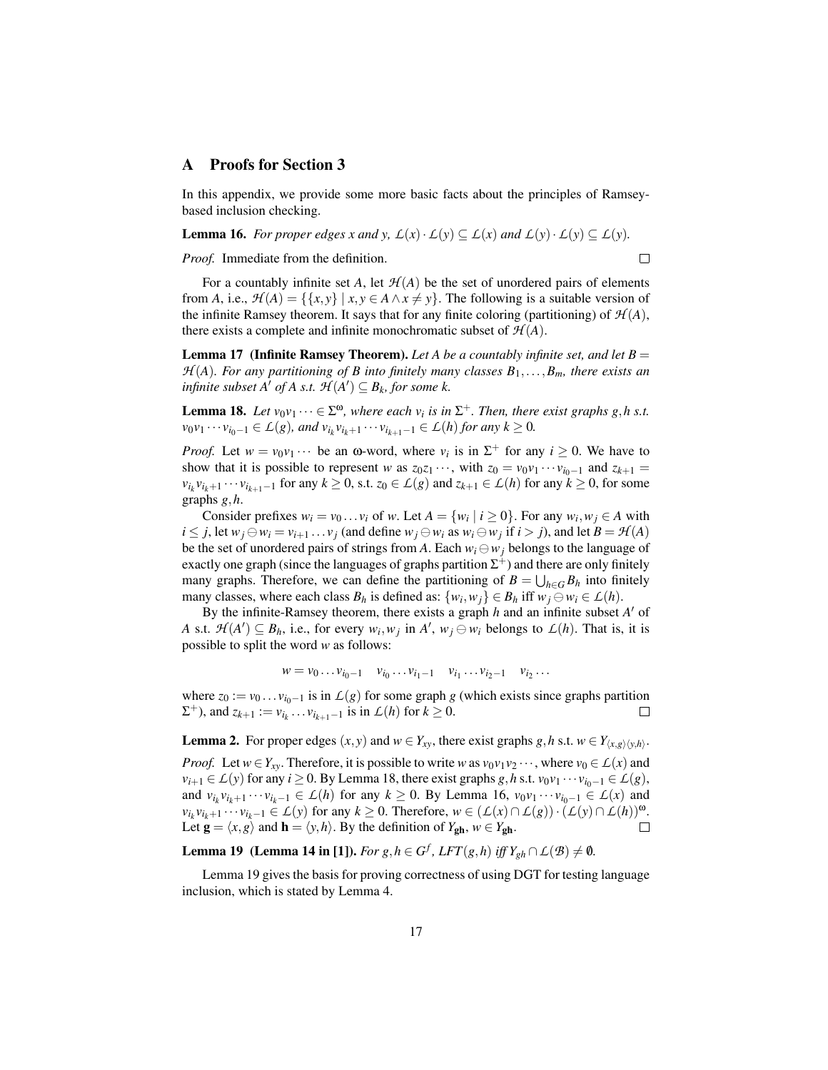## A Proofs for Section 3

In this appendix, we provide some more basic facts about the principles of Ramsey-based inclusion checking.

**Lemma 16.** *For proper edges $x$ and $y$, $\mathcal{L}(x) \cdot \mathcal{L}(y) \subseteq \mathcal{L}(x)$ and $\mathcal{L}(y) \cdot \mathcal{L}(y) \subseteq \mathcal{L}(y)$.*

*Proof.* Immediate from the definition. □

For a countably infinite set $A$, let $\mathcal{H}(A)$ be the set of unordered pairs of elements from $A$, i.e., $\mathcal{H}(A) = \{\{x,y\} \mid x,y \in A \wedge x \neq y\}$. The following is a suitable version of the infinite Ramsey theorem. It says that for any finite coloring (partitioning) of $\mathcal{H}(A)$, there exists a complete and infinite monochromatic subset of $\mathcal{H}(A)$.

**Lemma 17 (Infinite Ramsey Theorem).** *Let $A$ be a countably infinite set, and let $B = \mathcal{H}(A)$. For any partitioning of $B$ into finitely many classes $B_1, \ldots, B_m$, there exists an infinite subset $A'$ of $A$ s.t. $\mathcal{H}(A') \subseteq B_k$, for some $k$.*

**Lemma 18.** *Let $v_0 v_1 \cdots \in \Sigma^\omega$, where each $v_i$ is in $\Sigma^+$. Then, there exist graphs $g,h$ s.t. $v_0 v_1 \cdots v_{i_0-1} \in \mathcal{L}(g)$, and $v_{i_k} v_{i_k+1} \cdots v_{i_{k+1}-1} \in \mathcal{L}(h)$ for any $k \geq 0$.*

*Proof.* Let $w = v_0 v_1 \cdots$ be an $\omega$-word, where $v_i$ is in $\Sigma^+$ for any $i \geq 0$. We have to show that it is possible to represent $w$ as $z_0 z_1 \cdots$, with $z_0 = v_0 v_1 \cdots v_{i_0-1}$ and $z_{k+1} = v_{i_k} v_{i_k+1} \cdots v_{i_{k+1}-1}$ for any $k \geq 0$, s.t. $z_0 \in \mathcal{L}(g)$ and $z_{k+1} \in \mathcal{L}(h)$ for any $k \geq 0$, for some graphs $g,h$.

Consider prefixes $w_i = v_0 \ldots v_i$ of $w$. Let $A = \{w_i \mid i \geq 0\}$. For any $w_i, w_j \in A$ with $i \leq j$, let $w_j \ominus w_i = v_{i+1} \ldots v_j$ (and define $w_j \ominus w_i$ as $w_i \ominus w_j$ if $i > j$), and let $B = \mathcal{H}(A)$ be the set of unordered pairs of strings from $A$. Each $w_i \ominus w_j$ belongs to the language of exactly one graph (since the languages of graphs partition $\Sigma^+$) and there are only finitely many graphs. Therefore, we can define the partitioning of $B = \bigcup_{h \in G} B_h$ into finitely many classes, where each class $B_h$ is defined as: $\{w_i, w_j\} \in B_h$ iff $w_j \ominus w_i \in \mathcal{L}(h)$.

By the infinite-Ramsey theorem, there exists a graph $h$ and an infinite subset $A'$ of $A$ s.t. $\mathcal{H}(A') \subseteq B_h$, i.e., for every $w_i, w_j$ in $A'$, $w_j \ominus w_i$ belongs to $\mathcal{L}(h)$. That is, it is possible to split the word $w$ as follows:

$$w = v_0 \ldots v_{i_0-1} \quad v_{i_0} \ldots v_{i_1-1} \quad v_{i_1} \ldots v_{i_2-1} \quad v_{i_2} \ldots$$

where $z_0 := v_0 \ldots v_{i_0-1}$ is in $\mathcal{L}(g)$ for some graph $g$ (which exists since graphs partition $\Sigma^+$), and $z_{k+1} := v_{i_k} \ldots v_{i_{k+1}-1}$ is in $\mathcal{L}(h)$ for $k \geq 0$. □

**Lemma 2.** For proper edges $(x,y)$ and $w \in Y_{xy}$, there exist graphs $g,h$ s.t. $w \in Y_{\langle x,g \rangle \langle y,h \rangle}$.

*Proof.* Let $w \in Y_{xy}$. Therefore, it is possible to write $w$ as $v_0 v_1 v_2 \cdots$, where $v_0 \in \mathcal{L}(x)$ and $v_{i+1} \in \mathcal{L}(y)$ for any $i \geq 0$. By Lemma 18, there exist graphs $g,h$ s.t. $v_0 v_1 \cdots v_{i_0-1} \in \mathcal{L}(g)$, and $v_{i_k} v_{i_k+1} \cdots v_{i_k-1} \in \mathcal{L}(h)$ for any $k \geq 0$. By Lemma 16, $v_0 v_1 \cdots v_{i_0-1} \in \mathcal{L}(x)$ and $v_{i_k} v_{i_k+1} \cdots v_{i_k-1} \in \mathcal{L}(y)$ for any $k \geq 0$. Therefore, $w \in (\mathcal{L}(x) \cap \mathcal{L}(g)) \cdot (\mathcal{L}(y) \cap \mathcal{L}(h))^\omega$. Let $\mathbf{g} = \langle x,g \rangle$ and $\mathbf{h} = \langle y,h \rangle$. By the definition of $Y_{\mathbf{gh}}$, $w \in Y_{\mathbf{gh}}$. □

**Lemma 19 (Lemma 14 in [1]).** *For $g,h \in G^f$, $LFT(g,h)$ iff $Y_{gh} \cap \mathcal{L}(\mathcal{B}) \neq \emptyset$.*

Lemma 19 gives the basis for proving correctness of using DGT for testing language inclusion, which is stated by Lemma 4.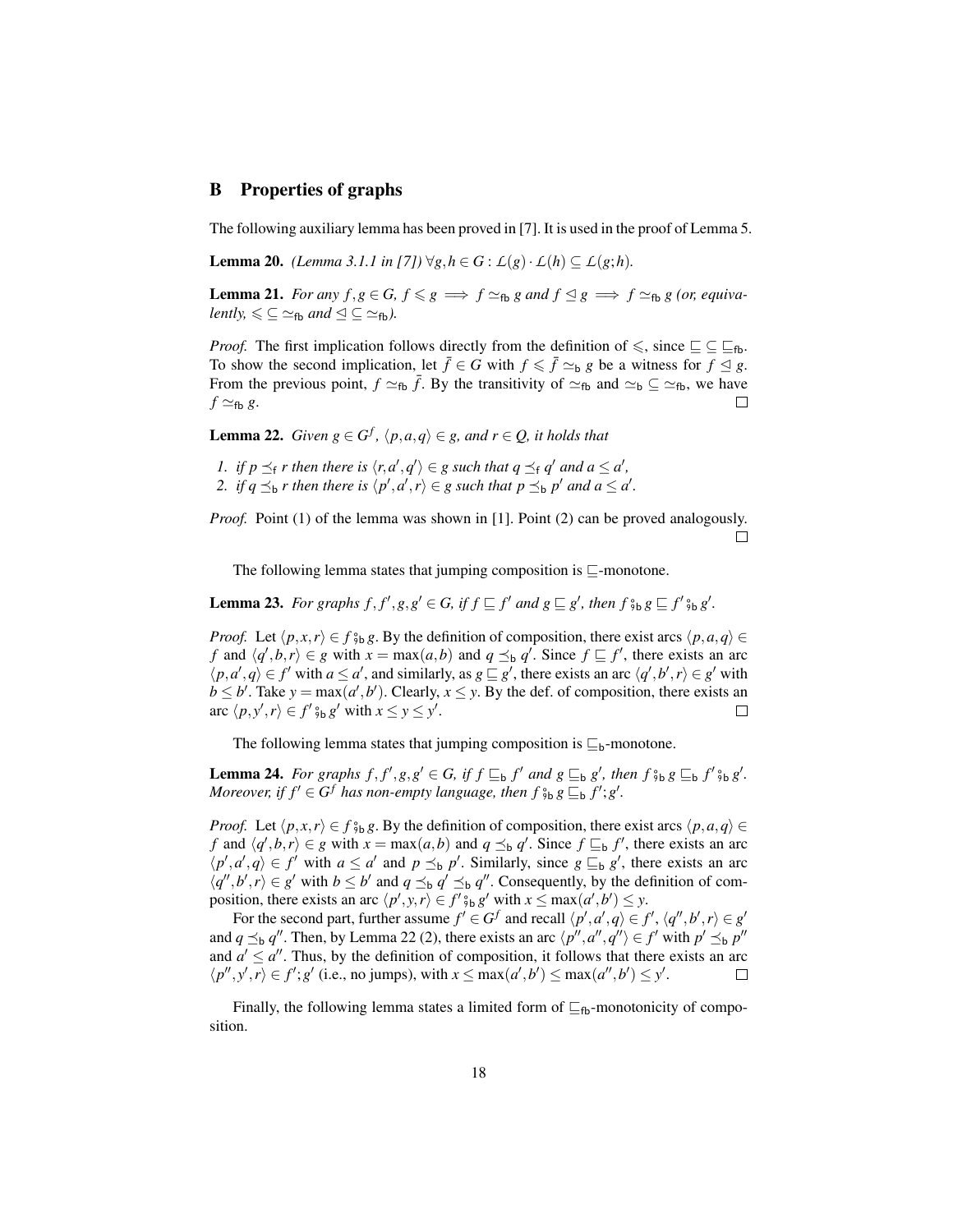## B Properties of graphs

The following auxiliary lemma has been proved in [7]. It is used in the proof of Lemma 5.

**Lemma 20.** *(Lemma 3.1.1 in [7])* $\forall g,h \in G : \mathcal{L}(g) \cdot \mathcal{L}(h) \subseteq \mathcal{L}(g;h)$.

**Lemma 21.** *For any $f,g \in G$, $f \leqslant g \implies f \simeq_{\mathsf{fb}} g$ and $f \trianglelefteq g \implies f \simeq_{\mathsf{fb}} g$ (or, equivalently, $\leqslant \subseteq \simeq_{\mathsf{fb}}$ and $\trianglelefteq \subseteq \simeq_{\mathsf{fb}}$).*

*Proof.* The first implication follows directly from the definition of $\leqslant$, since $\sqsubseteq \subseteq \sqsubseteq_{\mathsf{fb}}$. To show the second implication, let $\bar{f} \in G$ with $f \leqslant \bar{f} \simeq_{\mathsf{b}} g$ be a witness for $f \trianglelefteq g$. From the previous point, $f \simeq_{\mathsf{fb}} \bar{f}$. By the transitivity of $\simeq_{\mathsf{fb}}$ and $\simeq_{\mathsf{b}} \subseteq \simeq_{\mathsf{fb}}$, we have $f \simeq_{\mathsf{fb}} g$. $\square$

**Lemma 22.** *Given $g \in G^f$, $\langle p,a,q \rangle \in g$, and $r \in Q$, it holds that*

1. *if $p \preceq_{\mathsf{f}} r$ then there is $\langle r,a',q' \rangle \in g$ such that $q \preceq_{\mathsf{f}} q'$ and $a \leq a'$,*
2. *if $q \preceq_{\mathsf{b}} r$ then there is $\langle p',a',r \rangle \in g$ such that $p \preceq_{\mathsf{b}} p'$ and $a \leq a'$.*

*Proof.* Point (1) of the lemma was shown in [1]. Point (2) can be proved analogously. $\square$

The following lemma states that jumping composition is $\sqsubseteq$-monotone.

**Lemma 23.** *For graphs $f,f',g,g' \in G$, if $f \sqsubseteq f'$ and $g \sqsubseteq g'$, then $f \fatsemi_{\mathsf{b}} g \sqsubseteq f' \fatsemi_{\mathsf{b}} g'$.*

*Proof.* Let $\langle p,x,r \rangle \in f \fatsemi_{\mathsf{b}} g$. By the definition of composition, there exist arcs $\langle p,a,q \rangle \in f$ and $\langle q',b,r \rangle \in g$ with $x = \max(a,b)$ and $q \preceq_{\mathsf{b}} q'$. Since $f \sqsubseteq f'$, there exists an arc $\langle p,a',q \rangle \in f'$ with $a \leq a'$, and similarly, as $g \sqsubseteq g'$, there exists an arc $\langle q',b',r \rangle \in g'$ with $b \leq b'$. Take $y = \max(a',b')$. Clearly, $x \leq y$. By the def. of composition, there exists an arc $\langle p,y',r \rangle \in f' \fatsemi_{\mathsf{b}} g'$ with $x \leq y \leq y'$. $\square$

The following lemma states that jumping composition is $\sqsubseteq_{\mathsf{b}}$-monotone.

**Lemma 24.** *For graphs $f,f',g,g' \in G$, if $f \sqsubseteq_{\mathsf{b}} f'$ and $g \sqsubseteq_{\mathsf{b}} g'$, then $f \fatsemi_{\mathsf{b}} g \sqsubseteq_{\mathsf{b}} f' \fatsemi_{\mathsf{b}} g'$. Moreover, if $f' \in G^f$ has non-empty language, then $f \fatsemi_{\mathsf{b}} g \sqsubseteq_{\mathsf{b}} f';g'$.*

*Proof.* Let $\langle p,x,r \rangle \in f \fatsemi_{\mathsf{b}} g$. By the definition of composition, there exist arcs $\langle p,a,q \rangle \in f$ and $\langle q',b,r \rangle \in g$ with $x = \max(a,b)$ and $q \preceq_{\mathsf{b}} q'$. Since $f \sqsubseteq_{\mathsf{b}} f'$, there exists an arc $\langle p',a',q \rangle \in f'$ with $a \leq a'$ and $p \preceq_{\mathsf{b}} p'$. Similarly, since $g \sqsubseteq_{\mathsf{b}} g'$, there exists an arc $\langle q'',b',r \rangle \in g'$ with $b \leq b'$ and $q \preceq_{\mathsf{b}} q' \preceq_{\mathsf{b}} q''$. Consequently, by the definition of composition, there exists an arc $\langle p',y,r \rangle \in f' \fatsemi_{\mathsf{b}} g'$ with $x \leq \max(a',b') \leq y$.

For the second part, further assume $f' \in G^f$ and recall $\langle p',a',q \rangle \in f'$, $\langle q'',b',r \rangle \in g'$ and $q \preceq_{\mathsf{b}} q''$. Then, by Lemma 22 (2), there exists an arc $\langle p'',a'',q'' \rangle \in f'$ with $p' \preceq_{\mathsf{b}} p''$ and $a' \leq a''$. Thus, by the definition of composition, it follows that there exists an arc $\langle p'',y',r \rangle \in f';g'$ (i.e., no jumps), with $x \leq \max(a',b') \leq \max(a'',b') \leq y'$. $\square$

Finally, the following lemma states a limited form of $\sqsubseteq_{\mathsf{fb}}$-monotonicity of composition.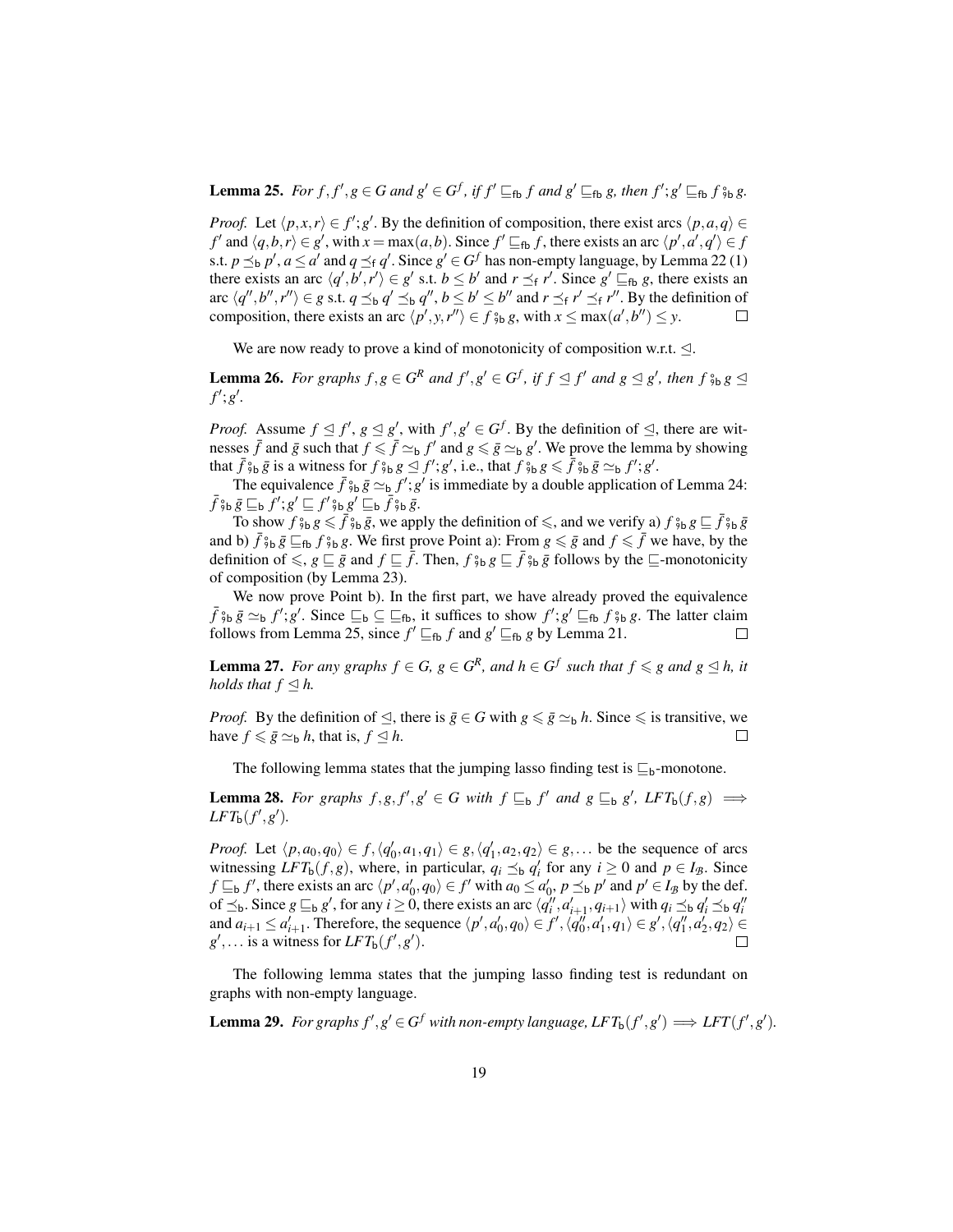**Lemma 25.** *For $f, f', g \in G$ and $g' \in G^f$, if $f' \sqsubseteq_{\mathsf{fb}} f$ and $g' \sqsubseteq_{\mathsf{fb}} g$, then $f';g' \sqsubseteq_{\mathsf{fb}} f \,⨟_{\mathsf{b}}\, g$.*

*Proof.* Let $\langle p,x,r\rangle \in f';g'$. By the definition of composition, there exist arcs $\langle p,a,q\rangle \in f'$ and $\langle q,b,r\rangle \in g'$, with $x = \max(a,b)$. Since $f' \sqsubseteq_{\mathsf{fb}} f$, there exists an arc $\langle p',a',q'\rangle \in f$ s.t. $p \preceq_{\mathsf{b}} p'$, $a \leq a'$ and $q \preceq_{\mathsf{f}} q'$. Since $g' \in G^f$ has non-empty language, by Lemma 22 (1) there exists an arc $\langle q',b',r'\rangle \in g'$ s.t. $b \leq b'$ and $r \preceq_{\mathsf{f}} r'$. Since $g' \sqsubseteq_{\mathsf{fb}} g$, there exists an arc $\langle q'',b'',r''\rangle \in g$ s.t. $q \preceq_{\mathsf{b}} q' \preceq_{\mathsf{b}} q''$, $b \leq b' \leq b''$ and $r \preceq_{\mathsf{f}} r' \preceq_{\mathsf{f}} r''$. By the definition of composition, there exists an arc $\langle p',y,r''\rangle \in f \,⨟_{\mathsf{b}}\, g$, with $x \leq \max(a',b'') \leq y$. $\square$

We are now ready to prove a kind of monotonicity of composition w.r.t. $\trianglelefteq$.

**Lemma 26.** *For graphs $f,g \in G^R$ and $f',g' \in G^f$, if $f \trianglelefteq f'$ and $g \trianglelefteq g'$, then $f \,⨟_{\mathsf{b}}\, g \trianglelefteq f';g'$.*

*Proof.* Assume $f \trianglelefteq f'$, $g \trianglelefteq g'$, with $f',g' \in G^f$. By the definition of $\trianglelefteq$, there are witnesses $\bar{f}$ and $\bar{g}$ such that $f \leqslant \bar{f} \simeq_{\mathsf{b}} f'$ and $g \leqslant \bar{g} \simeq_{\mathsf{b}} g'$. We prove the lemma by showing that $\bar{f} \,⨟_{\mathsf{b}}\, \bar{g}$ is a witness for $f \,⨟_{\mathsf{b}}\, g \trianglelefteq f';g'$, i.e., that $f \,⨟_{\mathsf{b}}\, g \leqslant \bar{f} \,⨟_{\mathsf{b}}\, \bar{g} \simeq_{\mathsf{b}} f';g'$.

The equivalence $\bar{f} \,⨟_{\mathsf{b}}\, \bar{g} \simeq_{\mathsf{b}} f';g'$ is immediate by a double application of Lemma 24: $\bar{f} \,⨟_{\mathsf{b}}\, \bar{g} \sqsubseteq_{\mathsf{b}} f';g' \sqsubseteq f' \,⨟_{\mathsf{b}}\, g' \sqsubseteq_{\mathsf{b}} \bar{f} \,⨟_{\mathsf{b}}\, \bar{g}$.

To show $f \,⨟_{\mathsf{b}}\, g \leqslant \bar{f} \,⨟_{\mathsf{b}}\, \bar{g}$, we apply the definition of $\leqslant$, and we verify a) $f \,⨟_{\mathsf{b}}\, g \sqsubseteq \bar{f} \,⨟_{\mathsf{b}}\, \bar{g}$ and b) $\bar{f} \,⨟_{\mathsf{b}}\, \bar{g} \sqsubseteq_{\mathsf{fb}} f \,⨟_{\mathsf{b}}\, g$. We first prove Point a): From $g \leqslant \bar{g}$ and $f \leqslant \bar{f}$ we have, by the definition of $\leqslant$, $g \sqsubseteq \bar{g}$ and $f \sqsubseteq \bar{f}$. Then, $f \,⨟_{\mathsf{b}}\, g \sqsubseteq \bar{f} \,⨟_{\mathsf{b}}\, \bar{g}$ follows by the $\sqsubseteq$-monotonicity of composition (by Lemma 23).

We now prove Point b). In the first part, we have already proved the equivalence $\bar{f} \,⨟_{\mathsf{b}}\, \bar{g} \simeq_{\mathsf{b}} f';g'$. Since $\sqsubseteq_{\mathsf{b}} \subseteq \sqsubseteq_{\mathsf{fb}}$, it suffices to show $f';g' \sqsubseteq_{\mathsf{fb}} f \,⨟_{\mathsf{b}}\, g$. The latter claim follows from Lemma 25, since $f' \sqsubseteq_{\mathsf{fb}} f$ and $g' \sqsubseteq_{\mathsf{fb}} g$ by Lemma 21. $\square$

**Lemma 27.** *For any graphs $f \in G$, $g \in G^R$, and $h \in G^f$ such that $f \leqslant g$ and $g \trianglelefteq h$, it holds that $f \trianglelefteq h$.*

*Proof.* By the definition of $\trianglelefteq$, there is $\bar{g} \in G$ with $g \leqslant \bar{g} \simeq_{\mathsf{b}} h$. Since $\leqslant$ is transitive, we have $f \leqslant \bar{g} \simeq_{\mathsf{b}} h$, that is, $f \trianglelefteq h$. $\square$

The following lemma states that the jumping lasso finding test is $\sqsubseteq_{\mathsf{b}}$-monotone.

**Lemma 28.** *For graphs $f,g,f',g' \in G$ with $f \sqsubseteq_{\mathsf{b}} f'$ and $g \sqsubseteq_{\mathsf{b}} g'$, $LFT_{\mathsf{b}}(f,g) \implies LFT_{\mathsf{b}}(f',g')$.*

*Proof.* Let $\langle p,a_0,q_0\rangle \in f, \langle q_0',a_1,q_1\rangle \in g, \langle q_1',a_2,q_2\rangle \in g, \ldots$ be the sequence of arcs witnessing $LFT_{\mathsf{b}}(f,g)$, where, in particular, $q_i \preceq_{\mathsf{b}} q_i'$ for any $i \geq 0$ and $p \in I_{\mathcal{B}}$. Since $f \sqsubseteq_{\mathsf{b}} f'$, there exists an arc $\langle p',a_0',q_0\rangle \in f'$ with $a_0 \leq a_0'$, $p \preceq_{\mathsf{b}} p'$ and $p' \in I_{\mathcal{B}}$ by the def. of $\preceq_{\mathsf{b}}$. Since $g \sqsubseteq_{\mathsf{b}} g'$, for any $i \geq 0$, there exists an arc $\langle q_i'',a_{i+1}',q_{i+1}\rangle$ with $q_i \preceq_{\mathsf{b}} q_i' \preceq_{\mathsf{b}} q_i''$ and $a_{i+1} \leq a_{i+1}'$. Therefore, the sequence $\langle p',a_0',q_0\rangle \in f', \langle q_0'',a_1',q_1\rangle \in g', \langle q_1'',a_2',q_2\rangle \in g', \ldots$ is a witness for $LFT_{\mathsf{b}}(f',g')$. $\square$

The following lemma states that the jumping lasso finding test is redundant on graphs with non-empty language.

**Lemma 29.** *For graphs $f',g' \in G^f$ with non-empty language, $LFT_{\mathsf{b}}(f',g') \implies LFT(f',g')$.*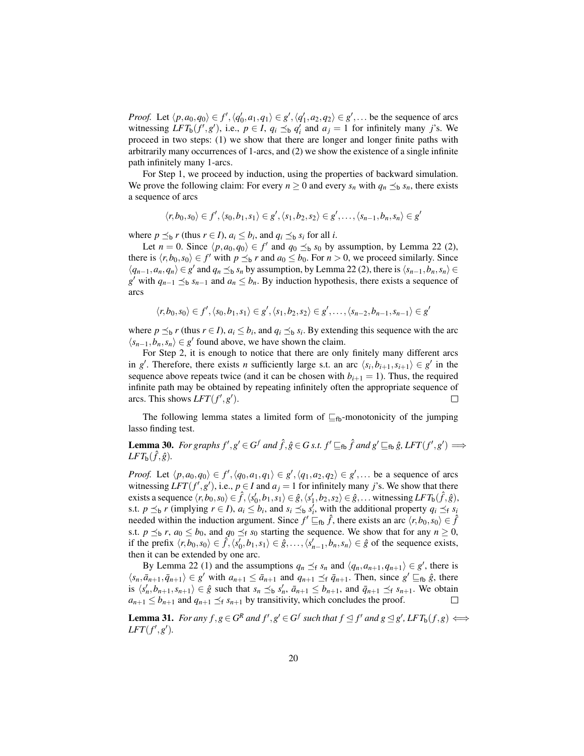*Proof.* Let $\langle p, a_0, q_0 \rangle \in f', \langle q_0', a_1, q_1 \rangle \in g', \langle q_1', a_2, q_2 \rangle \in g', \ldots$ be the sequence of arcs witnessing $LFT_{\mathsf{b}}(f', g')$, i.e., $p \in I$, $q_i \preceq_{\mathsf{b}} q_i'$ and $a_j = 1$ for infinitely many $j$'s. We proceed in two steps: (1) we show that there are longer and longer finite paths with arbitrarily many occurrences of 1-arcs, and (2) we show the existence of a single infinite path infinitely many 1-arcs.

For Step 1, we proceed by induction, using the properties of backward simulation. We prove the following claim: For every $n \geq 0$ and every $s_n$ with $q_n \preceq_{\mathsf{b}} s_n$, there exists a sequence of arcs

$$\langle r, b_0, s_0 \rangle \in f', \langle s_0, b_1, s_1 \rangle \in g', \langle s_1, b_2, s_2 \rangle \in g', \ldots, \langle s_{n-1}, b_n, s_n \rangle \in g'$$

where $p \preceq_{\mathsf{b}} r$ (thus $r \in I$), $a_i \leq b_i$, and $q_i \preceq_{\mathsf{b}} s_i$ for all $i$.

Let $n = 0$. Since $\langle p, a_0, q_0 \rangle \in f'$ and $q_0 \preceq_{\mathsf{b}} s_0$ by assumption, by Lemma 22 (2), there is $\langle r, b_0, s_0 \rangle \in f'$ with $p \preceq_{\mathsf{b}} r$ and $a_0 \leq b_0$. For $n > 0$, we proceed similarly. Since $\langle q_{n-1}, a_n, q_n \rangle \in g'$ and $q_n \preceq_{\mathsf{b}} s_n$ by assumption, by Lemma 22 (2), there is $\langle s_{n-1}, b_n, s_n \rangle \in g'$ with $q_{n-1} \preceq_{\mathsf{b}} s_{n-1}$ and $a_n \leq b_n$. By induction hypothesis, there exists a sequence of arcs

$$\langle r, b_0, s_0 \rangle \in f', \langle s_0, b_1, s_1 \rangle \in g', \langle s_1, b_2, s_2 \rangle \in g', \ldots, \langle s_{n-2}, b_{n-1}, s_{n-1} \rangle \in g'$$

where $p \preceq_{\mathsf{b}} r$ (thus $r \in I$), $a_i \leq b_i$, and $q_i \preceq_{\mathsf{b}} s_i$. By extending this sequence with the arc $\langle s_{n-1}, b_n, s_n \rangle \in g'$ found above, we have shown the claim.

For Step 2, it is enough to notice that there are only finitely many different arcs in $g'$. Therefore, there exists $n$ sufficiently large s.t. an arc $\langle s_i, b_{i+1}, s_{i+1} \rangle \in g'$ in the sequence above repeats twice (and it can be chosen with $b_{i+1} = 1$). Thus, the required infinite path may be obtained by repeating infinitely often the appropriate sequence of arcs. This shows $LFT(f', g')$. □

The following lemma states a limited form of $\sqsubseteq_{\mathsf{fb}}$-monotonicity of the jumping lasso finding test.

**Lemma 30.** *For graphs $f', g' \in G^f$ and $\hat{f}, \hat{g} \in G$ s.t. $f' \sqsubseteq_{\mathsf{fb}} \hat{f}$ and $g' \sqsubseteq_{\mathsf{fb}} \hat{g}$, $LFT(f', g') \implies LFT_{\mathsf{b}}(\hat{f}, \hat{g})$.*

*Proof.* Let $\langle p, a_0, q_0 \rangle \in f', \langle q_0, a_1, q_1 \rangle \in g', \langle q_1, a_2, q_2 \rangle \in g', \ldots$ be a sequence of arcs witnessing $LFT(f', g')$, i.e., $p \in I$ and $a_j = 1$ for infinitely many $j$'s. We show that there exists a sequence $\langle r, b_0, s_0 \rangle \in \hat{f}, \langle s_0', b_1, s_1 \rangle \in \hat{g}, \langle s_1', b_2, s_2 \rangle \in \hat{g}, \ldots$ witnessing $LFT_{\mathsf{b}}(\hat{f}, \hat{g})$, s.t. $p \preceq_{\mathsf{b}} r$ (implying $r \in I$), $a_i \leq b_i$, and $s_i \preceq_{\mathsf{b}} s_i'$, with the additional property $q_i \preceq_{\mathsf{f}} s_i$ needed within the induction argument. Since $f' \sqsubseteq_{\mathsf{fb}} \hat{f}$, there exists an arc $\langle r, b_0, s_0 \rangle \in \hat{f}$ s.t. $p \preceq_{\mathsf{b}} r$, $a_0 \leq b_0$, and $q_0 \preceq_{\mathsf{f}} s_0$ starting the sequence. We show that for any $n \geq 0$, if the prefix $\langle r, b_0, s_0 \rangle \in \hat{f}, \langle s_0', b_1, s_1 \rangle \in \hat{g}, \ldots, \langle s_{n-1}', b_n, s_n \rangle \in \hat{g}$ of the sequence exists, then it can be extended by one arc.

By Lemma 22 (1) and the assumptions $q_n \preceq_{\mathsf{f}} s_n$ and $\langle q_n, a_{n+1}, q_{n+1} \rangle \in g'$, there is $\langle s_n, \bar{a}_{n+1}, \bar{q}_{n+1} \rangle \in g'$ with $a_{n+1} \leq \bar{a}_{n+1}$ and $q_{n+1} \preceq_{\mathsf{f}} \bar{q}_{n+1}$. Then, since $g' \sqsubseteq_{\mathsf{fb}} \hat{g}$, there is $\langle s_n', b_{n+1}, s_{n+1} \rangle \in \hat{g}$ such that $s_n \preceq_{\mathsf{b}} s_n'$, $\bar{a}_{n+1} \leq b_{n+1}$, and $\bar{q}_{n+1} \preceq_{\mathsf{f}} s_{n+1}$. We obtain $a_{n+1} \leq b_{n+1}$ and $q_{n+1} \preceq_{\mathsf{f}} s_{n+1}$ by transitivity, which concludes the proof. □

**Lemma 31.** *For any $f, g \in G^R$ and $f', g' \in G^f$ such that $f \trianglelefteq f'$ and $g \trianglelefteq g'$, $LFT_{\mathsf{b}}(f, g) \iff LFT(f', g')$.*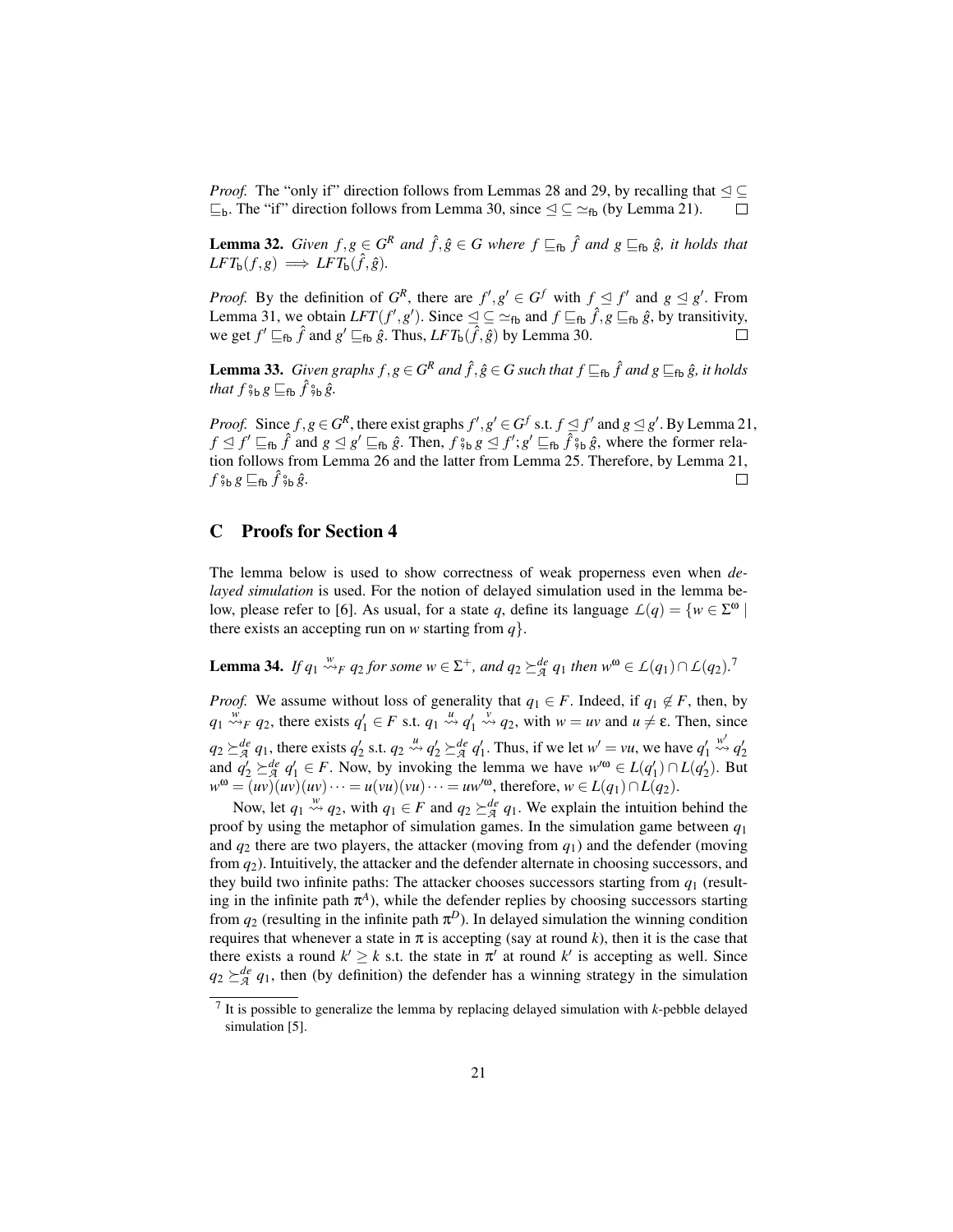*Proof.* The "only if" direction follows from Lemmas 28 and 29, by recalling that $\trianglelefteq \subseteq \sqsubseteq_{\mathsf{b}}$. The "if" direction follows from Lemma 30, since $\trianglelefteq \subseteq \simeq_{\mathsf{fb}}$ (by Lemma 21). $\square$

**Lemma 32.** *Given $f,g \in G^R$ and $\hat{f},\hat{g} \in G$ where $f \sqsubseteq_{\mathsf{fb}} \hat{f}$ and $g \sqsubseteq_{\mathsf{fb}} \hat{g}$, it holds that $LFT_{\mathsf{b}}(f,g) \implies LFT_{\mathsf{b}}(\hat{f},\hat{g})$.*

*Proof.* By the definition of $G^R$, there are $f',g' \in G^f$ with $f \trianglelefteq f'$ and $g \trianglelefteq g'$. From Lemma 31, we obtain $LFT(f',g')$. Since $\trianglelefteq \subseteq \simeq_{\mathsf{fb}}$ and $f \sqsubseteq_{\mathsf{fb}} \hat{f}, g \sqsubseteq_{\mathsf{fb}} \hat{g}$, by transitivity, we get $f' \sqsubseteq_{\mathsf{fb}} \hat{f}$ and $g' \sqsubseteq_{\mathsf{fb}} \hat{g}$. Thus, $LFT_{\mathsf{b}}(\hat{f},\hat{g})$ by Lemma 30. $\square$

**Lemma 33.** *Given graphs $f,g \in G^R$ and $\hat{f},\hat{g} \in G$ such that $f \sqsubseteq_{\mathsf{fb}} \hat{f}$ and $g \sqsubseteq_{\mathsf{fb}} \hat{g}$, it holds that $f \,{}^{\circ}_{9\mathsf{b}}\, g \sqsubseteq_{\mathsf{fb}} \hat{f} \,{}^{\circ}_{9\mathsf{b}}\, \hat{g}$.*

*Proof.* Since $f,g \in G^R$, there exist graphs $f',g' \in G^f$ s.t. $f \trianglelefteq f'$ and $g \trianglelefteq g'$. By Lemma 21, $f \trianglelefteq f' \sqsubseteq_{\mathsf{fb}} \hat{f}$ and $g \trianglelefteq g' \sqsubseteq_{\mathsf{fb}} \hat{g}$. Then, $f \,{}^{\circ}_{9\mathsf{b}}\, g \trianglelefteq f';g' \sqsubseteq_{\mathsf{fb}} \hat{f} \,{}^{\circ}_{9\mathsf{b}}\, \hat{g}$, where the former relation follows from Lemma 26 and the latter from Lemma 25. Therefore, by Lemma 21, $f \,{}^{\circ}_{9\mathsf{b}}\, g \sqsubseteq_{\mathsf{fb}} \hat{f} \,{}^{\circ}_{9\mathsf{b}}\, \hat{g}$. $\square$

## C Proofs for Section 4

The lemma below is used to show correctness of weak properness even when *delayed simulation* is used. For the notion of delayed simulation used in the lemma below, please refer to [6]. As usual, for a state $q$, define its language $\mathcal{L}(q) = \{w \in \Sigma^\omega \mid$ there exists an accepting run on $w$ starting from $q\}$.

**Lemma 34.** *If $q_1 \overset{w}{\rightsquigarrow}_F q_2$ for some $w \in \Sigma^+$, and $q_2 \succeq^{de}_{\mathcal{A}} q_1$ then $w^\omega \in \mathcal{L}(q_1) \cap \mathcal{L}(q_2)$.*[7]

*Proof.* We assume without loss of generality that $q_1 \in F$. Indeed, if $q_1 \notin F$, then, by $q_1 \overset{w}{\rightsquigarrow}_F q_2$, there exists $q_1' \in F$ s.t. $q_1 \overset{u}{\rightsquigarrow} q_1' \overset{v}{\rightsquigarrow} q_2$, with $w = uv$ and $u \neq \varepsilon$. Then, since $q_2 \succeq^{de}_{\mathcal{A}} q_1$, there exists $q_2'$ s.t. $q_2 \overset{u}{\rightsquigarrow} q_2' \succeq^{de}_{\mathcal{A}} q_1'$. Thus, if we let $w' = vu$, we have $q_1' \overset{w'}{\rightsquigarrow} q_2'$ and $q_2' \succeq^{de}_{\mathcal{A}} q_1' \in F$. Now, by invoking the lemma we have $w'^\omega \in L(q_1') \cap L(q_2')$. But $w^\omega = (uv)(uv)(uv)\cdots = u(vu)(vu)\cdots = uw'^\omega$, therefore, $w \in L(q_1) \cap L(q_2)$.

Now, let $q_1 \overset{w}{\rightsquigarrow} q_2$, with $q_1 \in F$ and $q_2 \succeq^{de}_{\mathcal{A}} q_1$. We explain the intuition behind the proof by using the metaphor of simulation games. In the simulation game between $q_1$ and $q_2$ there are two players, the attacker (moving from $q_1$) and the defender (moving from $q_2$). Intuitively, the attacker and the defender alternate in choosing successors, and they build two infinite paths: The attacker chooses successors starting from $q_1$ (resulting in the infinite path $\pi^A$), while the defender replies by choosing successors starting from $q_2$ (resulting in the infinite path $\pi^D$). In delayed simulation the winning condition requires that whenever a state in $\pi$ is accepting (say at round $k$), then it is the case that there exists a round $k' \geq k$ s.t. the state in $\pi'$ at round $k'$ is accepting as well. Since $q_2 \succeq^{de}_{\mathcal{A}} q_1$, then (by definition) the defender has a winning strategy in the simulation

[7] It is possible to generalize the lemma by replacing delayed simulation with $k$-pebble delayed simulation [5].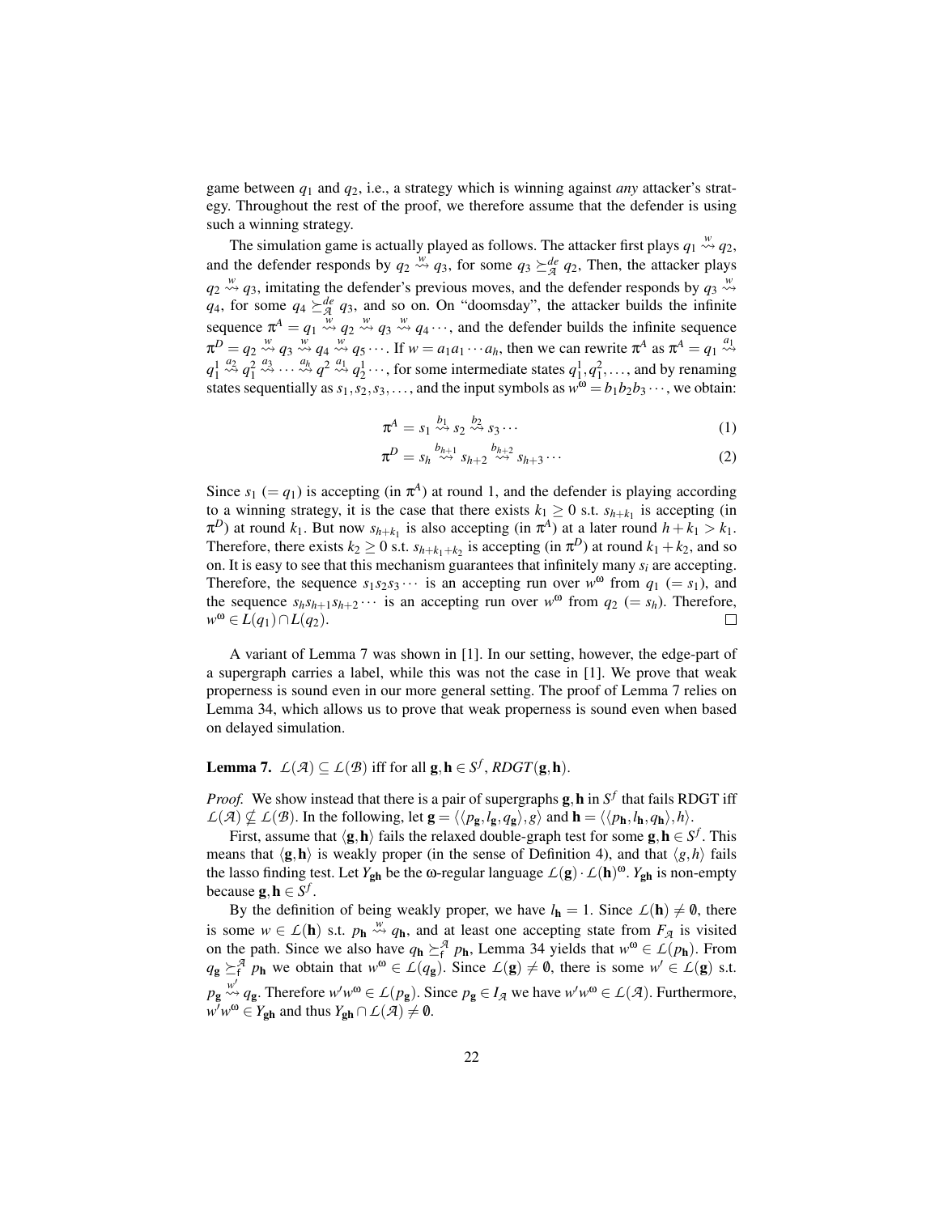game between $q_1$ and $q_2$, i.e., a strategy which is winning against *any* attacker's strategy. Throughout the rest of the proof, we therefore assume that the defender is using such a winning strategy.

The simulation game is actually played as follows. The attacker first plays $q_1 \overset{w}{\rightsquigarrow} q_2$, and the defender responds by $q_2 \overset{w}{\rightsquigarrow} q_3$, for some $q_3 \succeq^{de}_{\mathcal{A}} q_2$, Then, the attacker plays $q_2 \overset{w}{\rightsquigarrow} q_3$, imitating the defender's previous moves, and the defender responds by $q_3 \overset{w}{\rightsquigarrow} q_4$, for some $q_4 \succeq^{de}_{\mathcal{A}} q_3$, and so on. On "doomsday", the attacker builds the infinite sequence $\pi^A = q_1 \overset{w}{\rightsquigarrow} q_2 \overset{w}{\rightsquigarrow} q_3 \overset{w}{\rightsquigarrow} q_4 \cdots$, and the defender builds the infinite sequence $\pi^D = q_2 \overset{w}{\rightsquigarrow} q_3 \overset{w}{\rightsquigarrow} q_4 \overset{w}{\rightsquigarrow} q_5 \cdots$. If $w = a_1 a_1 \cdots a_h$, then we can rewrite $\pi^A$ as $\pi^A = q_1 \overset{a_1}{\rightsquigarrow} q_1^1 \overset{a_2}{\rightsquigarrow} q_1^2 \overset{a_3}{\rightsquigarrow} \cdots \overset{a_h}{\rightsquigarrow} q^2 \overset{a_1}{\rightsquigarrow} q_2^1 \cdots$, for some intermediate states $q_1^1, q_1^2, \ldots$, and by renaming states sequentially as $s_1, s_2, s_3, \ldots$, and the input symbols as $w^\omega = b_1 b_2 b_3 \cdots$, we obtain:

$$\pi^A = s_1 \overset{b_1}{\rightsquigarrow} s_2 \overset{b_2}{\rightsquigarrow} s_3 \cdots \tag{1}$$

$$\pi^D = s_h \overset{b_{h+1}}{\rightsquigarrow} s_{h+2} \overset{b_{h+2}}{\rightsquigarrow} s_{h+3} \cdots \tag{2}$$

Since $s_1$ $(= q_1)$ is accepting (in $\pi^A$) at round 1, and the defender is playing according to a winning strategy, it is the case that there exists $k_1 \geq 0$ s.t. $s_{h+k_1}$ is accepting (in $\pi^D$) at round $k_1$. But now $s_{h+k_1}$ is also accepting (in $\pi^A$) at a later round $h + k_1 > k_1$. Therefore, there exists $k_2 \geq 0$ s.t. $s_{h+k_1+k_2}$ is accepting (in $\pi^D$) at round $k_1 + k_2$, and so on. It is easy to see that this mechanism guarantees that infinitely many $s_i$ are accepting. Therefore, the sequence $s_1 s_2 s_3 \cdots$ is an accepting run over $w^\omega$ from $q_1$ $(= s_1)$, and the sequence $s_h s_{h+1} s_{h+2} \cdots$ is an accepting run over $w^\omega$ from $q_2$ $(= s_h)$. Therefore, $w^\omega \in L(q_1) \cap L(q_2)$. $\square$

A variant of Lemma 7 was shown in [1]. In our setting, however, the edge-part of a supergraph carries a label, while this was not the case in [1]. We prove that weak properness is sound even in our more general setting. The proof of Lemma 7 relies on Lemma 34, which allows us to prove that weak properness is sound even when based on delayed simulation.

**Lemma 7.** $\mathcal{L}(\mathcal{A}) \subseteq \mathcal{L}(\mathcal{B})$ iff for all $\mathbf{g}, \mathbf{h} \in S^f$, $RDGT(\mathbf{g}, \mathbf{h})$.

*Proof.* We show instead that there is a pair of supergraphs $\mathbf{g}, \mathbf{h}$ in $S^f$ that fails RDGT iff $\mathcal{L}(\mathcal{A}) \not\subseteq \mathcal{L}(\mathcal{B})$. In the following, let $\mathbf{g} = \langle\langle p_{\mathbf{g}}, l_{\mathbf{g}}, q_{\mathbf{g}}\rangle, g\rangle$ and $\mathbf{h} = \langle\langle p_{\mathbf{h}}, l_{\mathbf{h}}, q_{\mathbf{h}}\rangle, h\rangle$.

First, assume that $\langle \mathbf{g}, \mathbf{h}\rangle$ fails the relaxed double-graph test for some $\mathbf{g}, \mathbf{h} \in S^f$. This means that $\langle \mathbf{g}, \mathbf{h}\rangle$ is weakly proper (in the sense of Definition 4), and that $\langle g, h\rangle$ fails the lasso finding test. Let $Y_{\mathbf{gh}}$ be the ω-regular language $\mathcal{L}(\mathbf{g}) \cdot \mathcal{L}(\mathbf{h})^\omega$. $Y_{\mathbf{gh}}$ is non-empty because $\mathbf{g}, \mathbf{h} \in S^f$.

By the definition of being weakly proper, we have $l_{\mathbf{h}} = 1$. Since $\mathcal{L}(\mathbf{h}) \neq \emptyset$, there is some $w \in \mathcal{L}(\mathbf{h})$ s.t. $p_{\mathbf{h}} \overset{w}{\rightsquigarrow} q_{\mathbf{h}}$, and at least one accepting state from $F_{\mathcal{A}}$ is visited on the path. Since we also have $q_{\mathbf{h}} \succeq^{\mathcal{A}}_{\mathsf{f}} p_{\mathbf{h}}$, Lemma 34 yields that $w^\omega \in \mathcal{L}(p_{\mathbf{h}})$. From $q_{\mathbf{g}} \succeq^{\mathcal{A}}_{\mathsf{f}} p_{\mathbf{h}}$ we obtain that $w^\omega \in \mathcal{L}(q_{\mathbf{g}})$. Since $\mathcal{L}(\mathbf{g}) \neq \emptyset$, there is some $w' \in \mathcal{L}(\mathbf{g})$ s.t. $p_{\mathbf{g}} \overset{w'}{\rightsquigarrow} q_{\mathbf{g}}$. Therefore $w'w^\omega \in \mathcal{L}(p_{\mathbf{g}})$. Since $p_{\mathbf{g}} \in I_{\mathcal{A}}$ we have $w'w^\omega \in \mathcal{L}(\mathcal{A})$. Furthermore, $w'w^\omega \in Y_{\mathbf{gh}}$ and thus $Y_{\mathbf{gh}} \cap \mathcal{L}(\mathcal{A}) \neq \emptyset$.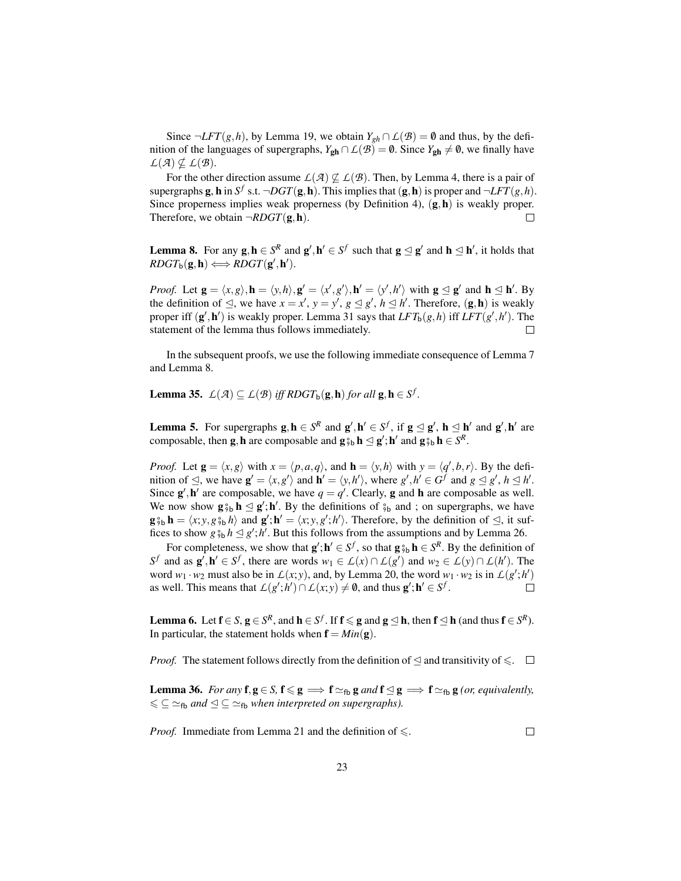Since $\neg LFT(g,h)$, by Lemma 19, we obtain $Y_{gh} \cap \mathcal{L}(\mathcal{B}) = \emptyset$ and thus, by the definition of the languages of supergraphs, $Y_{\mathbf{gh}} \cap \mathcal{L}(\mathcal{B}) = \emptyset$. Since $Y_{\mathbf{gh}} \neq \emptyset$, we finally have $\mathcal{L}(\mathcal{A}) \not\subseteq \mathcal{L}(\mathcal{B})$.

For the other direction assume $\mathcal{L}(\mathcal{A}) \not\subseteq \mathcal{L}(\mathcal{B})$. Then, by Lemma 4, there is a pair of supergraphs $\mathbf{g}, \mathbf{h}$ in $S^f$ s.t. $\neg DGT(\mathbf{g}, \mathbf{h})$. This implies that $(\mathbf{g}, \mathbf{h})$ is proper and $\neg LFT(g,h)$. Since properness implies weak properness (by Definition 4), $(\mathbf{g}, \mathbf{h})$ is weakly proper. Therefore, we obtain $\neg RDGT(\mathbf{g}, \mathbf{h})$. $\square$

**Lemma 8.** For any $\mathbf{g}, \mathbf{h} \in S^R$ and $\mathbf{g}', \mathbf{h}' \in S^f$ such that $\mathbf{g} \trianglelefteq \mathbf{g}'$ and $\mathbf{h} \trianglelefteq \mathbf{h}'$, it holds that $RDGT_{\mathsf{b}}(\mathbf{g}, \mathbf{h}) \iff RDGT(\mathbf{g}', \mathbf{h}')$.

*Proof.* Let $\mathbf{g} = \langle x, g \rangle, \mathbf{h} = \langle y, h \rangle, \mathbf{g}' = \langle x', g' \rangle, \mathbf{h}' = \langle y', h' \rangle$ with $\mathbf{g} \trianglelefteq \mathbf{g}'$ and $\mathbf{h} \trianglelefteq \mathbf{h}'$. By the definition of $\trianglelefteq$, we have $x = x'$, $y = y'$, $g \trianglelefteq g'$, $h \trianglelefteq h'$. Therefore, $(\mathbf{g}, \mathbf{h})$ is weakly proper iff $(\mathbf{g}', \mathbf{h}')$ is weakly proper. Lemma 31 says that $LFT_{\mathsf{b}}(g,h)$ iff $LFT(g',h')$. The statement of the lemma thus follows immediately. $\square$

In the subsequent proofs, we use the following immediate consequence of Lemma 7 and Lemma 8.

**Lemma 35.** *$\mathcal{L}(\mathcal{A}) \subseteq \mathcal{L}(\mathcal{B})$ iff $RDGT_{\mathsf{b}}(\mathbf{g}, \mathbf{h})$ for all $\mathbf{g}, \mathbf{h} \in S^f$.*

**Lemma 5.** For supergraphs $\mathbf{g}, \mathbf{h} \in S^R$ and $\mathbf{g}', \mathbf{h}' \in S^f$, if $\mathbf{g} \trianglelefteq \mathbf{g}'$, $\mathbf{h} \trianglelefteq \mathbf{h}'$ and $\mathbf{g}', \mathbf{h}'$ are composable, then $\mathbf{g}, \mathbf{h}$ are composable and $\mathbf{g} \mathbin{;}_{\mathsf{b}} \mathbf{h} \trianglelefteq \mathbf{g}'; \mathbf{h}'$ and $\mathbf{g} \mathbin{;}_{\mathsf{b}} \mathbf{h} \in S^R$.

*Proof.* Let $\mathbf{g} = \langle x, g \rangle$ with $x = \langle p, a, q \rangle$, and $\mathbf{h} = \langle y, h \rangle$ with $y = \langle q', b, r \rangle$. By the definition of $\trianglelefteq$, we have $\mathbf{g}' = \langle x, g' \rangle$ and $\mathbf{h}' = \langle y, h' \rangle$, where $g', h' \in G^f$ and $g \trianglelefteq g'$, $h \trianglelefteq h'$. Since $\mathbf{g}', \mathbf{h}'$ are composable, we have $q = q'$. Clearly, $\mathbf{g}$ and $\mathbf{h}$ are composable as well. We now show $\mathbf{g} \mathbin{;}_{\mathsf{b}} \mathbf{h} \trianglelefteq \mathbf{g}'; \mathbf{h}'$. By the definitions of $;_{\mathsf{b}}$ and ; on supergraphs, we have $\mathbf{g} \mathbin{;}_{\mathsf{b}} \mathbf{h} = \langle x; y, g \mathbin{;}_{\mathsf{b}} h \rangle$ and $\mathbf{g}'; \mathbf{h}' = \langle x; y, g'; h' \rangle$. Therefore, by the definition of $\trianglelefteq$, it suffices to show $g \mathbin{;}_{\mathsf{b}} h \trianglelefteq g'; h'$. But this follows from the assumptions and by Lemma 26.

For completeness, we show that $\mathbf{g}'; \mathbf{h}' \in S^f$, so that $\mathbf{g} \mathbin{;}_{\mathsf{b}} \mathbf{h} \in S^R$. By the definition of $S^f$ and as $\mathbf{g}', \mathbf{h}' \in S^f$, there are words $w_1 \in \mathcal{L}(x) \cap \mathcal{L}(g')$ and $w_2 \in \mathcal{L}(y) \cap \mathcal{L}(h')$. The word $w_1 \cdot w_2$ must also be in $\mathcal{L}(x; y)$, and, by Lemma 20, the word $w_1 \cdot w_2$ is in $\mathcal{L}(g'; h')$ as well. This means that $\mathcal{L}(g'; h') \cap \mathcal{L}(x; y) \neq \emptyset$, and thus $\mathbf{g}'; \mathbf{h}' \in S^f$. $\square$

**Lemma 6.** Let $\mathbf{f} \in S$, $\mathbf{g} \in S^R$, and $\mathbf{h} \in S^f$. If $\mathbf{f} \leqslant \mathbf{g}$ and $\mathbf{g} \trianglelefteq \mathbf{h}$, then $\mathbf{f} \trianglelefteq \mathbf{h}$ (and thus $\mathbf{f} \in S^R$). In particular, the statement holds when $\mathbf{f} = Min(\mathbf{g})$.

*Proof.* The statement follows directly from the definition of $\trianglelefteq$ and transitivity of $\leqslant$. $\square$

**Lemma 36.** *For any $\mathbf{f}, \mathbf{g} \in S$, $\mathbf{f} \leqslant \mathbf{g} \implies \mathbf{f} \simeq_{\mathsf{fb}} \mathbf{g}$ and $\mathbf{f} \trianglelefteq \mathbf{g} \implies \mathbf{f} \simeq_{\mathsf{fb}} \mathbf{g}$ (or, equivalently, $\leqslant \subseteq \simeq_{\mathsf{fb}}$ and $\trianglelefteq \subseteq \simeq_{\mathsf{fb}}$ when interpreted on supergraphs).*

*Proof.* Immediate from Lemma 21 and the definition of $\leqslant$. $\square$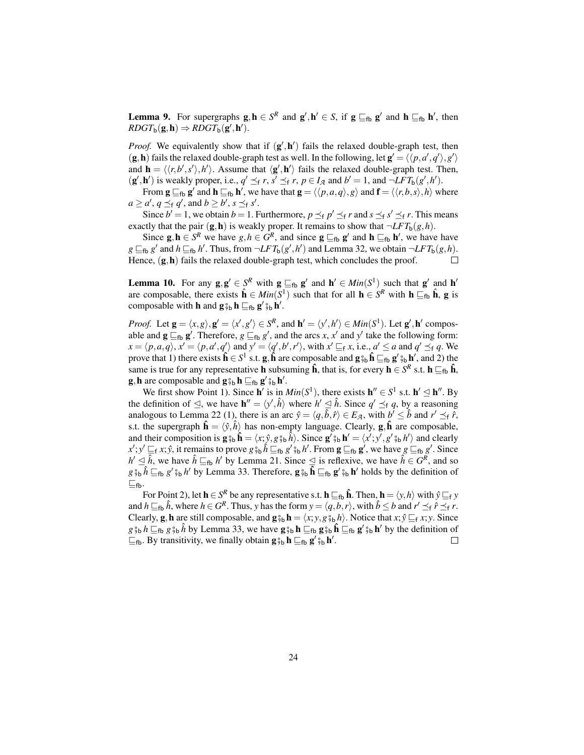**Lemma 9.** For supergraphs $\mathbf{g}, \mathbf{h} \in S^R$ and $\mathbf{g}', \mathbf{h}' \in S$, if $\mathbf{g} \sqsubseteq_{\mathsf{fb}} \mathbf{g}'$ and $\mathbf{h} \sqsubseteq_{\mathsf{fb}} \mathbf{h}'$, then $RDGT_{\mathsf{b}}(\mathbf{g}, \mathbf{h}) \Rightarrow RDGT_{\mathsf{b}}(\mathbf{g}', \mathbf{h}')$.

*Proof.* We equivalently show that if $(\mathbf{g}', \mathbf{h}')$ fails the relaxed double-graph test, then $(\mathbf{g}, \mathbf{h})$ fails the relaxed double-graph test as well. In the following, let $\mathbf{g}' = \langle\langle p, a', q'\rangle, g'\rangle$ and $\mathbf{h} = \langle\langle r, b', s'\rangle, h'\rangle$. Assume that $\langle \mathbf{g}', \mathbf{h}'\rangle$ fails the relaxed double-graph test. Then, $(\mathbf{g}', \mathbf{h}')$ is weakly proper, i.e., $q' \preceq_{\mathsf{f}} r$, $s' \preceq_{\mathsf{f}} r$, $p \in I_{\mathcal{A}}$ and $b' = 1$, and $\neg LFT_{\mathsf{b}}(g', h')$.

From $\mathbf{g} \sqsubseteq_{\mathsf{fb}} \mathbf{g}'$ and $\mathbf{h} \sqsubseteq_{\mathsf{fb}} \mathbf{h}'$, we have that $\mathbf{g} = \langle\langle p, a, q\rangle, g\rangle$ and $\mathbf{f} = \langle\langle r, b, s\rangle, h\rangle$ where $a \geq a'$, $q \preceq_{\mathsf{f}} q'$, and $b \geq b'$, $s \preceq_{\mathsf{f}} s'$.

Since $b' = 1$, we obtain $b = 1$. Furthermore, $p \preceq_{\mathsf{f}} p' \preceq_{\mathsf{f}} r$ and $s \preceq_{\mathsf{f}} s' \preceq_{\mathsf{f}} r$. This means exactly that the pair $(\mathbf{g}, \mathbf{h})$ is weakly proper. It remains to show that $\neg LFT_{\mathsf{b}}(g, h)$.

Since $\mathbf{g}, \mathbf{h} \in S^R$ we have $g, h \in G^R$, and since $\mathbf{g} \sqsubseteq_{\mathsf{fb}} \mathbf{g}'$ and $\mathbf{h} \sqsubseteq_{\mathsf{fb}} \mathbf{h}'$, we have have $g \sqsubseteq_{\mathsf{fb}} g'$ and $h \sqsubseteq_{\mathsf{fb}} h'$. Thus, from $\neg LFT_{\mathsf{b}}(g', h')$ and Lemma 32, we obtain $\neg LFT_{\mathsf{b}}(g, h)$. Hence, $(\mathbf{g}, \mathbf{h})$ fails the relaxed double-graph test, which concludes the proof. $\square$

**Lemma 10.** For any $\mathbf{g}, \mathbf{g}' \in S^R$ with $\mathbf{g} \sqsubseteq_{\mathsf{fb}} \mathbf{g}'$ and $\mathbf{h}' \in Min(S^1)$ such that $\mathbf{g}'$ and $\mathbf{h}'$ are composable, there exists $\hat{\mathbf{h}} \in Min(S^1)$ such that for all $\mathbf{h} \in S^R$ with $\mathbf{h} \sqsubseteq_{\mathsf{fb}} \hat{\mathbf{h}}$, $\mathbf{g}$ is composable with $\mathbf{h}$ and $\mathbf{g} \,{}^{\circ}_{9\mathsf{b}}\, \mathbf{h} \sqsubseteq_{\mathsf{fb}} \mathbf{g}' \,{}^{\circ}_{9\mathsf{b}}\, \mathbf{h}'$.

*Proof.* Let $\mathbf{g} = \langle x, g\rangle, \mathbf{g}' = \langle x', g'\rangle \in S^R$, and $\mathbf{h}' = \langle y', h'\rangle \in Min(S^1)$. Let $\mathbf{g}', \mathbf{h}'$ composable and $\mathbf{g} \sqsubseteq_{\mathsf{fb}} \mathbf{g}'$. Therefore, $g \sqsubseteq_{\mathsf{fb}} g'$, and the arcs $x$, $x'$ and $y'$ take the following form: $x = \langle p, a, q\rangle$, $x' = \langle p, a', q'\rangle$ and $y' = \langle q', b', r'\rangle$, with $x' \sqsubseteq_{\mathsf{f}} x$, i.e., $a' \leq a$ and $q' \preceq_{\mathsf{f}} q$. We prove that 1) there exists $\hat{\mathbf{h}} \in S^1$ s.t. $\mathbf{g}, \hat{\mathbf{h}}$ are composable and $\mathbf{g} \,{}^{\circ}_{9\mathsf{b}}\, \hat{\mathbf{h}} \sqsubseteq_{\mathsf{fb}} \mathbf{g}' \,{}^{\circ}_{9\mathsf{b}}\, \mathbf{h}'$, and 2) the same is true for any representative $\mathbf{h}$ subsuming $\hat{\mathbf{h}}$, that is, for every $\mathbf{h} \in S^R$ s.t. $\mathbf{h} \sqsubseteq_{\mathsf{fb}} \hat{\mathbf{h}}$, $\mathbf{g}, \mathbf{h}$ are composable and $\mathbf{g} \,{}^{\circ}_{9\mathsf{b}}\, \mathbf{h} \sqsubseteq_{\mathsf{fb}} \mathbf{g}' \,{}^{\circ}_{9\mathsf{b}}\, \mathbf{h}'$.

We first show Point 1). Since $\mathbf{h}'$ is in $Min(S^1)$, there exists $\mathbf{h}'' \in S^1$ s.t. $\mathbf{h}' \trianglelefteq \mathbf{h}''$. By the definition of $\trianglelefteq$, we have $\mathbf{h}'' = \langle y', \hat{h}\rangle$ where $h' \trianglelefteq \hat{h}$. Since $q' \preceq_{\mathsf{f}} q$, by a reasoning analogous to Lemma 22 (1), there is an arc $\hat{y} = \langle q, \hat{b}, \hat{r}\rangle \in E_{\mathcal{A}}$, with $b' \leq \hat{b}$ and $r' \preceq_{\mathsf{f}} \hat{r}$, s.t. the supergraph $\hat{\mathbf{h}} = \langle \hat{y}, \hat{h}\rangle$ has non-empty language. Clearly, $\mathbf{g}, \hat{\mathbf{h}}$ are composable, and their composition is $\mathbf{g} \,{}^{\circ}_{9\mathsf{b}}\, \hat{\mathbf{h}} = \langle x; \hat{y}, g \,{}^{\circ}_{9\mathsf{b}}\, \hat{h}\rangle$. Since $\mathbf{g}' \,{}^{\circ}_{9\mathsf{b}}\, \mathbf{h}' = \langle x'; y', g' \,{}^{\circ}_{9\mathsf{b}}\, h'\rangle$ and clearly $x'; y' \sqsubseteq_{\mathsf{f}} x; \hat{y}$, it remains to prove $g \,{}^{\circ}_{9\mathsf{b}}\, \hat{h} \sqsubseteq_{\mathsf{fb}} g' \,{}^{\circ}_{9\mathsf{b}}\, h'$. From $\mathbf{g} \sqsubseteq_{\mathsf{fb}} \mathbf{g}'$, we have $g \sqsubseteq_{\mathsf{fb}} g'$. Since $h' \trianglelefteq \hat{h}$, we have $\hat{h} \sqsubseteq_{\mathsf{fb}} h'$ by Lemma 21. Since $\trianglelefteq$ is reflexive, we have $\hat{h} \in G^R$, and so $g \,{}^{\circ}_{9\mathsf{b}}\, \hat{h} \sqsubseteq_{\mathsf{fb}} g' \,{}^{\circ}_{9\mathsf{b}}\, h'$ by Lemma 33. Therefore, $\mathbf{g} \,{}^{\circ}_{9\mathsf{b}}\, \hat{\mathbf{h}} \sqsubseteq_{\mathsf{fb}} \mathbf{g}' \,{}^{\circ}_{9\mathsf{b}}\, \mathbf{h}'$ holds by the definition of $\sqsubseteq_{\mathsf{fb}}$.

For Point 2), let $\mathbf{h} \in S^R$ be any representative s.t. $\mathbf{h} \sqsubseteq_{\mathsf{fb}} \hat{\mathbf{h}}$. Then, $\mathbf{h} = \langle y, h\rangle$ with $\hat{y} \sqsubseteq_{\mathsf{f}} y$ and $h \sqsubseteq_{\mathsf{fb}} \hat{h}$, where $h \in G^R$. Thus, $y$ has the form $y = \langle q, b, r\rangle$, with $\hat{b} \leq b$ and $r' \preceq_{\mathsf{f}} \hat{r} \preceq_{\mathsf{f}} r$. Clearly, $\mathbf{g}, \mathbf{h}$ are still composable, and $\mathbf{g} \,{}^{\circ}_{9\mathsf{b}}\, \mathbf{h} = \langle x; y, g \,{}^{\circ}_{9\mathsf{b}}\, h\rangle$. Notice that $x; \hat{y} \sqsubseteq_{\mathsf{f}} x; y$. Since $g \,{}^{\circ}_{9\mathsf{b}}\, h \sqsubseteq_{\mathsf{fb}} g \,{}^{\circ}_{9\mathsf{b}}\, \hat{h}$ by Lemma 33, we have $\mathbf{g} \,{}^{\circ}_{9\mathsf{b}}\, \mathbf{h} \sqsubseteq_{\mathsf{fb}} \mathbf{g} \,{}^{\circ}_{9\mathsf{b}}\, \hat{\mathbf{h}} \sqsubseteq_{\mathsf{fb}} \mathbf{g}' \,{}^{\circ}_{9\mathsf{b}}\, \mathbf{h}'$ by the definition of $\sqsubseteq_{\mathsf{fb}}$. By transitivity, we finally obtain $\mathbf{g} \,{}^{\circ}_{9\mathsf{b}}\, \mathbf{h} \sqsubseteq_{\mathsf{fb}} \mathbf{g}' \,{}^{\circ}_{9\mathsf{b}}\, \mathbf{h}'$. $\square$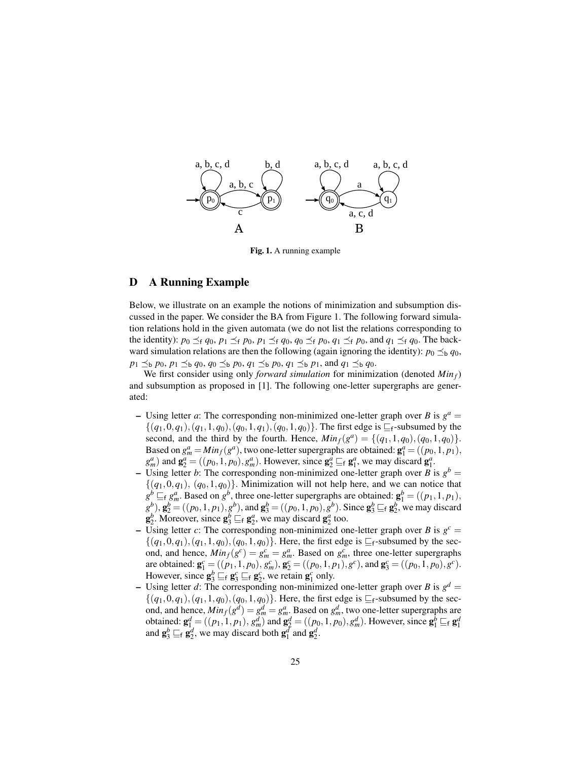Fig. 1. A running example

## D A Running Example

Below, we illustrate on an example the notions of minimization and subsumption discussed in the paper. We consider the BA from Figure 1. The following forward simulation relations hold in the given automata (we do not list the relations corresponding to the identity): $p_0 \preceq_{\mathsf{f}} q_0$, $p_1 \preceq_{\mathsf{f}} p_0$, $p_1 \preceq_{\mathsf{f}} q_0$, $q_0 \preceq_{\mathsf{f}} p_0$, $q_1 \preceq_{\mathsf{f}} p_0$, and $q_1 \preceq_{\mathsf{f}} q_0$. The backward simulation relations are then the following (again ignoring the identity): $p_0 \preceq_{\mathsf{b}} q_0$, $p_1 \preceq_{\mathsf{b}} p_0$, $p_1 \preceq_{\mathsf{b}} q_0$, $q_0 \preceq_{\mathsf{b}} p_0$, $q_1 \preceq_{\mathsf{b}} p_0$, $q_1 \preceq_{\mathsf{b}} p_1$, and $q_1 \preceq_{\mathsf{b}} q_0$.

We first consider using only *forward simulation* for minimization (denoted $Min_f$) and subsumption as proposed in [1]. The following one-letter supergraphs are generated:

- Using letter $a$: The corresponding non-minimized one-letter graph over $B$ is $g^a = \{(q_1,0,q_1),(q_1,1,q_0),(q_0,1,q_1),(q_0,1,q_0)\}$. The first edge is $\sqsubseteq_{\mathsf{f}}$-subsumed by the second, and the third by the fourth. Hence, $Min_f(g^a) = \{(q_1,1,q_0),(q_0,1,q_0)\}$. Based on $g^a_m = Min_f(g^a)$, two one-letter supergraphs are obtained: $\mathbf{g}^a_1 = ((p_0,1,p_1), g^a_m)$ and $\mathbf{g}^a_2 = ((p_0,1,p_0), g^a_m)$. However, since $\mathbf{g}^a_2 \sqsubseteq_{\mathsf{f}} \mathbf{g}^a_1$, we may discard $\mathbf{g}^a_1$.
- Using letter $b$: The corresponding non-minimized one-letter graph over $B$ is $g^b = \{(q_1,0,q_1),\ (q_0,1,q_0)\}$. Minimization will not help here, and we can notice that $g^b \sqsubseteq_{\mathsf{f}} g^a_m$. Based on $g^b$, three one-letter supergraphs are obtained: $\mathbf{g}^b_1 = ((p_1,1,p_1), g^b)$, $\mathbf{g}^b_2 = ((p_0,1,p_1), g^b)$, and $\mathbf{g}^b_3 = ((p_0,1,p_0), g^b)$. Since $\mathbf{g}^b_3 \sqsubseteq_{\mathsf{f}} \mathbf{g}^b_2$, we may discard $\mathbf{g}^b_2$. Moreover, since $\mathbf{g}^b_3 \sqsubseteq_{\mathsf{f}} \mathbf{g}^a_2$, we may discard $\mathbf{g}^a_2$ too.
- Using letter $c$: The corresponding non-minimized one-letter graph over $B$ is $g^c = \{(q_1,0,q_1),(q_1,1,q_0),(q_0,1,q_0)\}$. Here, the first edge is $\sqsubseteq_{\mathsf{f}}$-subsumed by the second, and hence, $Min_f(g^c) = g^c_m = g^a_m$. Based on $g^c_m$, three one-letter supergraphs are obtained: $\mathbf{g}^c_1 = ((p_1,1,p_0), g^c_m)$, $\mathbf{g}^c_2 = ((p_0,1,p_1), g^c)$, and $\mathbf{g}^c_3 = ((p_0,1,p_0), g^c)$. However, since $\mathbf{g}^b_3 \sqsubseteq_{\mathsf{f}} \mathbf{g}^c_3 \sqsubseteq_{\mathsf{f}} \mathbf{g}^c_2$, we retain $\mathbf{g}^c_1$ only.
- Using letter $d$: The corresponding non-minimized one-letter graph over $B$ is $g^d = \{(q_1,0,q_1),(q_1,1,q_0),(q_0,1,q_0)\}$. Here, the first edge is $\sqsubseteq_{\mathsf{f}}$-subsumed by the second, and hence, $Min_f(g^d) = g^d_m = g^a_m$. Based on $g^d_m$, two one-letter supergraphs are obtained: $\mathbf{g}^d_1 = ((p_1,1,p_1), g^d_m)$ and $\mathbf{g}^d_2 = ((p_0,1,p_0), g^d_m)$. However, since $\mathbf{g}^b_1 \sqsubseteq_{\mathsf{f}} \mathbf{g}^d_1$ and $\mathbf{g}^b_3 \sqsubseteq_{\mathsf{f}} \mathbf{g}^d_2$, we may discard both $\mathbf{g}^d_1$ and $\mathbf{g}^d_2$.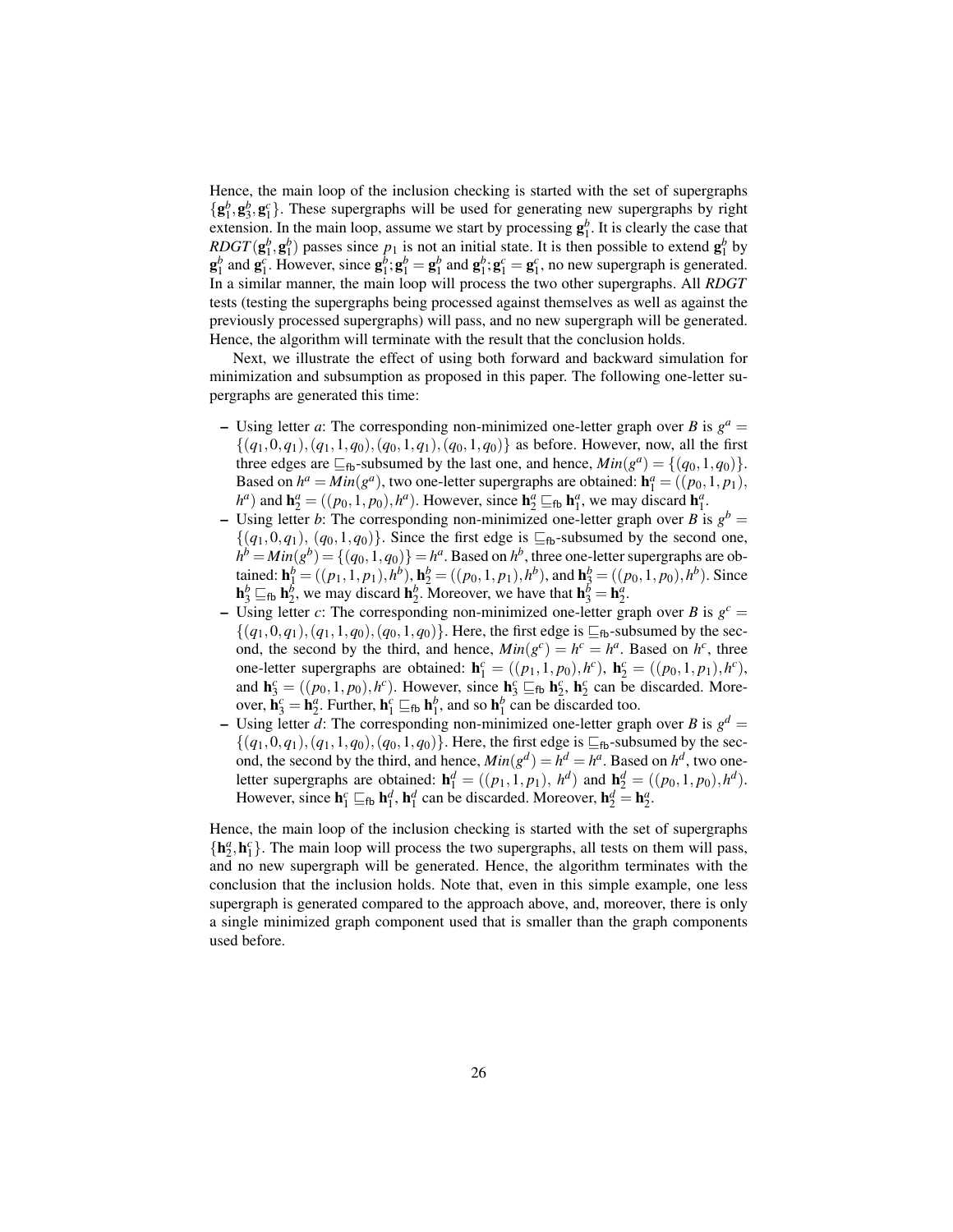Hence, the main loop of the inclusion checking is started with the set of supergraphs $\{\mathbf{g}_1^b, \mathbf{g}_3^b, \mathbf{g}_1^c\}$. These supergraphs will be used for generating new supergraphs by right extension. In the main loop, assume we start by processing $\mathbf{g}_1^b$. It is clearly the case that $RDGT(\mathbf{g}_1^b, \mathbf{g}_1^b)$ passes since $p_1$ is not an initial state. It is then possible to extend $\mathbf{g}_1^b$ by $\mathbf{g}_1^b$ and $\mathbf{g}_1^c$. However, since $\mathbf{g}_1^b;\mathbf{g}_1^b = \mathbf{g}_1^b$ and $\mathbf{g}_1^b;\mathbf{g}_1^c = \mathbf{g}_1^c$, no new supergraph is generated. In a similar manner, the main loop will process the two other supergraphs. All *RDGT* tests (testing the supergraphs being processed against themselves as well as against the previously processed supergraphs) will pass, and no new supergraph will be generated. Hence, the algorithm will terminate with the result that the conclusion holds.

Next, we illustrate the effect of using both forward and backward simulation for minimization and subsumption as proposed in this paper. The following one-letter supergraphs are generated this time:

- Using letter $a$: The corresponding non-minimized one-letter graph over $B$ is $g^a = \{(q_1,0,q_1),(q_1,1,q_0),(q_0,1,q_1),(q_0,1,q_0)\}$ as before. However, now, all the first three edges are $\sqsubseteq_{\mathsf{fb}}$-subsumed by the last one, and hence, $Min(g^a) = \{(q_0,1,q_0)\}$. Based on $h^a = Min(g^a)$, two one-letter supergraphs are obtained: $\mathbf{h}_1^a = ((p_0,1,p_1), h^a)$ and $\mathbf{h}_2^a = ((p_0,1,p_0),h^a)$. However, since $\mathbf{h}_2^a \sqsubseteq_{\mathsf{fb}} \mathbf{h}_1^a$, we may discard $\mathbf{h}_1^a$.
- Using letter $b$: The corresponding non-minimized one-letter graph over $B$ is $g^b = \{(q_1,0,q_1),\ (q_0,1,q_0)\}$. Since the first edge is $\sqsubseteq_{\mathsf{fb}}$-subsumed by the second one, $h^b = Min(g^b) = \{(q_0,1,q_0)\} = h^a$. Based on $h^b$, three one-letter supergraphs are obtained: $\mathbf{h}_1^b = ((p_1,1,p_1),h^b)$, $\mathbf{h}_2^b = ((p_0,1,p_1),h^b)$, and $\mathbf{h}_3^b = ((p_0,1,p_0),h^b)$. Since $\mathbf{h}_3^b \sqsubseteq_{\mathsf{fb}} \mathbf{h}_2^b$, we may discard $\mathbf{h}_2^b$. Moreover, we have that $\mathbf{h}_3^b = \mathbf{h}_2^a$.
- Using letter $c$: The corresponding non-minimized one-letter graph over $B$ is $g^c = \{(q_1,0,q_1),(q_1,1,q_0),(q_0,1,q_0)\}$. Here, the first edge is $\sqsubseteq_{\mathsf{fb}}$-subsumed by the second, the second by the third, and hence, $Min(g^c) = h^c = h^a$. Based on $h^c$, three one-letter supergraphs are obtained: $\mathbf{h}_1^c = ((p_1,1,p_0),h^c)$, $\mathbf{h}_2^c = ((p_0,1,p_1),h^c)$, and $\mathbf{h}_3^c = ((p_0,1,p_0),h^c)$. However, since $\mathbf{h}_3^c \sqsubseteq_{\mathsf{fb}} \mathbf{h}_2^c$, $\mathbf{h}_2^c$ can be discarded. Moreover, $\mathbf{h}_3^c = \mathbf{h}_2^a$. Further, $\mathbf{h}_1^c \sqsubseteq_{\mathsf{fb}} \mathbf{h}_1^b$, and so $\mathbf{h}_1^b$ can be discarded too.
- Using letter $d$: The corresponding non-minimized one-letter graph over $B$ is $g^d = \{(q_1,0,q_1),(q_1,1,q_0),(q_0,1,q_0)\}$. Here, the first edge is $\sqsubseteq_{\mathsf{fb}}$-subsumed by the second, the second by the third, and hence, $Min(g^d) = h^d = h^a$. Based on $h^d$, two one-letter supergraphs are obtained: $\mathbf{h}_1^d = ((p_1,1,p_1),\ h^d)$ and $\mathbf{h}_2^d = ((p_0,1,p_0),h^d)$. However, since $\mathbf{h}_1^c \sqsubseteq_{\mathsf{fb}} \mathbf{h}_1^d$, $\mathbf{h}_1^d$ can be discarded. Moreover, $\mathbf{h}_2^d = \mathbf{h}_2^a$.

Hence, the main loop of the inclusion checking is started with the set of supergraphs $\{\mathbf{h}_2^a, \mathbf{h}_1^c\}$. The main loop will process the two supergraphs, all tests on them will pass, and no new supergraph will be generated. Hence, the algorithm terminates with the conclusion that the inclusion holds. Note that, even in this simple example, one less supergraph is generated compared to the approach above, and, moreover, there is only a single minimized graph component used that is smaller than the graph components used before.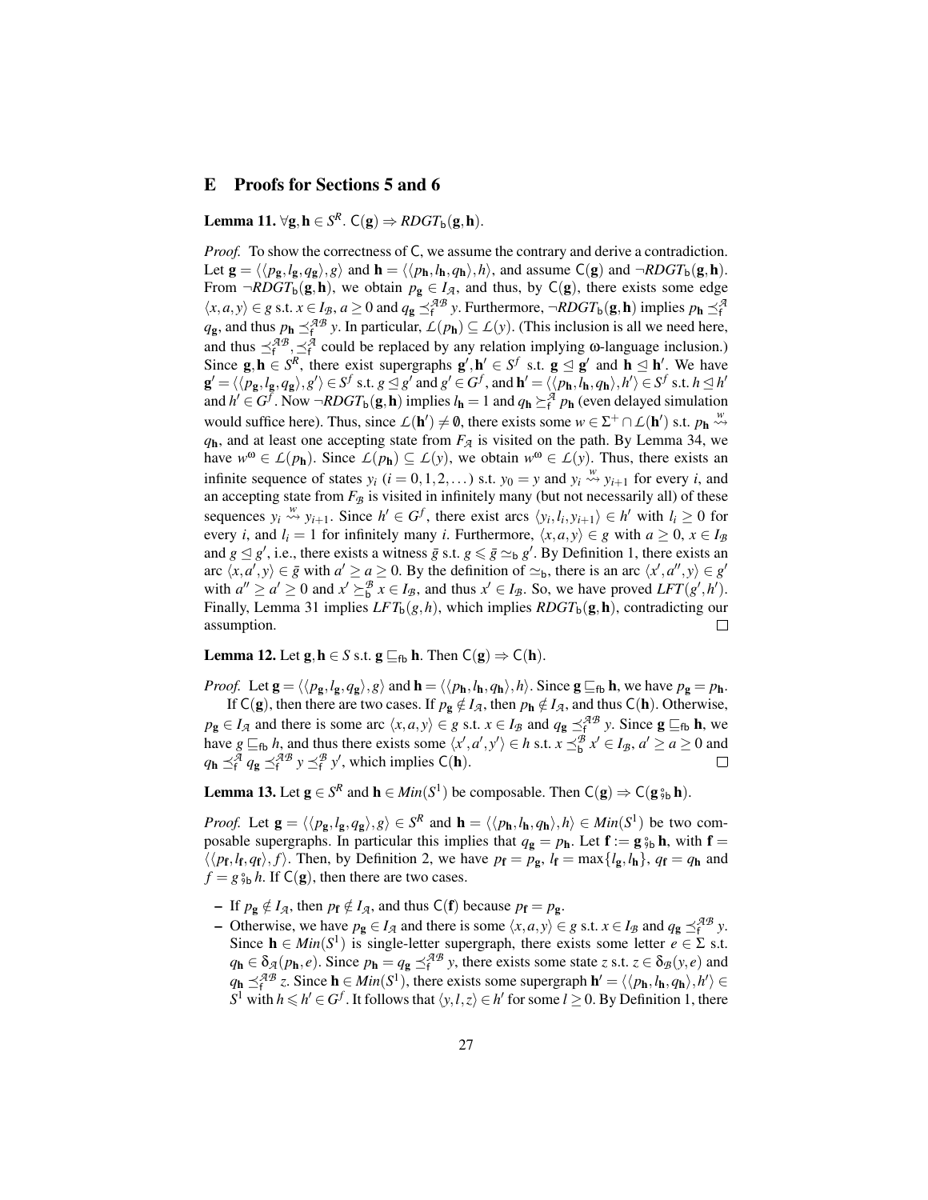## E Proofs for Sections 5 and 6

**Lemma 11.** $\forall \mathbf{g}, \mathbf{h} \in S^R.\ \mathsf{C}(\mathbf{g}) \Rightarrow RDGT_{\mathsf{b}}(\mathbf{g}, \mathbf{h})$.

*Proof.* To show the correctness of $\mathsf{C}$, we assume the contrary and derive a contradiction. Let $\mathbf{g} = \langle\langle p_{\mathbf{g}}, l_{\mathbf{g}}, q_{\mathbf{g}}\rangle, g\rangle$ and $\mathbf{h} = \langle\langle p_{\mathbf{h}}, l_{\mathbf{h}}, q_{\mathbf{h}}\rangle, h\rangle$, and assume $\mathsf{C}(\mathbf{g})$ and $\neg RDGT_{\mathsf{b}}(\mathbf{g}, \mathbf{h})$. From $\neg RDGT_{\mathsf{b}}(\mathbf{g}, \mathbf{h})$, we obtain $p_{\mathbf{g}} \in I_{\mathcal{A}}$, and thus, by $\mathsf{C}(\mathbf{g})$, there exists some edge $\langle x, a, y\rangle \in g$ s.t. $x \in I_{\mathcal{B}}$, $a \geq 0$ and $q_{\mathbf{g}} \preceq_{\mathsf{f}}^{\mathcal{AB}} y$. Furthermore, $\neg RDGT_{\mathsf{b}}(\mathbf{g}, \mathbf{h})$ implies $p_{\mathbf{h}} \preceq_{\mathsf{f}}^{\mathcal{A}} q_{\mathbf{g}}$, and thus $p_{\mathbf{h}} \preceq_{\mathsf{f}}^{\mathcal{AB}} y$. In particular, $\mathcal{L}(p_{\mathbf{h}}) \subseteq \mathcal{L}(y)$. (This inclusion is all we need here, and thus $\preceq_{\mathsf{f}}^{\mathcal{AB}}, \preceq_{\mathsf{f}}^{\mathcal{A}}$ could be replaced by any relation implying $\omega$-language inclusion.) Since $\mathbf{g}, \mathbf{h} \in S^R$, there exist supergraphs $\mathbf{g}', \mathbf{h}' \in S^f$ s.t. $\mathbf{g} \trianglelefteq \mathbf{g}'$ and $\mathbf{h} \trianglelefteq \mathbf{h}'$. We have $\mathbf{g}' = \langle\langle p_{\mathbf{g}}, l_{\mathbf{g}}, q_{\mathbf{g}}\rangle, g'\rangle \in S^f$ s.t. $g \trianglelefteq g'$ and $g' \in G^f$, and $\mathbf{h}' = \langle\langle p_{\mathbf{h}}, l_{\mathbf{h}}, q_{\mathbf{h}}\rangle, h'\rangle \in S^f$ s.t. $h \trianglelefteq h'$ and $h' \in G^f$. Now $\neg RDGT_{\mathsf{b}}(\mathbf{g}, \mathbf{h})$ implies $l_{\mathbf{h}} = 1$ and $q_{\mathbf{h}} \succeq_{\mathsf{f}}^{\mathcal{A}} p_{\mathbf{h}}$ (even delayed simulation would suffice here). Thus, since $\mathcal{L}(\mathbf{h}') \neq \emptyset$, there exists some $w \in \Sigma^+ \cap \mathcal{L}(\mathbf{h}')$ s.t. $p_{\mathbf{h}} \overset{w}{\rightsquigarrow} q_{\mathbf{h}}$, and at least one accepting state from $F_{\mathcal{A}}$ is visited on the path. By Lemma 34, we have $w^\omega \in \mathcal{L}(p_{\mathbf{h}})$. Since $\mathcal{L}(p_{\mathbf{h}}) \subseteq \mathcal{L}(y)$, we obtain $w^\omega \in \mathcal{L}(y)$. Thus, there exists an infinite sequence of states $y_i$ ($i = 0, 1, 2, \dots$) s.t. $y_0 = y$ and $y_i \overset{w}{\rightsquigarrow} y_{i+1}$ for every $i$, and an accepting state from $F_{\mathcal{B}}$ is visited in infinitely many (but not necessarily all) of these sequences $y_i \overset{w}{\rightsquigarrow} y_{i+1}$. Since $h' \in G^f$, there exist arcs $\langle y_i, l_i, y_{i+1}\rangle \in h'$ with $l_i \geq 0$ for every $i$, and $l_i = 1$ for infinitely many $i$. Furthermore, $\langle x, a, y\rangle \in g$ with $a \geq 0$, $x \in I_{\mathcal{B}}$ and $g \trianglelefteq g'$, i.e., there exists a witness $\bar{g}$ s.t. $g \leqslant \bar{g} \simeq_{\mathsf{b}} g'$. By Definition 1, there exists an arc $\langle x, a', y\rangle \in \bar{g}$ with $a' \geq a \geq 0$. By the definition of $\simeq_{\mathsf{b}}$, there is an arc $\langle x', a'', y\rangle \in g'$ with $a'' \geq a' \geq 0$ and $x' \succeq_{\mathsf{b}}^{\mathcal{B}} x \in I_{\mathcal{B}}$, and thus $x' \in I_{\mathcal{B}}$. So, we have proved $LFT(g', h')$. Finally, Lemma 31 implies $LFT_{\mathsf{b}}(g, h)$, which implies $RDGT_{\mathsf{b}}(\mathbf{g}, \mathbf{h})$, contradicting our assumption. $\square$

**Lemma 12.** Let $\mathbf{g}, \mathbf{h} \in S$ s.t. $\mathbf{g} \sqsubseteq_{\mathsf{fb}} \mathbf{h}$. Then $\mathsf{C}(\mathbf{g}) \Rightarrow \mathsf{C}(\mathbf{h})$.

*Proof.* Let $\mathbf{g} = \langle\langle p_{\mathbf{g}}, l_{\mathbf{g}}, q_{\mathbf{g}}\rangle, g\rangle$ and $\mathbf{h} = \langle\langle p_{\mathbf{h}}, l_{\mathbf{h}}, q_{\mathbf{h}}\rangle, h\rangle$. Since $\mathbf{g} \sqsubseteq_{\mathsf{fb}} \mathbf{h}$, we have $p_{\mathbf{g}} = p_{\mathbf{h}}$.

If $\mathsf{C}(\mathbf{g})$, then there are two cases. If $p_{\mathbf{g}} \notin I_{\mathcal{A}}$, then $p_{\mathbf{h}} \notin I_{\mathcal{A}}$, and thus $\mathsf{C}(\mathbf{h})$. Otherwise, $p_{\mathbf{g}} \in I_{\mathcal{A}}$ and there is some arc $\langle x, a, y\rangle \in g$ s.t. $x \in I_{\mathcal{B}}$ and $q_{\mathbf{g}} \preceq_{\mathsf{f}}^{\mathcal{AB}} y$. Since $\mathbf{g} \sqsubseteq_{\mathsf{fb}} \mathbf{h}$, we have $g \sqsubseteq_{\mathsf{fb}} h$, and thus there exists some $\langle x', a', y'\rangle \in h$ s.t. $x \preceq_{\mathsf{b}}^{\mathcal{B}} x' \in I_{\mathcal{B}}$, $a' \geq a \geq 0$ and $q_{\mathbf{h}} \preceq_{\mathsf{f}}^{\mathcal{A}} q_{\mathbf{g}} \preceq_{\mathsf{f}}^{\mathcal{AB}} y \preceq_{\mathsf{f}}^{\mathcal{B}} y'$, which implies $\mathsf{C}(\mathbf{h})$. $\square$

**Lemma 13.** Let $\mathbf{g} \in S^R$ and $\mathbf{h} \in Min(S^1)$ be composable. Then $\mathsf{C}(\mathbf{g}) \Rightarrow \mathsf{C}(\mathbf{g} \,{}^{\circ}_{9}{}_{\mathsf{b}}\, \mathbf{h})$.

*Proof.* Let $\mathbf{g} = \langle\langle p_{\mathbf{g}}, l_{\mathbf{g}}, q_{\mathbf{g}}\rangle, g\rangle \in S^R$ and $\mathbf{h} = \langle\langle p_{\mathbf{h}}, l_{\mathbf{h}}, q_{\mathbf{h}}\rangle, h\rangle \in Min(S^1)$ be two composable supergraphs. In particular this implies that $q_{\mathbf{g}} = p_{\mathbf{h}}$. Let $\mathbf{f} := \mathbf{g} \,{}^{\circ}_{9}{}_{\mathsf{b}}\, \mathbf{h}$, with $\mathbf{f} = \langle\langle p_{\mathbf{f}}, l_{\mathbf{f}}, q_{\mathbf{f}}\rangle, f\rangle$. Then, by Definition 2, we have $p_{\mathbf{f}} = p_{\mathbf{g}}$, $l_{\mathbf{f}} = \max\{l_{\mathbf{g}}, l_{\mathbf{h}}\}$, $q_{\mathbf{f}} = q_{\mathbf{h}}$ and $f = g \,{}^{\circ}_{9}{}_{\mathsf{b}}\, h$. If $\mathsf{C}(\mathbf{g})$, then there are two cases.

- If $p_{\mathbf{g}} \notin I_{\mathcal{A}}$, then $p_{\mathbf{f}} \notin I_{\mathcal{A}}$, and thus $\mathsf{C}(\mathbf{f})$ because $p_{\mathbf{f}} = p_{\mathbf{g}}$.
- Otherwise, we have $p_{\mathbf{g}} \in I_{\mathcal{A}}$ and there is some $\langle x, a, y\rangle \in g$ s.t. $x \in I_{\mathcal{B}}$ and $q_{\mathbf{g}} \preceq_{\mathsf{f}}^{\mathcal{AB}} y$. Since $\mathbf{h} \in Min(S^1)$ is single-letter supergraph, there exists some letter $e \in \Sigma$ s.t. $q_{\mathbf{h}} \in \delta_{\mathcal{A}}(p_{\mathbf{h}}, e)$. Since $p_{\mathbf{h}} = q_{\mathbf{g}} \preceq_{\mathsf{f}}^{\mathcal{AB}} y$, there exists some state $z$ s.t. $z \in \delta_{\mathcal{B}}(y, e)$ and $q_{\mathbf{h}} \preceq_{\mathsf{f}}^{\mathcal{AB}} z$. Since $\mathbf{h} \in Min(S^1)$, there exists some supergraph $\mathbf{h}' = \langle\langle p_{\mathbf{h}}, l_{\mathbf{h}}, q_{\mathbf{h}}\rangle, h'\rangle \in S^1$ with $h \leqslant h' \in G^f$. It follows that $\langle y, l, z\rangle \in h'$ for some $l \geq 0$. By Definition 1, there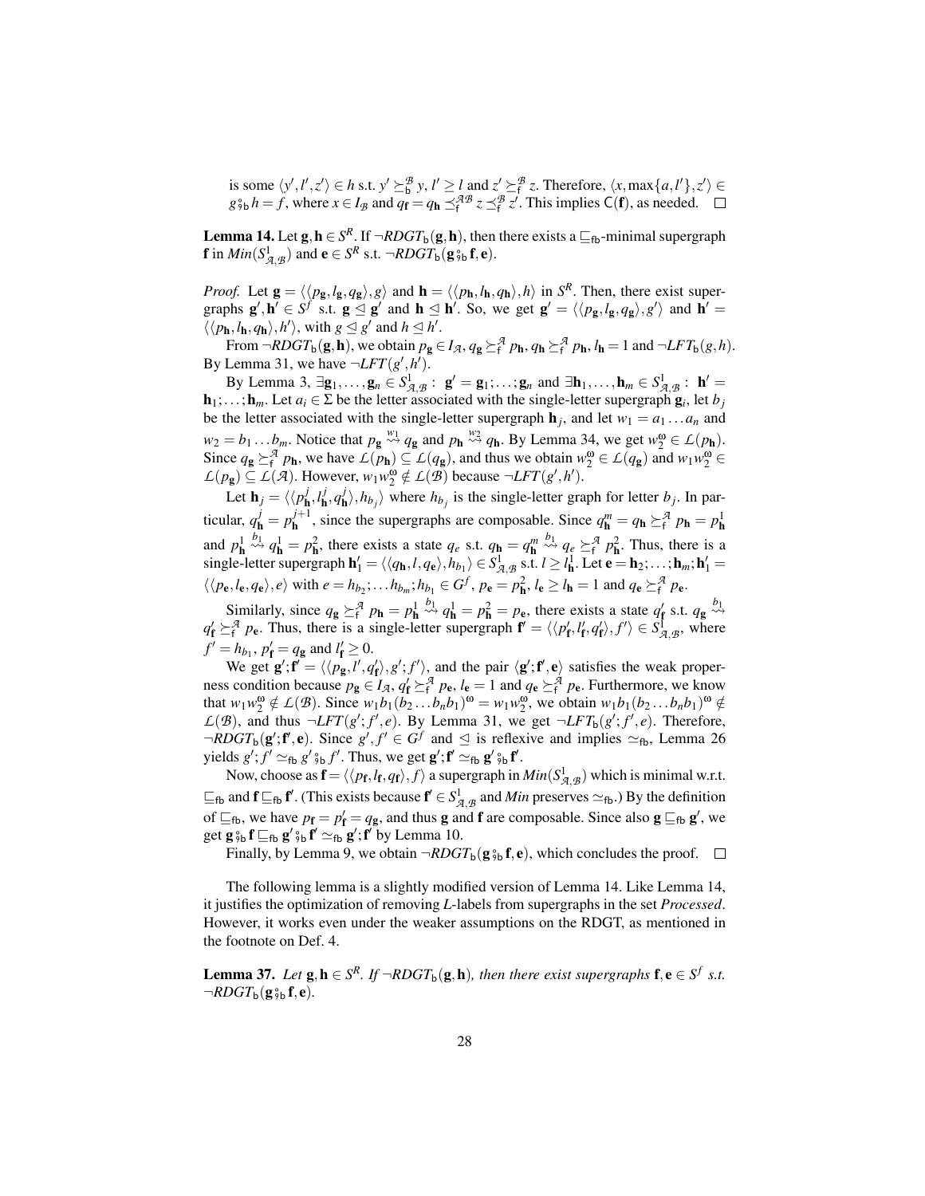is some $\langle y', l', z' \rangle \in h$ s.t. $y' \succeq^{\mathcal{B}}_{\mathsf{b}} y$, $l' \geq l$ and $z' \succeq^{\mathcal{B}}_{\mathsf{f}} z$. Therefore, $\langle x, \max\{a, l'\}, z' \rangle \in g \mathbin{⨟_{\mathsf{b}}} h = f$, where $x \in I_{\mathcal{B}}$ and $q_{\mathbf{f}} = q_{\mathbf{h}} \preceq^{\mathcal{AB}}_{\mathsf{f}} z \preceq^{\mathcal{B}}_{\mathsf{f}} z'$. This implies $\mathsf{C}(\mathbf{f})$, as needed. $\square$

**Lemma 14.** Let $\mathbf{g}, \mathbf{h} \in S^R$. If $\neg RDGT_{\mathsf{b}}(\mathbf{g}, \mathbf{h})$, then there exists a $\sqsubseteq_{\mathsf{fb}}$-minimal supergraph $\mathbf{f}$ in $Min(S^1_{\mathcal{A},\mathcal{B}})$ and $\mathbf{e} \in S^R$ s.t. $\neg RDGT_{\mathsf{b}}(\mathbf{g} \mathbin{⨟_{\mathsf{b}}} \mathbf{f}, \mathbf{e})$.

*Proof.* Let $\mathbf{g} = \langle \langle p_{\mathbf{g}}, l_{\mathbf{g}}, q_{\mathbf{g}} \rangle, g \rangle$ and $\mathbf{h} = \langle \langle p_{\mathbf{h}}, l_{\mathbf{h}}, q_{\mathbf{h}} \rangle, h \rangle$ in $S^R$. Then, there exist supergraphs $\mathbf{g}', \mathbf{h}' \in S^f$ s.t. $\mathbf{g} \trianglelefteq \mathbf{g}'$ and $\mathbf{h} \trianglelefteq \mathbf{h}'$. So, we get $\mathbf{g}' = \langle \langle p_{\mathbf{g}}, l_{\mathbf{g}}, q_{\mathbf{g}} \rangle, g' \rangle$ and $\mathbf{h}' = \langle \langle p_{\mathbf{h}}, l_{\mathbf{h}}, q_{\mathbf{h}} \rangle, h' \rangle$, with $g \trianglelefteq g'$ and $h \trianglelefteq h'$.

From $\neg RDGT_{\mathsf{b}}(\mathbf{g}, \mathbf{h})$, we obtain $p_{\mathbf{g}} \in I_{\mathcal{A}}$, $q_{\mathbf{g}} \succeq^{\mathcal{A}}_{\mathsf{f}} p_{\mathbf{h}}$, $q_{\mathbf{h}} \succeq^{\mathcal{A}}_{\mathsf{f}} p_{\mathbf{h}}$, $l_{\mathbf{h}} = 1$ and $\neg LFT_{\mathsf{b}}(g, h)$. By Lemma 31, we have $\neg LFT(g', h')$.

By Lemma 3, $\exists \mathbf{g}_1, \ldots, \mathbf{g}_n \in S^1_{\mathcal{A},\mathcal{B}} : \mathbf{g}' = \mathbf{g}_1; \ldots; \mathbf{g}_n$ and $\exists \mathbf{h}_1, \ldots, \mathbf{h}_m \in S^1_{\mathcal{A},\mathcal{B}} : \mathbf{h}' = \mathbf{h}_1; \ldots; \mathbf{h}_m$. Let $a_i \in \Sigma$ be the letter associated with the single-letter supergraph $\mathbf{g}_i$, let $b_j$ be the letter associated with the single-letter supergraph $\mathbf{h}_j$, and let $w_1 = a_1 \ldots a_n$ and $w_2 = b_1 \ldots b_m$. Notice that $p_{\mathbf{g}} \overset{w_1}{\rightsquigarrow} q_{\mathbf{g}}$ and $p_{\mathbf{h}} \overset{w_2}{\rightsquigarrow} q_{\mathbf{h}}$. By Lemma 34, we get $w_2^{\omega} \in \mathcal{L}(p_{\mathbf{h}})$. Since $q_{\mathbf{g}} \succeq^{\mathcal{A}}_{\mathsf{f}} p_{\mathbf{h}}$, we have $\mathcal{L}(p_{\mathbf{h}}) \subseteq \mathcal{L}(q_{\mathbf{g}})$, and thus we obtain $w_2^{\omega} \in \mathcal{L}(q_{\mathbf{g}})$ and $w_1 w_2^{\omega} \in \mathcal{L}(p_{\mathbf{g}}) \subseteq \mathcal{L}(\mathcal{A})$. However, $w_1 w_2^{\omega} \notin \mathcal{L}(\mathcal{B})$ because $\neg LFT(g', h')$.

Let $\mathbf{h}_j = \langle \langle p^j_{\mathbf{h}}, l^j_{\mathbf{h}}, q^j_{\mathbf{h}} \rangle, h_{b_j} \rangle$ where $h_{b_j}$ is the single-letter graph for letter $b_j$. In particular, $q^j_{\mathbf{h}} = p^{j+1}_{\mathbf{h}}$, since the supergraphs are composable. Since $q^m_{\mathbf{h}} = q_{\mathbf{h}} \succeq^{\mathcal{A}}_{\mathsf{f}} p_{\mathbf{h}} = p^1_{\mathbf{h}}$ and $p^1_{\mathbf{h}} \overset{b_1}{\rightsquigarrow} q^1_{\mathbf{h}} = p^2_{\mathbf{h}}$, there exists a state $q_e$ s.t. $q_{\mathbf{h}} = q^m_{\mathbf{h}} \overset{b_1}{\rightsquigarrow} q_e \succeq^{\mathcal{A}}_{\mathsf{f}} p^2_{\mathbf{h}}$. Thus, there is a single-letter supergraph $\mathbf{h}'_1 = \langle \langle q_{\mathbf{h}}, l, q_{\mathbf{e}} \rangle, h_{b_1} \rangle \in S^1_{\mathcal{A},\mathcal{B}}$ s.t. $l \geq l^1_{\mathbf{h}}$. Let $\mathbf{e} = \mathbf{h}_2; \ldots; \mathbf{h}_m; \mathbf{h}'_1 = \langle \langle p_{\mathbf{e}}, l_{\mathbf{e}}, q_{\mathbf{e}} \rangle, e \rangle$ with $e = h_{b_2}; \ldots h_{b_m}; h_{b_1} \in G^f$, $p_{\mathbf{e}} = p^2_{\mathbf{h}}$, $l_{\mathbf{e}} \geq l_{\mathbf{h}} = 1$ and $q_{\mathbf{e}} \succeq^{\mathcal{A}}_{\mathsf{f}} p_{\mathbf{e}}$.

Similarly, since $q_{\mathbf{g}} \succeq^{\mathcal{A}}_{\mathsf{f}} p_{\mathbf{h}} = p^1_{\mathbf{h}} \overset{b_1}{\rightsquigarrow} q^1_{\mathbf{h}} = p^2_{\mathbf{h}} = p_{\mathbf{e}}$, there exists a state $q'_{\mathbf{f}}$ s.t. $q_{\mathbf{g}} \overset{b_1}{\rightsquigarrow} q'_{\mathbf{f}} \succeq^{\mathcal{A}}_{\mathsf{f}} p_{\mathbf{e}}$. Thus, there is a single-letter supergraph $\mathbf{f}' = \langle \langle p'_{\mathbf{f}}, l'_{\mathbf{f}}, q'_{\mathbf{f}} \rangle, f' \rangle \in S^1_{\mathcal{A},\mathcal{B}}$, where $f' = h_{b_1}$, $p'_{\mathbf{f}} = q_{\mathbf{g}}$ and $l'_{\mathbf{f}} \geq 0$.

We get $\mathbf{g}'; \mathbf{f}' = \langle \langle p_{\mathbf{g}}, l', q'_{\mathbf{f}} \rangle, g'; f' \rangle$, and the pair $\langle \mathbf{g}'; \mathbf{f}', \mathbf{e} \rangle$ satisfies the weak properness condition because $p_{\mathbf{g}} \in I_{\mathcal{A}}$, $q'_{\mathbf{f}} \succeq^{\mathcal{A}}_{\mathsf{f}} p_{\mathbf{e}}$, $l_{\mathbf{e}} = 1$ and $q_{\mathbf{e}} \succeq^{\mathcal{A}}_{\mathsf{f}} p_{\mathbf{e}}$. Furthermore, we know that $w_1 w_2^{\omega} \notin \mathcal{L}(\mathcal{B})$. Since $w_1 b_1 (b_2 \ldots b_n b_1)^{\omega} = w_1 w_2^{\omega}$, we obtain $w_1 b_1 (b_2 \ldots b_n b_1)^{\omega} \notin \mathcal{L}(\mathcal{B})$, and thus $\neg LFT(g'; f', e)$. By Lemma 31, we get $\neg LFT_{\mathsf{b}}(g'; f', e)$. Therefore, $\neg RDGT_{\mathsf{b}}(\mathbf{g}'; \mathbf{f}', \mathbf{e})$. Since $g', f' \in G^f$ and $\trianglelefteq$ is reflexive and implies $\simeq_{\mathsf{fb}}$, Lemma 26 yields $g'; f' \simeq_{\mathsf{fb}} g' \mathbin{⨟_{\mathsf{b}}} f'$. Thus, we get $\mathbf{g}'; \mathbf{f}' \simeq_{\mathsf{fb}} \mathbf{g}' \mathbin{⨟_{\mathsf{b}}} \mathbf{f}'$.

Now, choose as $\mathbf{f} = \langle \langle p_{\mathbf{f}}, l_{\mathbf{f}}, q_{\mathbf{f}} \rangle, f \rangle$ a supergraph in $Min(S^1_{\mathcal{A},\mathcal{B}})$ which is minimal w.r.t. $\sqsubseteq_{\mathsf{fb}}$ and $\mathbf{f} \sqsubseteq_{\mathsf{fb}} \mathbf{f}'$. (This exists because $\mathbf{f}' \in S^1_{\mathcal{A},\mathcal{B}}$ and *Min* preserves $\simeq_{\mathsf{fb}}$.) By the definition of $\sqsubseteq_{\mathsf{fb}}$, we have $p_{\mathbf{f}} = p'_{\mathbf{f}} = q_{\mathbf{g}}$, and thus $\mathbf{g}$ and $\mathbf{f}$ are composable. Since also $\mathbf{g} \sqsubseteq_{\mathsf{fb}} \mathbf{g}'$, we get $\mathbf{g} \mathbin{⨟_{\mathsf{b}}} \mathbf{f} \sqsubseteq_{\mathsf{fb}} \mathbf{g}' \mathbin{⨟_{\mathsf{b}}} \mathbf{f}' \simeq_{\mathsf{fb}} \mathbf{g}'; \mathbf{f}'$ by Lemma 10.

Finally, by Lemma 9, we obtain $\neg RDGT_{\mathsf{b}}(\mathbf{g} \mathbin{⨟_{\mathsf{b}}} \mathbf{f}, \mathbf{e})$, which concludes the proof. $\square$

The following lemma is a slightly modified version of Lemma 14. Like Lemma 14, it justifies the optimization of removing *L*-labels from supergraphs in the set *Processed*. However, it works even under the weaker assumptions on the RDGT, as mentioned in the footnote on Def. 4.

**Lemma 37.** *Let $\mathbf{g}, \mathbf{h} \in S^R$. If $\neg RDGT_{\mathsf{b}}(\mathbf{g}, \mathbf{h})$, then there exist supergraphs $\mathbf{f}, \mathbf{e} \in S^f$ s.t. $\neg RDGT_{\mathsf{b}}(\mathbf{g} \mathbin{⨟_{\mathsf{b}}} \mathbf{f}, \mathbf{e})$.*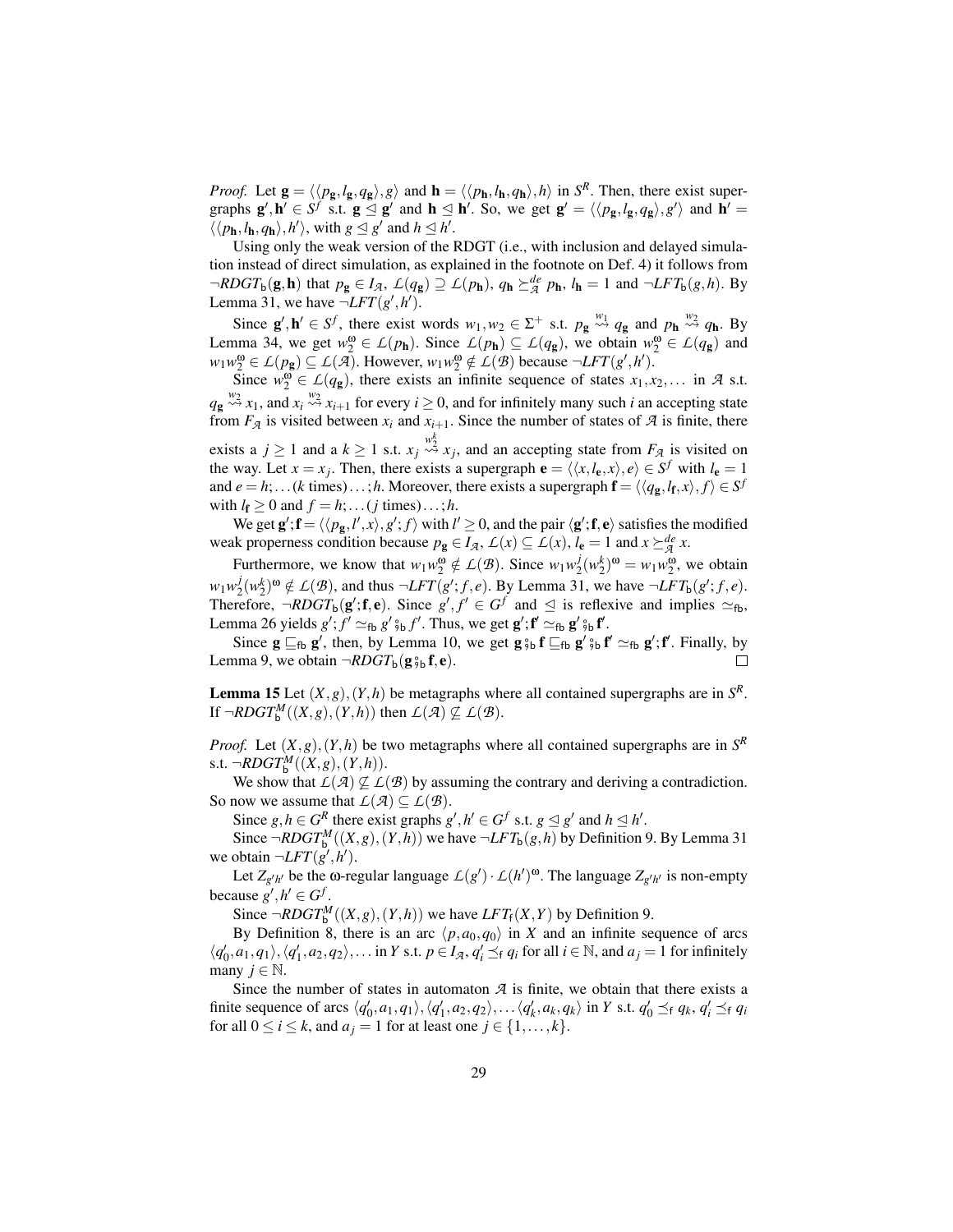*Proof.* Let $\mathbf{g} = \langle\langle p_\mathbf{g}, l_\mathbf{g}, q_\mathbf{g}\rangle, g\rangle$ and $\mathbf{h} = \langle\langle p_\mathbf{h}, l_\mathbf{h}, q_\mathbf{h}\rangle, h\rangle$ in $S^R$. Then, there exist supergraphs $\mathbf{g}', \mathbf{h}' \in S^f$ s.t. $\mathbf{g} \trianglelefteq \mathbf{g}'$ and $\mathbf{h} \trianglelefteq \mathbf{h}'$. So, we get $\mathbf{g}' = \langle\langle p_\mathbf{g}, l_\mathbf{g}, q_\mathbf{g}\rangle, g'\rangle$ and $\mathbf{h}' = \langle\langle p_\mathbf{h}, l_\mathbf{h}, q_\mathbf{h}\rangle, h'\rangle$, with $g \trianglelefteq g'$ and $h \trianglelefteq h'$.

Using only the weak version of the RDGT (i.e., with inclusion and delayed simulation instead of direct simulation, as explained in the footnote on Def. 4) it follows from $\neg RDGT_\mathsf{b}(\mathbf{g},\mathbf{h})$ that $p_\mathbf{g} \in I_\mathcal{A}$, $\mathcal{L}(q_\mathbf{g}) \supseteq \mathcal{L}(p_\mathbf{h})$, $q_\mathbf{h} \succeq^{de}_\mathcal{A} p_\mathbf{h}$, $l_\mathbf{h} = 1$ and $\neg LFT_\mathsf{b}(g,h)$. By Lemma 31, we have $\neg LFT(g',h')$.

Since $\mathbf{g}', \mathbf{h}' \in S^f$, there exist words $w_1, w_2 \in \Sigma^+$ s.t. $p_\mathbf{g} \overset{w_1}{\rightsquigarrow} q_\mathbf{g}$ and $p_\mathbf{h} \overset{w_2}{\rightsquigarrow} q_\mathbf{h}$. By Lemma 34, we get $w_2^\omega \in \mathcal{L}(p_\mathbf{h})$. Since $\mathcal{L}(p_\mathbf{h}) \subseteq \mathcal{L}(q_\mathbf{g})$, we obtain $w_2^\omega \in \mathcal{L}(q_\mathbf{g})$ and $w_1 w_2^\omega \in \mathcal{L}(p_\mathbf{g}) \subseteq \mathcal{L}(\mathcal{A})$. However, $w_1 w_2^\omega \notin \mathcal{L}(\mathcal{B})$ because $\neg LFT(g',h')$.

Since $w_2^\omega \in \mathcal{L}(q_\mathbf{g})$, there exists an infinite sequence of states $x_1, x_2, \ldots$ in $\mathcal{A}$ s.t. $q_\mathbf{g} \overset{w_2}{\rightsquigarrow} x_1$, and $x_i \overset{w_2}{\rightsquigarrow} x_{i+1}$ for every $i \geq 0$, and for infinitely many such $i$ an accepting state from $F_\mathcal{A}$ is visited between $x_i$ and $x_{i+1}$. Since the number of states of $\mathcal{A}$ is finite, there exists a $j \geq 1$ and a $k \geq 1$ s.t. $x_j \overset{w_2^k}{\rightsquigarrow} x_j$, and an accepting state from $F_\mathcal{A}$ is visited on the way. Let $x = x_j$. Then, there exists a supergraph $\mathbf{e} = \langle\langle x, l_\mathbf{e}, x\rangle, e\rangle \in S^f$ with $l_\mathbf{e} = 1$ and $e = h; \ldots (k \text{ times}) \ldots ; h$. Moreover, there exists a supergraph $\mathbf{f} = \langle\langle q_\mathbf{g}, l_\mathbf{f}, x\rangle, f\rangle \in S^f$ with $l_\mathbf{f} \geq 0$ and $f = h; \ldots (j \text{ times}) \ldots ; h$.

We get $\mathbf{g}'; \mathbf{f} = \langle\langle p_\mathbf{g}, l', x\rangle, g'; f\rangle$ with $l' \geq 0$, and the pair $\langle \mathbf{g}'; \mathbf{f}, \mathbf{e}\rangle$ satisfies the modified weak properness condition because $p_\mathbf{g} \in I_\mathcal{A}$, $\mathcal{L}(x) \subseteq \mathcal{L}(x)$, $l_\mathbf{e} = 1$ and $x \succeq^{de}_\mathcal{A} x$.

Furthermore, we know that $w_1 w_2^\omega \notin \mathcal{L}(\mathcal{B})$. Since $w_1 w_2^j (w_2^k)^\omega = w_1 w_2^\omega$, we obtain $w_1 w_2^j (w_2^k)^\omega \notin \mathcal{L}(\mathcal{B})$, and thus $\neg LFT(g'; f, e)$. By Lemma 31, we have $\neg LFT_\mathsf{b}(g'; f, e)$. Therefore, $\neg RDGT_\mathsf{b}(\mathbf{g}'; \mathbf{f}, \mathbf{e})$. Since $g', f' \in G^f$ and $\trianglelefteq$ is reflexive and implies $\simeq_\mathsf{fb}$, Lemma 26 yields $g'; f' \simeq_\mathsf{fb} g' \fatsemi_\mathsf{b} f'$. Thus, we get $\mathbf{g}'; \mathbf{f}' \simeq_\mathsf{fb} \mathbf{g}' \fatsemi_\mathsf{b} \mathbf{f}'$.

Since $\mathbf{g} \sqsubseteq_\mathsf{fb} \mathbf{g}'$, then, by Lemma 10, we get $\mathbf{g} \fatsemi_\mathsf{b} \mathbf{f} \sqsubseteq_\mathsf{fb} \mathbf{g}' \fatsemi_\mathsf{b} \mathbf{f}' \simeq_\mathsf{fb} \mathbf{g}'; \mathbf{f}'$. Finally, by Lemma 9, we obtain $\neg RDGT_\mathsf{b}(\mathbf{g} \fatsemi_\mathsf{b} \mathbf{f}, \mathbf{e})$. $\square$

**Lemma 15** Let $(X,g), (Y,h)$ be metagraphs where all contained supergraphs are in $S^R$. If $\neg RDGT^M_\mathsf{b}((X,g),(Y,h))$ then $\mathcal{L}(\mathcal{A}) \not\subseteq \mathcal{L}(\mathcal{B})$.

*Proof.* Let $(X,g), (Y,h)$ be two metagraphs where all contained supergraphs are in $S^R$ s.t. $\neg RDGT^M_\mathsf{b}((X,g),(Y,h))$.

We show that $\mathcal{L}(\mathcal{A}) \not\subseteq \mathcal{L}(\mathcal{B})$ by assuming the contrary and deriving a contradiction. So now we assume that $\mathcal{L}(\mathcal{A}) \subseteq \mathcal{L}(\mathcal{B})$.

Since $g, h \in G^R$ there exist graphs $g', h' \in G^f$ s.t. $g \trianglelefteq g'$ and $h \trianglelefteq h'$.

Since $\neg RDGT^M_\mathsf{b}((X,g),(Y,h))$ we have $\neg LFT_\mathsf{b}(g,h)$ by Definition 9. By Lemma 31 we obtain $\neg LFT(g',h')$.

Let $Z_{g'h'}$ be the $\omega$-regular language $\mathcal{L}(g') \cdot \mathcal{L}(h')^\omega$. The language $Z_{g'h'}$ is non-empty because $g', h' \in G^f$.

Since $\neg RDGT^M_\mathsf{b}((X,g),(Y,h))$ we have $LFT_\mathsf{f}(X,Y)$ by Definition 9.

By Definition 8, there is an arc $\langle p, a_0, q_0\rangle$ in $X$ and an infinite sequence of arcs $\langle q'_0, a_1, q_1\rangle, \langle q'_1, a_2, q_2\rangle, \ldots$ in $Y$ s.t. $p \in I_\mathcal{A}$, $q'_i \preceq_\mathsf{f} q_i$ for all $i \in \mathbb{N}$, and $a_j = 1$ for infinitely many $j \in \mathbb{N}$.

Since the number of states in automaton $\mathcal{A}$ is finite, we obtain that there exists a finite sequence of arcs $\langle q'_0, a_1, q_1\rangle, \langle q'_1, a_2, q_2\rangle, \ldots \langle q'_k, a_k, q_k\rangle$ in $Y$ s.t. $q'_0 \preceq_\mathsf{f} q_k$, $q'_i \preceq_\mathsf{f} q_i$ for all $0 \leq i \leq k$, and $a_j = 1$ for at least one $j \in \{1, \ldots, k\}$.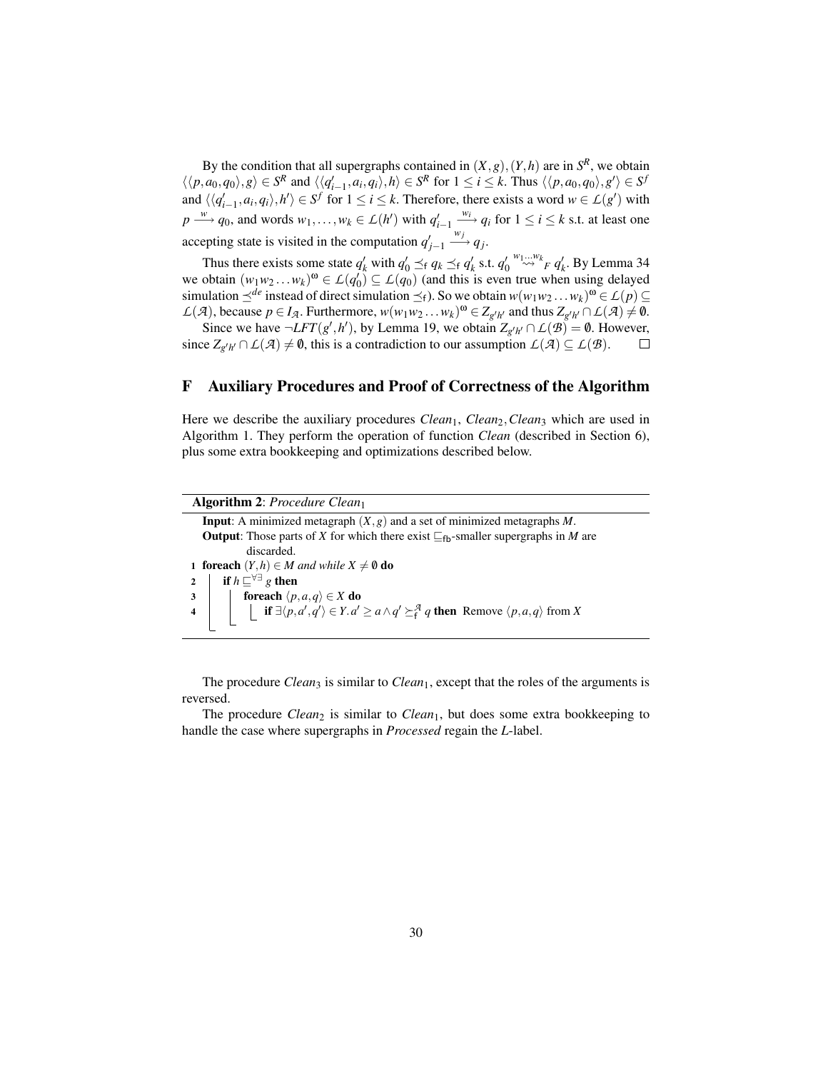By the condition that all supergraphs contained in $(X,g),(Y,h)$ are in $S^R$, we obtain $\langle\langle p,a_0,q_0\rangle,g\rangle \in S^R$ and $\langle\langle q'_{i-1},a_i,q_i\rangle,h\rangle \in S^R$ for $1 \leq i \leq k$. Thus $\langle\langle p,a_0,q_0\rangle,g'\rangle \in S^f$ and $\langle\langle q'_{i-1},a_i,q_i\rangle,h'\rangle \in S^f$ for $1 \leq i \leq k$. Therefore, there exists a word $w \in \mathcal{L}(g')$ with $p \xrightarrow{w} q_0$, and words $w_1,\ldots,w_k \in \mathcal{L}(h')$ with $q'_{i-1} \xrightarrow{w_i} q_i$ for $1 \leq i \leq k$ s.t. at least one accepting state is visited in the computation $q'_{j-1} \xrightarrow{w_j} q_j$.

Thus there exists some state $q'_k$ with $q'_0 \preceq_{\mathsf{f}} q_k \preceq_{\mathsf{f}} q'_k$ s.t. $q'_0 \overset{w_1\ldots w_k}{\rightsquigarrow}_F q'_k$. By Lemma 34 we obtain $(w_1w_2\ldots w_k)^\omega \in \mathcal{L}(q'_0) \subseteq \mathcal{L}(q_0)$ (and this is even true when using delayed simulation $\preceq^{de}$ instead of direct simulation $\preceq_{\mathsf{f}}$). So we obtain $w(w_1w_2\ldots w_k)^\omega \in \mathcal{L}(p) \subseteq \mathcal{L}(\mathcal{A})$, because $p \in I_{\mathcal{A}}$. Furthermore, $w(w_1w_2\ldots w_k)^\omega \in Z_{g'h'}$ and thus $Z_{g'h'} \cap \mathcal{L}(\mathcal{A}) \neq \emptyset$.

Since we have $\neg LFT(g',h')$, by Lemma 19, we obtain $Z_{g'h'} \cap \mathcal{L}(\mathcal{B}) = \emptyset$. However, since $Z_{g'h'} \cap \mathcal{L}(\mathcal{A}) \neq \emptyset$, this is a contradiction to our assumption $\mathcal{L}(\mathcal{A}) \subseteq \mathcal{L}(\mathcal{B})$. □

## F Auxiliary Procedures and Proof of Correctness of the Algorithm

Here we describe the auxiliary procedures $Clean_1$, $Clean_2$, $Clean_3$ which are used in Algorithm 1. They perform the operation of function *Clean* (described in Section 6), plus some extra bookkeeping and optimizations described below.

**Algorithm 2**: *Procedure* $Clean_1$

**Input**: A minimized metagraph $(X,g)$ and a set of minimized metagraphs $M$.
**Output**: Those parts of $X$ for which there exist $\sqsubseteq_{\mathsf{fb}}$-smaller supergraphs in $M$ are discarded.

```
1 foreach (Y,h) ∈ M and while X ≠ ∅ do
2   if h ⊑^{∀∃} g then
3     foreach ⟨p,a,q⟩ ∈ X do
4       if ∃⟨p,a′,q′⟩ ∈ Y. a′ ≥ a ∧ q′ ⪰^A_f q then Remove ⟨p,a,q⟩ from X
```

The procedure $Clean_3$ is similar to $Clean_1$, except that the roles of the arguments is reversed.

The procedure $Clean_2$ is similar to $Clean_1$, but does some extra bookkeeping to handle the case where supergraphs in *Processed* regain the *L*-label.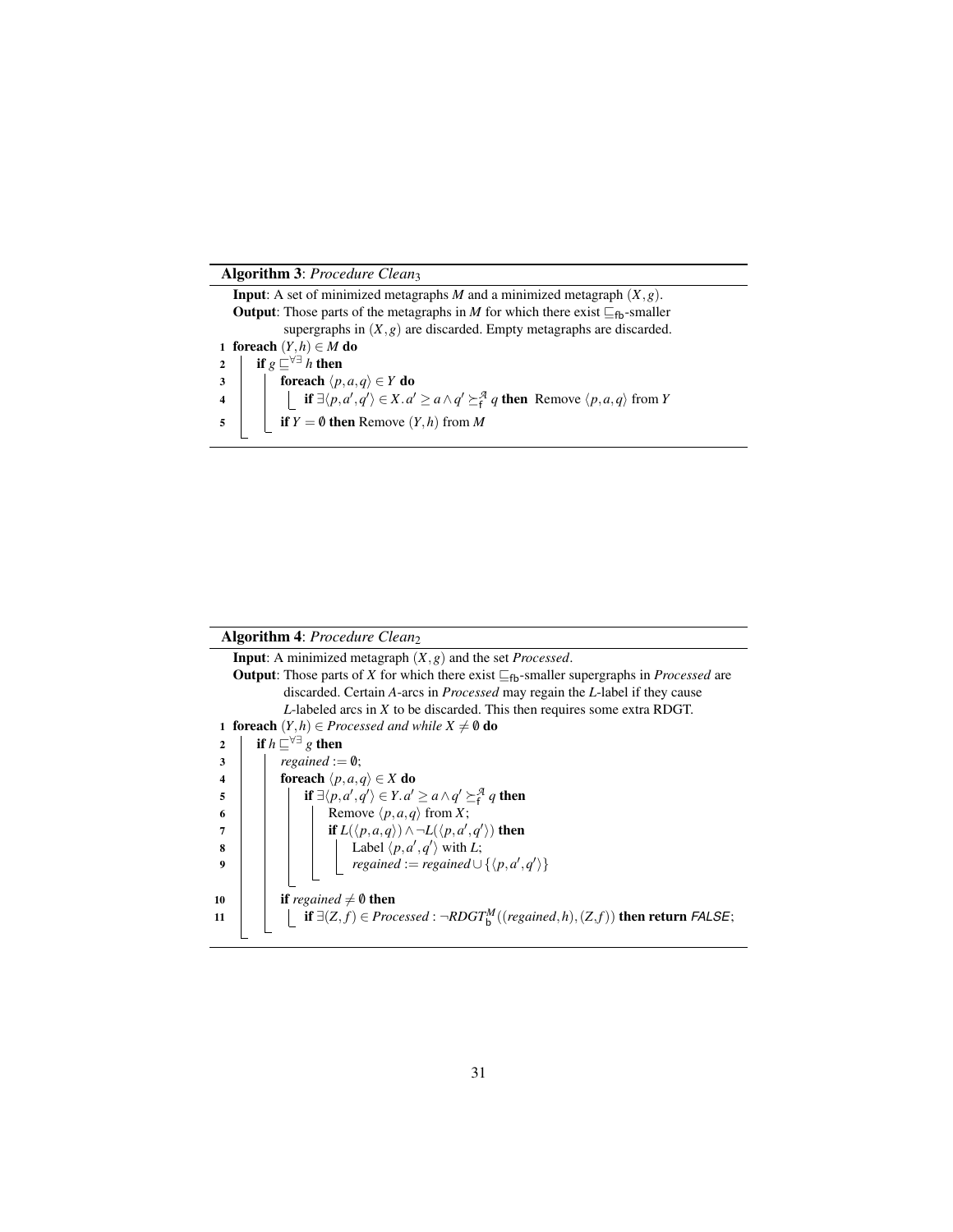**Algorithm 3**: *Procedure Clean*$_3$

**Input**: A set of minimized metagraphs $M$ and a minimized metagraph $(X,g)$.

**Output**: Those parts of the metagraphs in $M$ for which there exist $\sqsubseteq_{\mathsf{fb}}$-smaller supergraphs in $(X,g)$ are discarded. Empty metagraphs are discarded.

```
1 foreach (Y,h) ∈ M do
2     if g ⊑^{∀∃} h then
3         foreach ⟨p,a,q⟩ ∈ Y do
4             if ∃⟨p,a',q'⟩ ∈ X. a' ≥ a ∧ q' ⪰_f^A q then Remove ⟨p,a,q⟩ from Y
5         if Y = ∅ then Remove (Y,h) from M
```

**Algorithm 4**: *Procedure Clean*$_2$

**Input**: A minimized metagraph $(X,g)$ and the set *Processed*.

**Output**: Those parts of $X$ for which there exist $\sqsubseteq_{\mathsf{fb}}$-smaller supergraphs in *Processed* are discarded. Certain $A$-arcs in *Processed* may regain the $L$-label if they cause $L$-labeled arcs in $X$ to be discarded. This then requires some extra RDGT.

```
1  foreach (Y,h) ∈ Processed and while X ≠ ∅ do
2      if h ⊑^{∀∃} g then
3          regained := ∅;
4          foreach ⟨p,a,q⟩ ∈ X do
5              if ∃⟨p,a',q'⟩ ∈ Y. a' ≥ a ∧ q' ⪰_f^A q then
6                  Remove ⟨p,a,q⟩ from X;
7                  if L(⟨p,a,q⟩) ∧ ¬L(⟨p,a',q'⟩) then
8                      Label ⟨p,a',q'⟩ with L;
9                      regained := regained ∪ {⟨p,a',q'⟩}
10         if regained ≠ ∅ then
11             if ∃(Z,f) ∈ Processed : ¬RDGT_b^M((regained,h),(Z,f)) then return FALSE;
```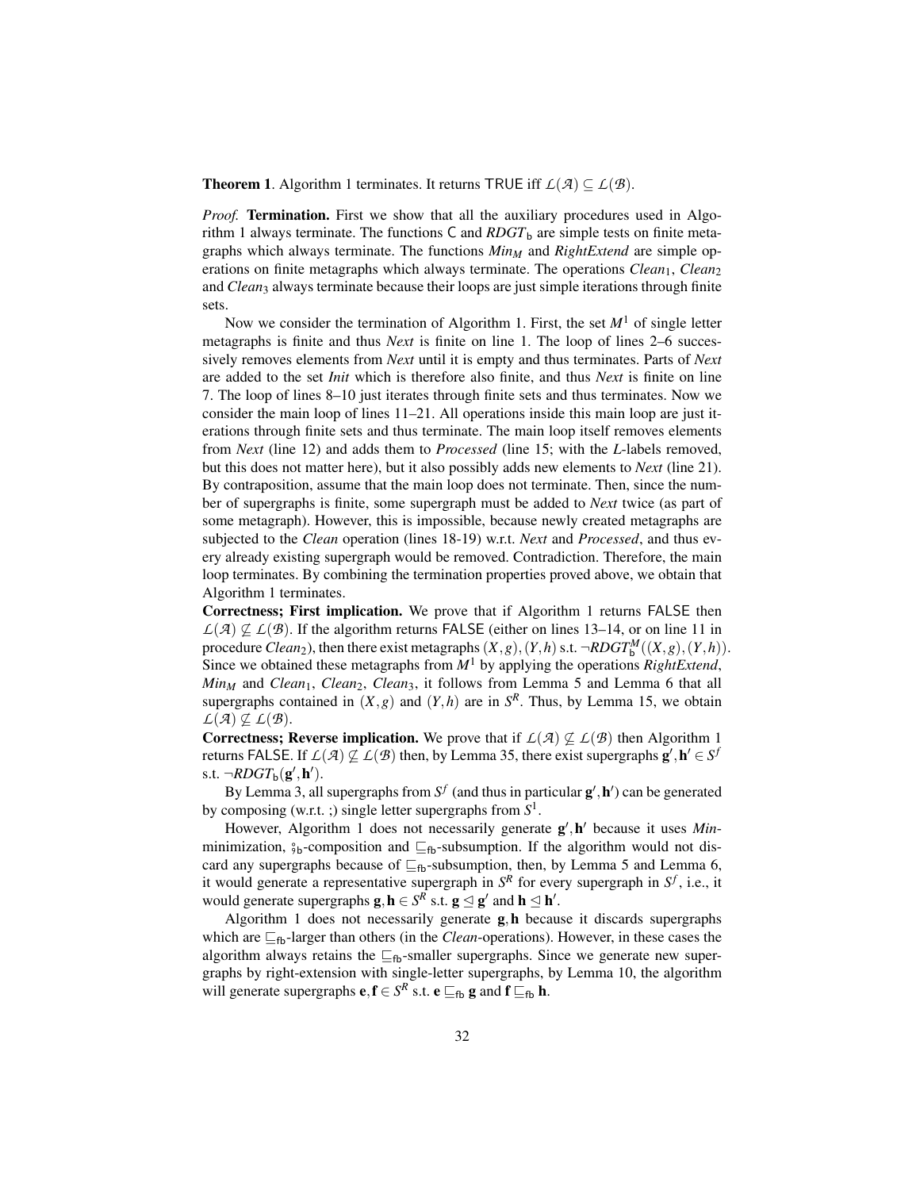**Theorem 1**. Algorithm 1 terminates. It returns TRUE iff $\mathcal{L}(\mathcal{A}) \subseteq \mathcal{L}(\mathcal{B})$.

*Proof.* **Termination.** First we show that all the auxiliary procedures used in Algorithm 1 always terminate. The functions $\mathsf{C}$ and $RDGT_{\mathsf{b}}$ are simple tests on finite metagraphs which always terminate. The functions $Min_M$ and *RightExtend* are simple operations on finite metagraphs which always terminate. The operations $Clean_1$, $Clean_2$ and $Clean_3$ always terminate because their loops are just simple iterations through finite sets.

Now we consider the termination of Algorithm 1. First, the set $M^1$ of single letter metagraphs is finite and thus *Next* is finite on line 1. The loop of lines 2–6 successively removes elements from *Next* until it is empty and thus terminates. Parts of *Next* are added to the set *Init* which is therefore also finite, and thus *Next* is finite on line 7. The loop of lines 8–10 just iterates through finite sets and thus terminates. Now we consider the main loop of lines 11–21. All operations inside this main loop are just iterations through finite sets and thus terminate. The main loop itself removes elements from *Next* (line 12) and adds them to *Processed* (line 15; with the *L*-labels removed, but this does not matter here), but it also possibly adds new elements to *Next* (line 21). By contraposition, assume that the main loop does not terminate. Then, since the number of supergraphs is finite, some supergraph must be added to *Next* twice (as part of some metagraph). However, this is impossible, because newly created metagraphs are subjected to the *Clean* operation (lines 18-19) w.r.t. *Next* and *Processed*, and thus every already existing supergraph would be removed. Contradiction. Therefore, the main loop terminates. By combining the termination properties proved above, we obtain that Algorithm 1 terminates.

**Correctness; First implication.** We prove that if Algorithm 1 returns FALSE then $\mathcal{L}(\mathcal{A}) \not\subseteq \mathcal{L}(\mathcal{B})$. If the algorithm returns FALSE (either on lines 13–14, or on line 11 in procedure $Clean_2$), then there exist metagraphs $(X,g),(Y,h)$ s.t. $\neg RDGT^M_{\mathsf{b}}((X,g),(Y,h))$. Since we obtained these metagraphs from $M^1$ by applying the operations *RightExtend*, $Min_M$ and $Clean_1$, $Clean_2$, $Clean_3$, it follows from Lemma 5 and Lemma 6 that all supergraphs contained in $(X,g)$ and $(Y,h)$ are in $S^R$. Thus, by Lemma 15, we obtain $\mathcal{L}(\mathcal{A}) \not\subseteq \mathcal{L}(\mathcal{B})$.

**Correctness; Reverse implication.** We prove that if $\mathcal{L}(\mathcal{A}) \not\subseteq \mathcal{L}(\mathcal{B})$ then Algorithm 1 returns FALSE. If $\mathcal{L}(\mathcal{A}) \not\subseteq \mathcal{L}(\mathcal{B})$ then, by Lemma 35, there exist supergraphs $\mathbf{g}',\mathbf{h}' \in S^f$ s.t. $\neg RDGT_{\mathsf{b}}(\mathbf{g}',\mathbf{h}')$.

By Lemma 3, all supergraphs from $S^f$ (and thus in particular $\mathbf{g}',\mathbf{h}'$) can be generated by composing (w.r.t. ;) single letter supergraphs from $S^1$.

However, Algorithm 1 does not necessarily generate $\mathbf{g}',\mathbf{h}'$ because it uses *Min*-minimization, $\fatsemi_{\mathsf{b}}$-composition and $\sqsubseteq_{\mathsf{fb}}$-subsumption. If the algorithm would not discard any supergraphs because of $\sqsubseteq_{\mathsf{fb}}$-subsumption, then, by Lemma 5 and Lemma 6, it would generate a representative supergraph in $S^R$ for every supergraph in $S^f$, i.e., it would generate supergraphs $\mathbf{g},\mathbf{h} \in S^R$ s.t. $\mathbf{g} \trianglelefteq \mathbf{g}'$ and $\mathbf{h} \trianglelefteq \mathbf{h}'$.

Algorithm 1 does not necessarily generate $\mathbf{g},\mathbf{h}$ because it discards supergraphs which are $\sqsubseteq_{\mathsf{fb}}$-larger than others (in the *Clean*-operations). However, in these cases the algorithm always retains the $\sqsubseteq_{\mathsf{fb}}$-smaller supergraphs. Since we generate new supergraphs by right-extension with single-letter supergraphs, by Lemma 10, the algorithm will generate supergraphs $\mathbf{e},\mathbf{f} \in S^R$ s.t. $\mathbf{e} \sqsubseteq_{\mathsf{fb}} \mathbf{g}$ and $\mathbf{f} \sqsubseteq_{\mathsf{fb}} \mathbf{h}$.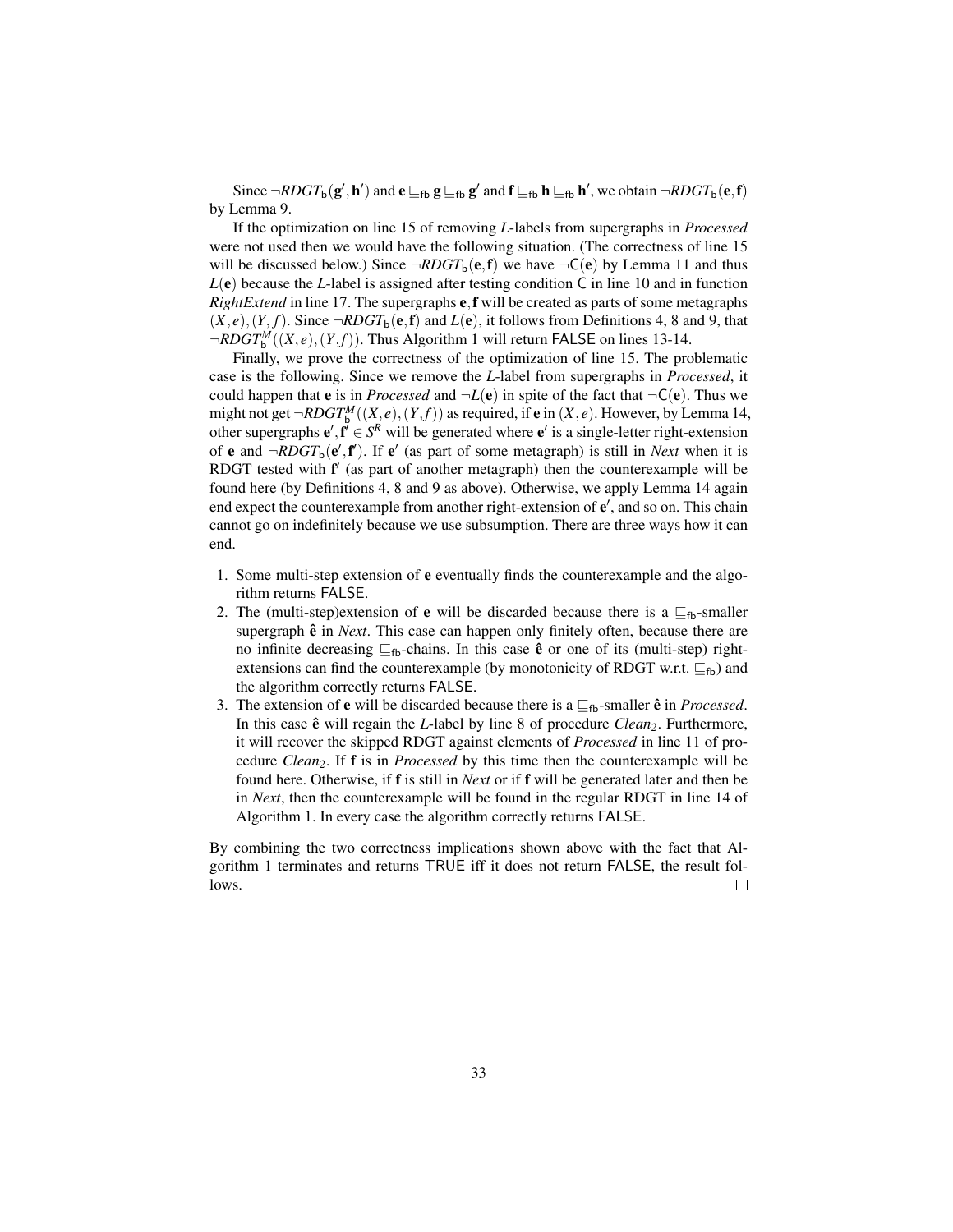Since $\neg RDGT_{\mathsf{b}}(\mathbf{g}', \mathbf{h}')$ and $\mathbf{e} \sqsubseteq_{\mathsf{fb}} \mathbf{g} \sqsubseteq_{\mathsf{fb}} \mathbf{g}'$ and $\mathbf{f} \sqsubseteq_{\mathsf{fb}} \mathbf{h} \sqsubseteq_{\mathsf{fb}} \mathbf{h}'$, we obtain $\neg RDGT_{\mathsf{b}}(\mathbf{e}, \mathbf{f})$ by Lemma 9.

If the optimization on line 15 of removing *L*-labels from supergraphs in *Processed* were not used then we would have the following situation. (The correctness of line 15 will be discussed below.) Since $\neg RDGT_{\mathsf{b}}(\mathbf{e}, \mathbf{f})$ we have $\neg \mathsf{C}(\mathbf{e})$ by Lemma 11 and thus $L(\mathbf{e})$ because the *L*-label is assigned after testing condition $\mathsf{C}$ in line 10 and in function *RightExtend* in line 17. The supergraphs $\mathbf{e}, \mathbf{f}$ will be created as parts of some metagraphs $(X, e), (Y, f)$. Since $\neg RDGT_{\mathsf{b}}(\mathbf{e}, \mathbf{f})$ and $L(\mathbf{e})$, it follows from Definitions 4, 8 and 9, that $\neg RDGT^{M}_{\mathsf{b}}((X, e), (Y, f))$. Thus Algorithm 1 will return FALSE on lines 13-14.

Finally, we prove the correctness of the optimization of line 15. The problematic case is the following. Since we remove the *L*-label from supergraphs in *Processed*, it could happen that $\mathbf{e}$ is in *Processed* and $\neg L(\mathbf{e})$ in spite of the fact that $\neg \mathsf{C}(\mathbf{e})$. Thus we might not get $\neg RDGT^{M}_{\mathsf{b}}((X, e), (Y, f))$ as required, if $\mathbf{e}$ in $(X, e)$. However, by Lemma 14, other supergraphs $\mathbf{e}', \mathbf{f}' \in S^R$ will be generated where $\mathbf{e}'$ is a single-letter right-extension of $\mathbf{e}$ and $\neg RDGT_{\mathsf{b}}(\mathbf{e}', \mathbf{f}')$. If $\mathbf{e}'$ (as part of some metagraph) is still in *Next* when it is RDGT tested with $\mathbf{f}'$ (as part of another metagraph) then the counterexample will be found here (by Definitions 4, 8 and 9 as above). Otherwise, we apply Lemma 14 again end expect the counterexample from another right-extension of $\mathbf{e}'$, and so on. This chain cannot go on indefinitely because we use subsumption. There are three ways how it can end.

1. Some multi-step extension of $\mathbf{e}$ eventually finds the counterexample and the algorithm returns FALSE.
2. The (multi-step)extension of $\mathbf{e}$ will be discarded because there is a $\sqsubseteq_{\mathsf{fb}}$-smaller supergraph $\hat{\mathbf{e}}$ in *Next*. This case can happen only finitely often, because there are no infinite decreasing $\sqsubseteq_{\mathsf{fb}}$-chains. In this case $\hat{\mathbf{e}}$ or one of its (multi-step) right-extensions can find the counterexample (by monotonicity of RDGT w.r.t. $\sqsubseteq_{\mathsf{fb}}$) and the algorithm correctly returns FALSE.
3. The extension of $\mathbf{e}$ will be discarded because there is a $\sqsubseteq_{\mathsf{fb}}$-smaller $\hat{\mathbf{e}}$ in *Processed*. In this case $\hat{\mathbf{e}}$ will regain the *L*-label by line 8 of procedure *Clean*$_2$. Furthermore, it will recover the skipped RDGT against elements of *Processed* in line 11 of procedure *Clean*$_2$. If $\mathbf{f}$ is in *Processed* by this time then the counterexample will be found here. Otherwise, if $\mathbf{f}$ is still in *Next* or if $\mathbf{f}$ will be generated later and then be in *Next*, then the counterexample will be found in the regular RDGT in line 14 of Algorithm 1. In every case the algorithm correctly returns FALSE.

By combining the two correctness implications shown above with the fact that Algorithm 1 terminates and returns TRUE iff it does not return FALSE, the result follows. □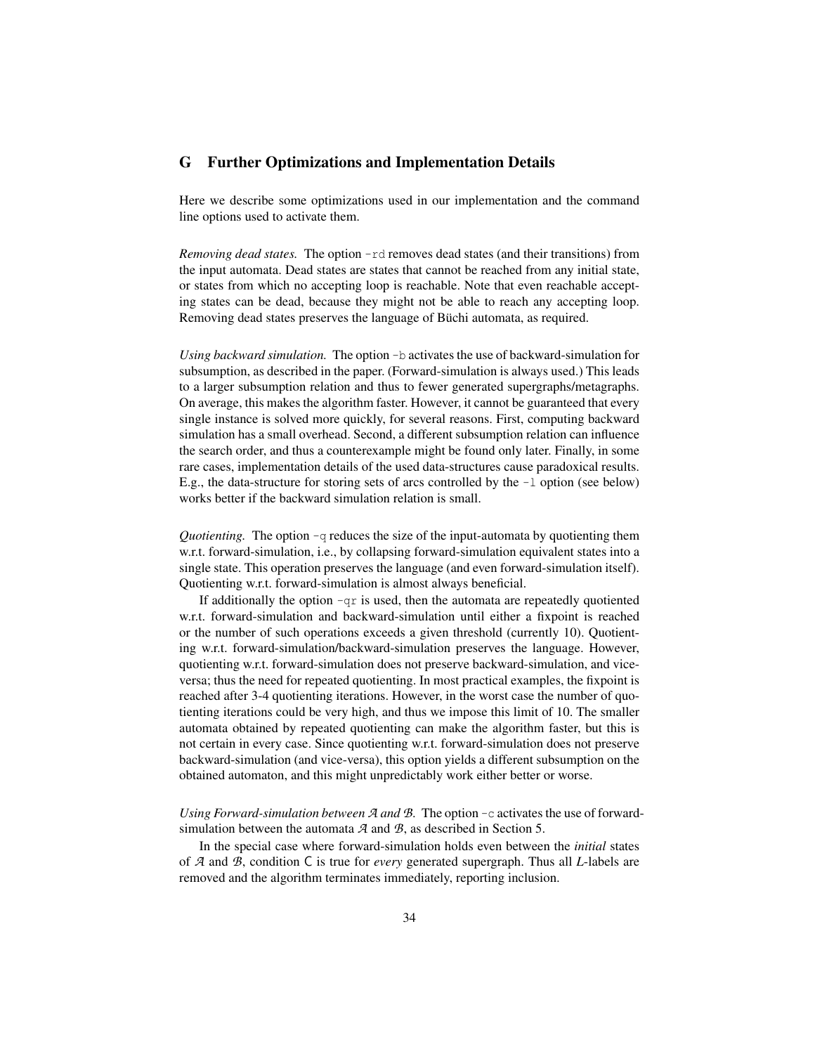## G Further Optimizations and Implementation Details

Here we describe some optimizations used in our implementation and the command line options used to activate them.

*Removing dead states.* The option `-rd` removes dead states (and their transitions) from the input automata. Dead states are states that cannot be reached from any initial state, or states from which no accepting loop is reachable. Note that even reachable accepting states can be dead, because they might not be able to reach any accepting loop. Removing dead states preserves the language of Büchi automata, as required.

*Using backward simulation.* The option `-b` activates the use of backward-simulation for subsumption, as described in the paper. (Forward-simulation is always used.) This leads to a larger subsumption relation and thus to fewer generated supergraphs/metagraphs. On average, this makes the algorithm faster. However, it cannot be guaranteed that every single instance is solved more quickly, for several reasons. First, computing backward simulation has a small overhead. Second, a different subsumption relation can influence the search order, and thus a counterexample might be found only later. Finally, in some rare cases, implementation details of the used data-structures cause paradoxical results. E.g., the data-structure for storing sets of arcs controlled by the `-l` option (see below) works better if the backward simulation relation is small.

*Quotienting.* The option `-q` reduces the size of the input-automata by quotienting them w.r.t. forward-simulation, i.e., by collapsing forward-simulation equivalent states into a single state. This operation preserves the language (and even forward-simulation itself). Quotienting w.r.t. forward-simulation is almost always beneficial.

If additionally the option `-qr` is used, then the automata are repeatedly quotiented w.r.t. forward-simulation and backward-simulation until either a fixpoint is reached or the number of such operations exceeds a given threshold (currently 10). Quotienting w.r.t. forward-simulation/backward-simulation preserves the language. However, quotienting w.r.t. forward-simulation does not preserve backward-simulation, and vice-versa; thus the need for repeated quotienting. In most practical examples, the fixpoint is reached after 3-4 quotienting iterations. However, in the worst case the number of quotienting iterations could be very high, and thus we impose this limit of 10. The smaller automata obtained by repeated quotienting can make the algorithm faster, but this is not certain in every case. Since quotienting w.r.t. forward-simulation does not preserve backward-simulation (and vice-versa), this option yields a different subsumption on the obtained automaton, and this might unpredictably work either better or worse.

*Using Forward-simulation between $\mathcal{A}$ and $\mathcal{B}$.* The option `-c` activates the use of forward-simulation between the automata $\mathcal{A}$ and $\mathcal{B}$, as described in Section 5.

In the special case where forward-simulation holds even between the *initial* states of $\mathcal{A}$ and $\mathcal{B}$, condition $\mathsf{C}$ is true for *every* generated supergraph. Thus all $L$-labels are removed and the algorithm terminates immediately, reporting inclusion.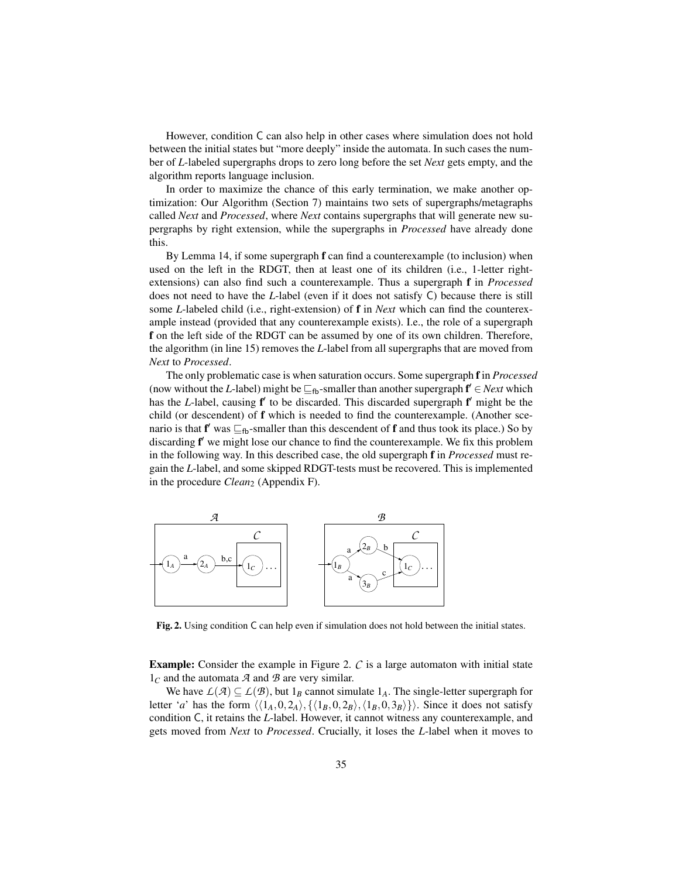However, condition C can also help in other cases where simulation does not hold between the initial states but "more deeply" inside the automata. In such cases the number of *L*-labeled supergraphs drops to zero long before the set *Next* gets empty, and the algorithm reports language inclusion.

In order to maximize the chance of this early termination, we make another optimization: Our Algorithm (Section 7) maintains two sets of supergraphs/metagraphs called *Next* and *Processed*, where *Next* contains supergraphs that will generate new supergraphs by right extension, while the supergraphs in *Processed* have already done this.

By Lemma 14, if some supergraph **f** can find a counterexample (to inclusion) when used on the left in the RDGT, then at least one of its children (i.e., 1-letter right-extensions) can also find such a counterexample. Thus a supergraph **f** in *Processed* does not need to have the *L*-label (even if it does not satisfy C) because there is still some *L*-labeled child (i.e., right-extension) of **f** in *Next* which can find the counterexample instead (provided that any counterexample exists). I.e., the role of a supergraph **f** on the left side of the RDGT can be assumed by one of its own children. Therefore, the algorithm (in line 15) removes the *L*-label from all supergraphs that are moved from *Next* to *Processed*.

The only problematic case is when saturation occurs. Some supergraph **f** in *Processed* (now without the *L*-label) might be $\sqsubseteq_{\mathsf{fb}}$-smaller than another supergraph $\mathbf{f}' \in Next$ which has the *L*-label, causing $\mathbf{f}'$ to be discarded. This discarded supergraph $\mathbf{f}'$ might be the child (or descendent) of **f** which is needed to find the counterexample. (Another scenario is that $\mathbf{f}'$ was $\sqsubseteq_{\mathsf{fb}}$-smaller than this descendent of **f** and thus took its place.) So by discarding $\mathbf{f}'$ we might lose our chance to find the counterexample. We fix this problem in the following way. In this described case, the old supergraph **f** in *Processed* must regain the *L*-label, and some skipped RDGT-tests must be recovered. This is implemented in the procedure $Clean_2$ (Appendix F).

**Fig. 2.** Using condition C can help even if simulation does not hold between the initial states.

**Example:** Consider the example in Figure 2. $\mathcal{C}$ is a large automaton with initial state $1_C$ and the automata $\mathcal{A}$ and $\mathcal{B}$ are very similar.

We have $\mathcal{L}(\mathcal{A}) \subseteq \mathcal{L}(\mathcal{B})$, but $1_B$ cannot simulate $1_A$. The single-letter supergraph for letter '$a$' has the form $\langle\langle 1_A, 0, 2_A\rangle, \{\langle 1_B, 0, 2_B\rangle, \langle 1_B, 0, 3_B\rangle\}\rangle$. Since it does not satisfy condition C, it retains the *L*-label. However, it cannot witness any counterexample, and gets moved from *Next* to *Processed*. Crucially, it loses the *L*-label when it moves to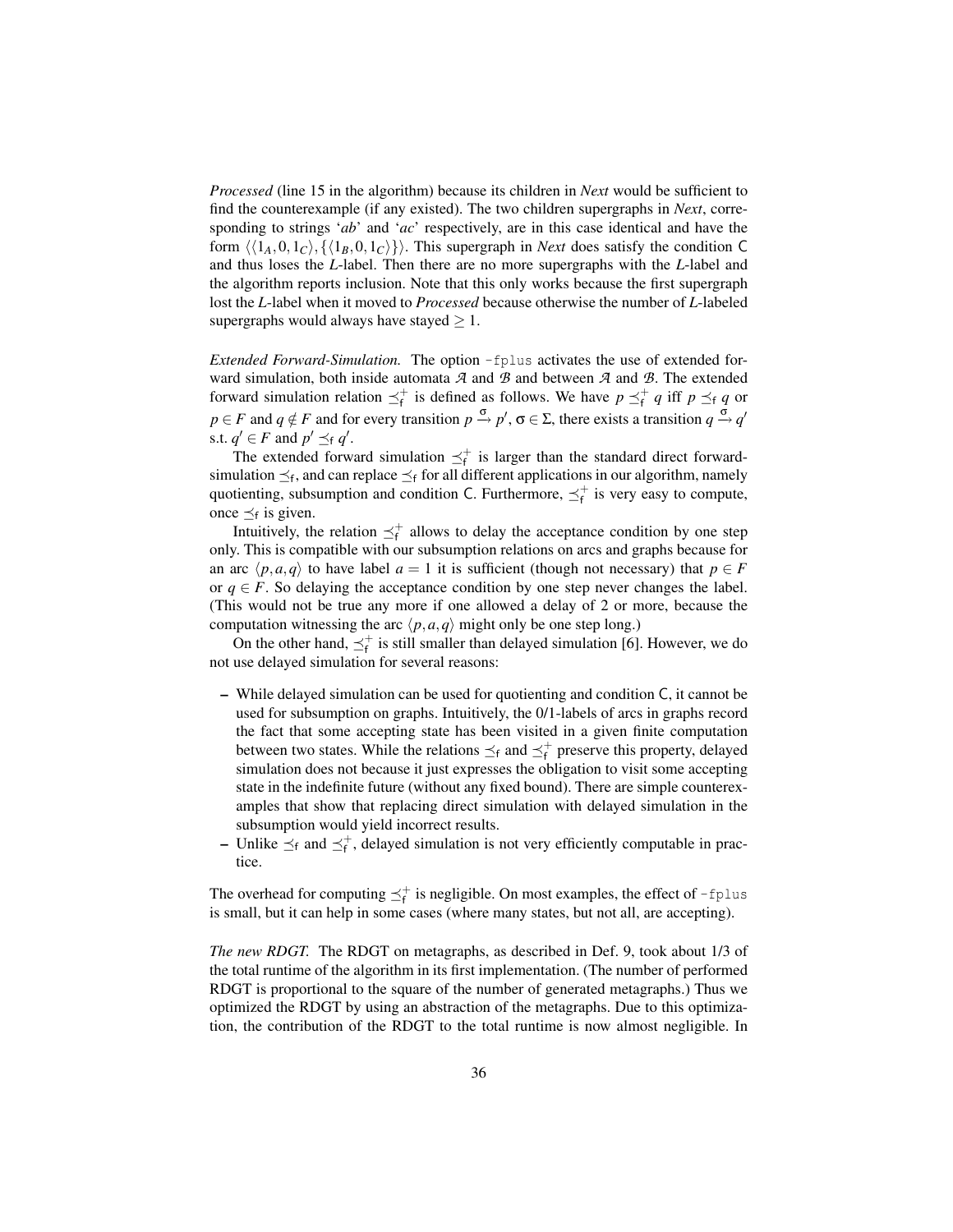*Processed* (line 15 in the algorithm) because its children in *Next* would be sufficient to find the counterexample (if any existed). The two children supergraphs in *Next*, corresponding to strings '*ab*' and '*ac*' respectively, are in this case identical and have the form $\langle\langle 1_A, 0, 1_C\rangle, \{\langle 1_B, 0, 1_C\rangle\}\rangle$. This supergraph in *Next* does satisfy the condition $\mathsf{C}$ and thus loses the *L*-label. Then there are no more supergraphs with the *L*-label and the algorithm reports inclusion. Note that this only works because the first supergraph lost the *L*-label when it moved to *Processed* because otherwise the number of *L*-labeled supergraphs would always have stayed $\geq 1$.

*Extended Forward-Simulation.* The option `-fplus` activates the use of extended forward simulation, both inside automata $\mathcal{A}$ and $\mathcal{B}$ and between $\mathcal{A}$ and $\mathcal{B}$. The extended forward simulation relation $\preceq_{\mathsf{f}}^{+}$ is defined as follows. We have $p \preceq_{\mathsf{f}}^{+} q$ iff $p \preceq_{\mathsf{f}} q$ or $p \in F$ and $q \notin F$ and for every transition $p \xrightarrow{\sigma} p'$, $\sigma \in \Sigma$, there exists a transition $q \xrightarrow{\sigma} q'$ s.t. $q' \in F$ and $p' \preceq_{\mathsf{f}} q'$.

The extended forward simulation $\preceq_{\mathsf{f}}^{+}$ is larger than the standard direct forward-simulation $\preceq_{\mathsf{f}}$, and can replace $\preceq_{\mathsf{f}}$ for all different applications in our algorithm, namely quotienting, subsumption and condition $\mathsf{C}$. Furthermore, $\preceq_{\mathsf{f}}^{+}$ is very easy to compute, once $\preceq_{\mathsf{f}}$ is given.

Intuitively, the relation $\preceq_{\mathsf{f}}^{+}$ allows to delay the acceptance condition by one step only. This is compatible with our subsumption relations on arcs and graphs because for an arc $\langle p, a, q\rangle$ to have label $a = 1$ it is sufficient (though not necessary) that $p \in F$ or $q \in F$. So delaying the acceptance condition by one step never changes the label. (This would not be true any more if one allowed a delay of 2 or more, because the computation witnessing the arc $\langle p, a, q\rangle$ might only be one step long.)

On the other hand, $\preceq_{\mathsf{f}}^{+}$ is still smaller than delayed simulation [6]. However, we do not use delayed simulation for several reasons:

- While delayed simulation can be used for quotienting and condition $\mathsf{C}$, it cannot be used for subsumption on graphs. Intuitively, the 0/1-labels of arcs in graphs record the fact that some accepting state has been visited in a given finite computation between two states. While the relations $\preceq_{\mathsf{f}}$ and $\preceq_{\mathsf{f}}^{+}$ preserve this property, delayed simulation does not because it just expresses the obligation to visit some accepting state in the indefinite future (without any fixed bound). There are simple counterexamples that show that replacing direct simulation with delayed simulation in the subsumption would yield incorrect results.
- Unlike $\preceq_{\mathsf{f}}$ and $\preceq_{\mathsf{f}}^{+}$, delayed simulation is not very efficiently computable in practice.

The overhead for computing $\preceq_{\mathsf{f}}^{+}$ is negligible. On most examples, the effect of `-fplus` is small, but it can help in some cases (where many states, but not all, are accepting).

*The new RDGT.* The RDGT on metagraphs, as described in Def. 9, took about 1/3 of the total runtime of the algorithm in its first implementation. (The number of performed RDGT is proportional to the square of the number of generated metagraphs.) Thus we optimized the RDGT by using an abstraction of the metagraphs. Due to this optimization, the contribution of the RDGT to the total runtime is now almost negligible. In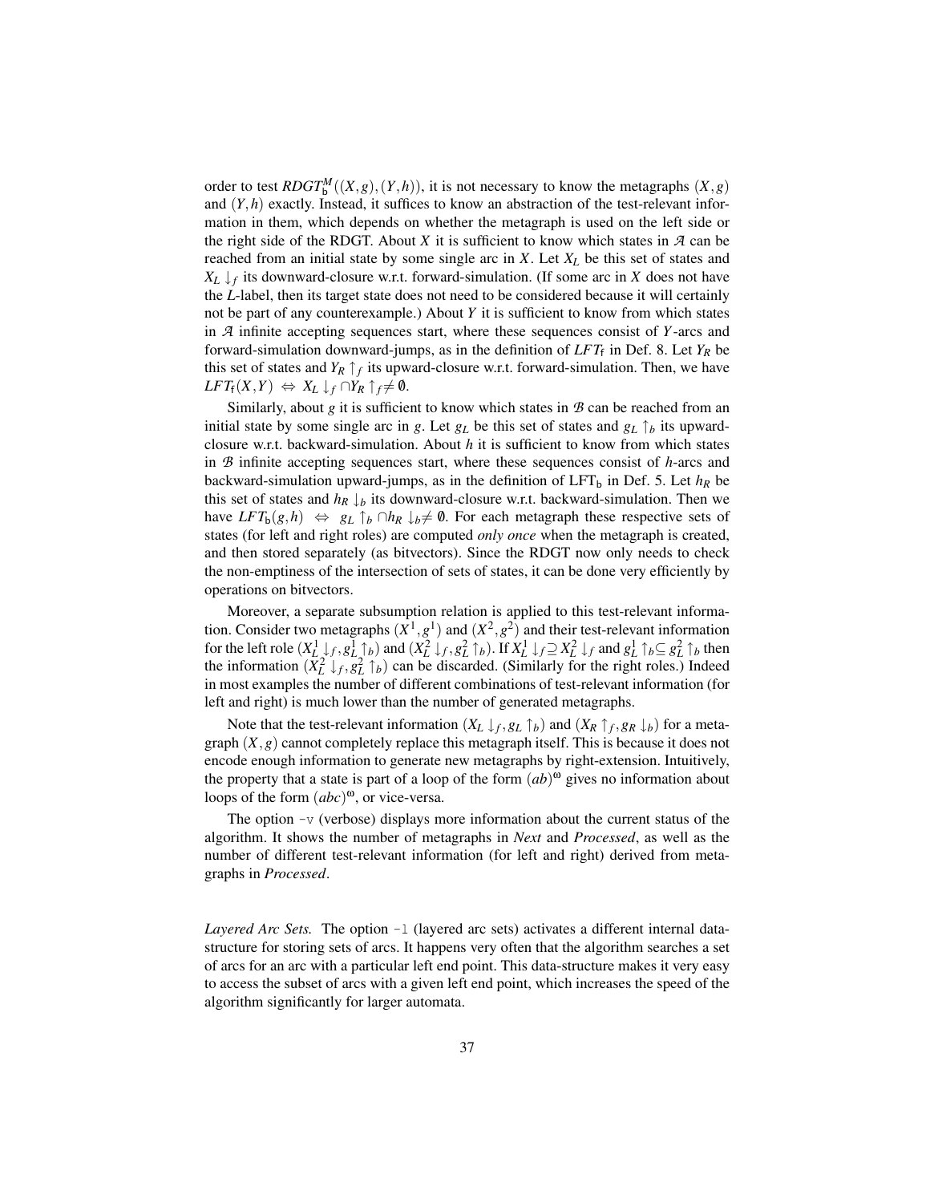order to test $RDGT_{\mathsf{b}}^{M}((X,g),(Y,h))$, it is not necessary to know the metagraphs $(X,g)$ and $(Y,h)$ exactly. Instead, it suffices to know an abstraction of the test-relevant information in them, which depends on whether the metagraph is used on the left side or the right side of the RDGT. About $X$ it is sufficient to know which states in $\mathcal{A}$ can be reached from an initial state by some single arc in $X$. Let $X_L$ be this set of states and $X_L \downarrow_f$ its downward-closure w.r.t. forward-simulation. (If some arc in $X$ does not have the $L$-label, then its target state does not need to be considered because it will certainly not be part of any counterexample.) About $Y$ it is sufficient to know from which states in $\mathcal{A}$ infinite accepting sequences start, where these sequences consist of $Y$-arcs and forward-simulation downward-jumps, as in the definition of $LFT_{\mathsf{f}}$ in Def. 8. Let $Y_R$ be this set of states and $Y_R \uparrow_f$ its upward-closure w.r.t. forward-simulation. Then, we have $LFT_{\mathsf{f}}(X,Y) \Leftrightarrow X_L \downarrow_f \cap Y_R \uparrow_f \neq \emptyset$.

Similarly, about $g$ it is sufficient to know which states in $\mathcal{B}$ can be reached from an initial state by some single arc in $g$. Let $g_L$ be this set of states and $g_L \uparrow_b$ its upward-closure w.r.t. backward-simulation. About $h$ it is sufficient to know from which states in $\mathcal{B}$ infinite accepting sequences start, where these sequences consist of $h$-arcs and backward-simulation upward-jumps, as in the definition of $\mathrm{LFT}_{\mathsf{b}}$ in Def. 5. Let $h_R$ be this set of states and $h_R \downarrow_b$ its downward-closure w.r.t. backward-simulation. Then we have $LFT_{\mathsf{b}}(g,h) \Leftrightarrow g_L \uparrow_b \cap h_R \downarrow_b \neq \emptyset$. For each metagraph these respective sets of states (for left and right roles) are computed *only once* when the metagraph is created, and then stored separately (as bitvectors). Since the RDGT now only needs to check the non-emptiness of the intersection of sets of states, it can be done very efficiently by operations on bitvectors.

Moreover, a separate subsumption relation is applied to this test-relevant information. Consider two metagraphs $(X^1,g^1)$ and $(X^2,g^2)$ and their test-relevant information for the left role $(X_L^1 \downarrow_f, g_L^1 \uparrow_b)$ and $(X_L^2 \downarrow_f, g_L^2 \uparrow_b)$. If $X_L^1 \downarrow_f \supseteq X_L^2 \downarrow_f$ and $g_L^1 \uparrow_b \subseteq g_L^2 \uparrow_b$ then the information $(X_L^2 \downarrow_f, g_L^2 \uparrow_b)$ can be discarded. (Similarly for the right roles.) Indeed in most examples the number of different combinations of test-relevant information (for left and right) is much lower than the number of generated metagraphs.

Note that the test-relevant information $(X_L \downarrow_f, g_L \uparrow_b)$ and $(X_R \uparrow_f, g_R \downarrow_b)$ for a metagraph $(X,g)$ cannot completely replace this metagraph itself. This is because it does not encode enough information to generate new metagraphs by right-extension. Intuitively, the property that a state is part of a loop of the form $(ab)^\omega$ gives no information about loops of the form $(abc)^\omega$, or vice-versa.

The option `-v` (verbose) displays more information about the current status of the algorithm. It shows the number of metagraphs in *Next* and *Processed*, as well as the number of different test-relevant information (for left and right) derived from metagraphs in *Processed*.

*Layered Arc Sets.* The option `-l` (layered arc sets) activates a different internal data-structure for storing sets of arcs. It happens very often that the algorithm searches a set of arcs for an arc with a particular left end point. This data-structure makes it very easy to access the subset of arcs with a given left end point, which increases the speed of the algorithm significantly for larger automata.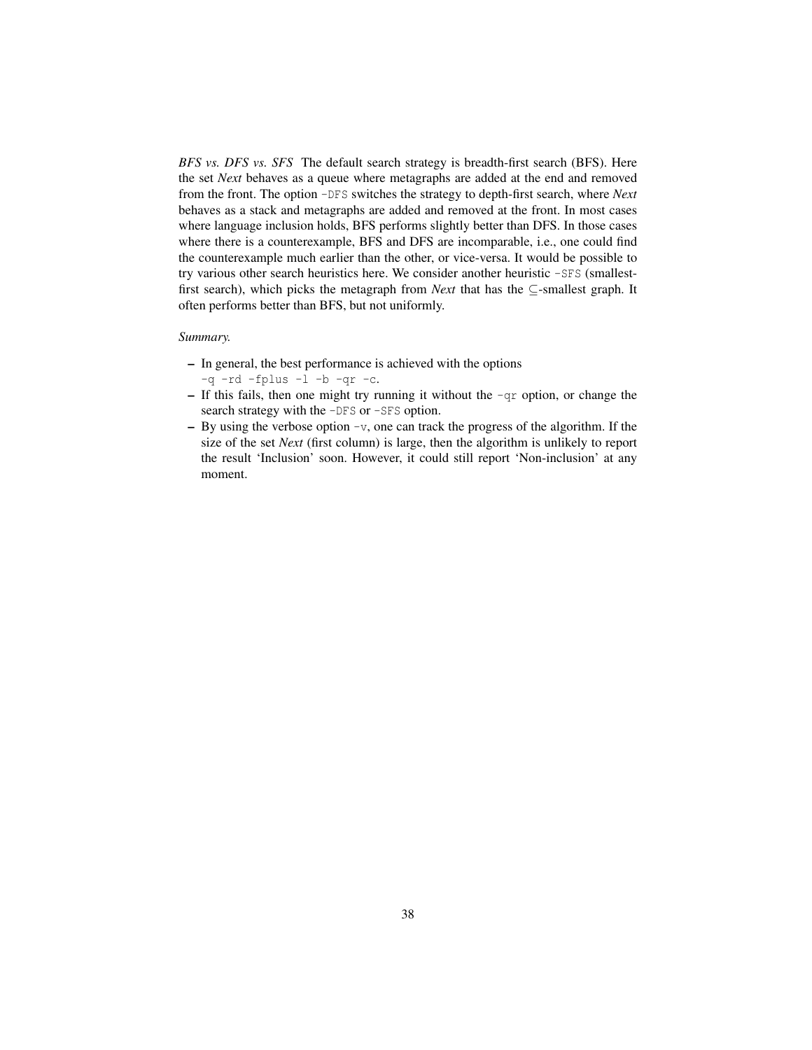*BFS vs. DFS vs. SFS* The default search strategy is breadth-first search (BFS). Here the set *Next* behaves as a queue where metagraphs are added at the end and removed from the front. The option `-DFS` switches the strategy to depth-first search, where *Next* behaves as a stack and metagraphs are added and removed at the front. In most cases where language inclusion holds, BFS performs slightly better than DFS. In those cases where there is a counterexample, BFS and DFS are incomparable, i.e., one could find the counterexample much earlier than the other, or vice-versa. It would be possible to try various other search heuristics here. We consider another heuristic `-SFS` (smallest-first search), which picks the metagraph from *Next* that has the $\subseteq$-smallest graph. It often performs better than BFS, but not uniformly.

*Summary.*

- In general, the best performance is achieved with the options `-q -rd -fplus -l -b -qr -c`.
- If this fails, then one might try running it without the `-qr` option, or change the search strategy with the `-DFS` or `-SFS` option.
- By using the verbose option `-v`, one can track the progress of the algorithm. If the size of the set *Next* (first column) is large, then the algorithm is unlikely to report the result 'Inclusion' soon. However, it could still report 'Non-inclusion' at any moment.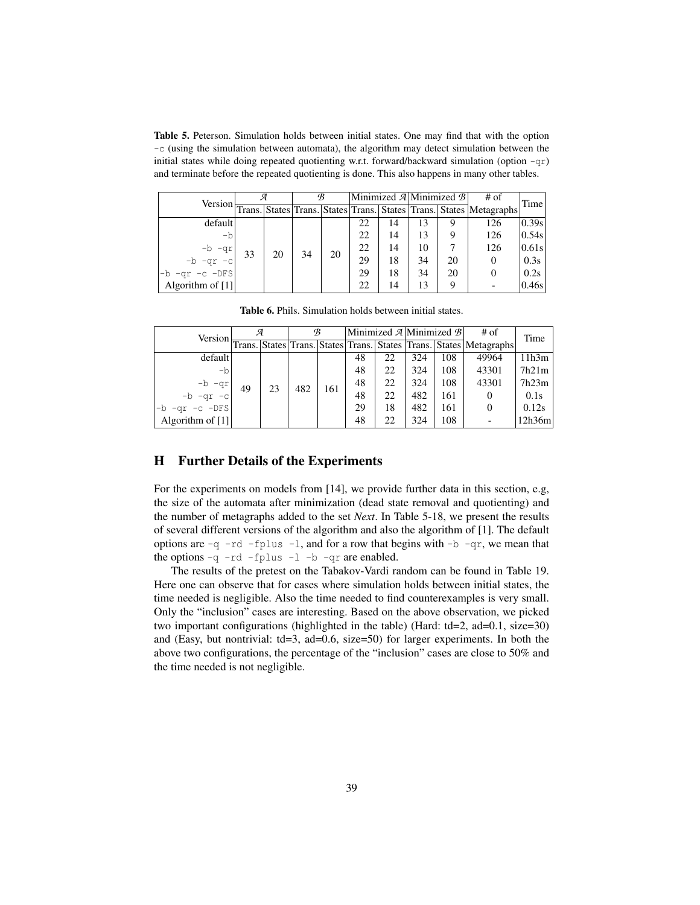**Table 5.** Peterson. Simulation holds between initial states. One may find that with the option `-c` (using the simulation between automata), the algorithm may detect simulation between the initial states while doing repeated quotienting w.r.t. forward/backward simulation (option `-qr`) and terminate before the repeated quotienting is done. This also happens in many other tables.

| Version | $\mathcal{A}$ | | $\mathcal{B}$ | | Minimized $\mathcal{A}$ | | Minimized $\mathcal{B}$ | | # of | Time |
|---|---|---|---|---|---|---|---|---|---|---|
| | Trans. | States | Trans. | States | Trans. | States | Trans. | States | Metagraphs | |
| default | 33 | 20 | 34 | 20 | 22 | 14 | 13 | 9 | 126 | 0.39s |
| `-b` | | | | | 22 | 14 | 13 | 9 | 126 | 0.54s |
| `-b -qr` | | | | | 22 | 14 | 10 | 7 | 126 | 0.61s |
| `-b -qr -c` | | | | | 29 | 18 | 34 | 20 | 0 | 0.3s |
| `-b -qr -c -DFS` | | | | | 29 | 18 | 34 | 20 | 0 | 0.2s |
| Algorithm of [1] | | | | | 22 | 14 | 13 | 9 | - | 0.46s |

**Table 6.** Phils. Simulation holds between initial states.

| Version | $\mathcal{A}$ | | $\mathcal{B}$ | | Minimized $\mathcal{A}$ | | Minimized $\mathcal{B}$ | | # of | Time |
|---|---|---|---|---|---|---|---|---|---|---|
| | Trans. | States | Trans. | States | Trans. | States | Trans. | States | Metagraphs | |
| default | 49 | 23 | 482 | 161 | 48 | 22 | 324 | 108 | 49964 | 11h3m |
| `-b` | | | | | 48 | 22 | 324 | 108 | 43301 | 7h21m |
| `-b -qr` | | | | | 48 | 22 | 324 | 108 | 43301 | 7h23m |
| `-b -qr -c` | | | | | 48 | 22 | 482 | 161 | 0 | 0.1s |
| `-b -qr -c -DFS` | | | | | 29 | 18 | 482 | 161 | 0 | 0.12s |
| Algorithm of [1] | | | | | 48 | 22 | 324 | 108 | - | 12h36m |

## H Further Details of the Experiments

For the experiments on models from [14], we provide further data in this section, e.g, the size of the automata after minimization (dead state removal and quotienting) and the number of metagraphs added to the set *Next*. In Table 5-18, we present the results of several different versions of the algorithm and also the algorithm of [1]. The default options are `-q -rd -fplus -l`, and for a row that begins with `-b -qr`, we mean that the options `-q -rd -fplus -l -b -qr` are enabled.

The results of the pretest on the Tabakov-Vardi random can be found in Table 19. Here one can observe that for cases where simulation holds between initial states, the time needed is negligible. Also the time needed to find counterexamples is very small. Only the "inclusion" cases are interesting. Based on the above observation, we picked two important configurations (highlighted in the table) (Hard: td=2, ad=0.1, size=30) and (Easy, but nontrivial: td=3, ad=0.6, size=50) for larger experiments. In both the above two configurations, the percentage of the "inclusion" cases are close to 50% and the time needed is not negligible.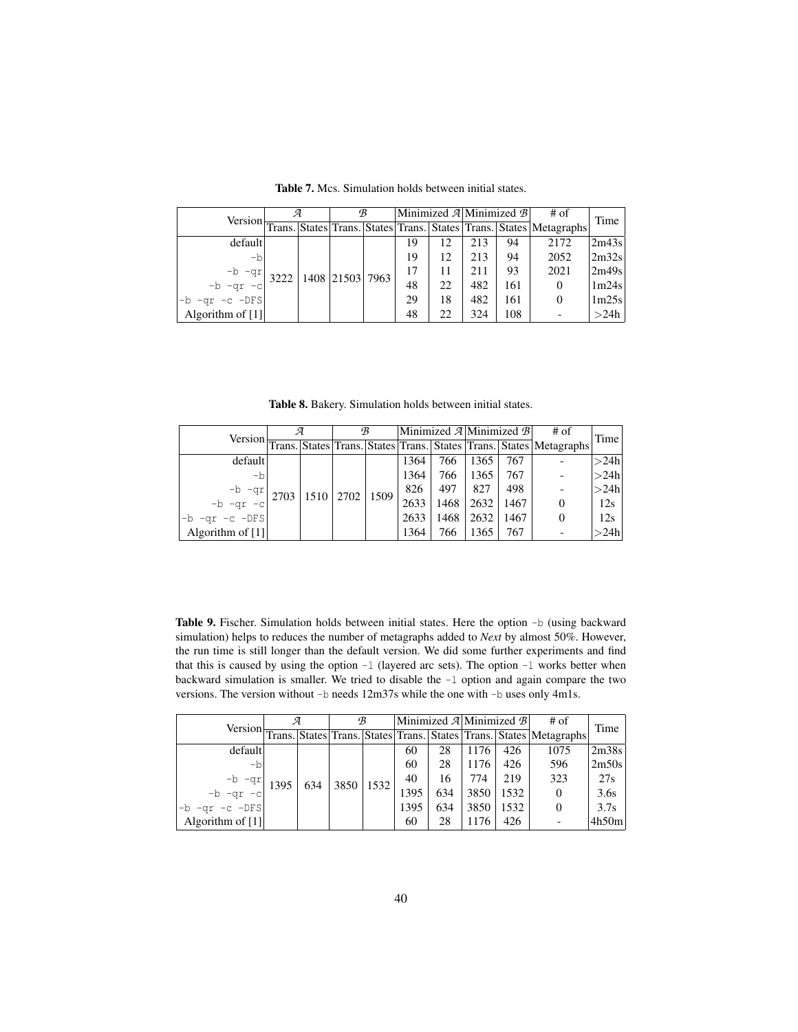**Table 7.** Mcs. Simulation holds between initial states.

| Version | $\mathcal{A}$ | | $\mathcal{B}$ | | Minimized $\mathcal{A}$ | | Minimized $\mathcal{B}$ | | # of | Time |
|---|---|---|---|---|---|---|---|---|---|---|
| | Trans. | States | Trans. | States | Trans. | States | Trans. | States | Metagraphs | |
| default | 3222 | 1408 | 21503 | 7963 | 19 | 12 | 213 | 94 | 2172 | 2m43s |
| `-b` | | | | | 19 | 12 | 213 | 94 | 2052 | 2m32s |
| `-b -qr` | | | | | 17 | 11 | 211 | 93 | 2021 | 2m49s |
| `-b -qr -c` | | | | | 48 | 22 | 482 | 161 | 0 | 1m24s |
| `-b -qr -c -DFS` | | | | | 29 | 18 | 482 | 161 | 0 | 1m25s |
| Algorithm of [1] | | | | | 48 | 22 | 324 | 108 | - | >24h |

**Table 8.** Bakery. Simulation holds between initial states.

| Version | $\mathcal{A}$ | | $\mathcal{B}$ | | Minimized $\mathcal{A}$ | | Minimized $\mathcal{B}$ | | # of | Time |
|---|---|---|---|---|---|---|---|---|---|---|
| | Trans. | States | Trans. | States | Trans. | States | Trans. | States | Metagraphs | |
| default | 2703 | 1510 | 2702 | 1509 | 1364 | 766 | 1365 | 767 | - | >24h |
| `-b` | | | | | 1364 | 766 | 1365 | 767 | - | >24h |
| `-b -qr` | | | | | 826 | 497 | 827 | 498 | - | >24h |
| `-b -qr -c` | | | | | 2633 | 1468 | 2632 | 1467 | 0 | 12s |
| `-b -qr -c -DFS` | | | | | 2633 | 1468 | 2632 | 1467 | 0 | 12s |
| Algorithm of [1] | | | | | 1364 | 766 | 1365 | 767 | - | >24h |

**Table 9.** Fischer. Simulation holds between initial states. Here the option `-b` (using backward simulation) helps to reduces the number of metagraphs added to *Next* by almost 50%. However, the run time is still longer than the default version. We did some further experiments and find that this is caused by using the option `-l` (layered arc sets). The option `-l` works better when backward simulation is smaller. We tried to disable the `-l` option and again compare the two versions. The version without `-b` needs 12m37s while the one with `-b` uses only 4m1s.

| Version | $\mathcal{A}$ | | $\mathcal{B}$ | | Minimized $\mathcal{A}$ | | Minimized $\mathcal{B}$ | | # of | Time |
|---|---|---|---|---|---|---|---|---|---|---|
| | Trans. | States | Trans. | States | Trans. | States | Trans. | States | Metagraphs | |
| default | 1395 | 634 | 3850 | 1532 | 60 | 28 | 1176 | 426 | 1075 | 2m38s |
| `-b` | | | | | 60 | 28 | 1176 | 426 | 596 | 2m50s |
| `-b -qr` | | | | | 40 | 16 | 774 | 219 | 323 | 27s |
| `-b -qr -c` | | | | | 1395 | 634 | 3850 | 1532 | 0 | 3.6s |
| `-b -qr -c -DFS` | | | | | 1395 | 634 | 3850 | 1532 | 0 | 3.7s |
| Algorithm of [1] | | | | | 60 | 28 | 1176 | 426 | - | 4h50m |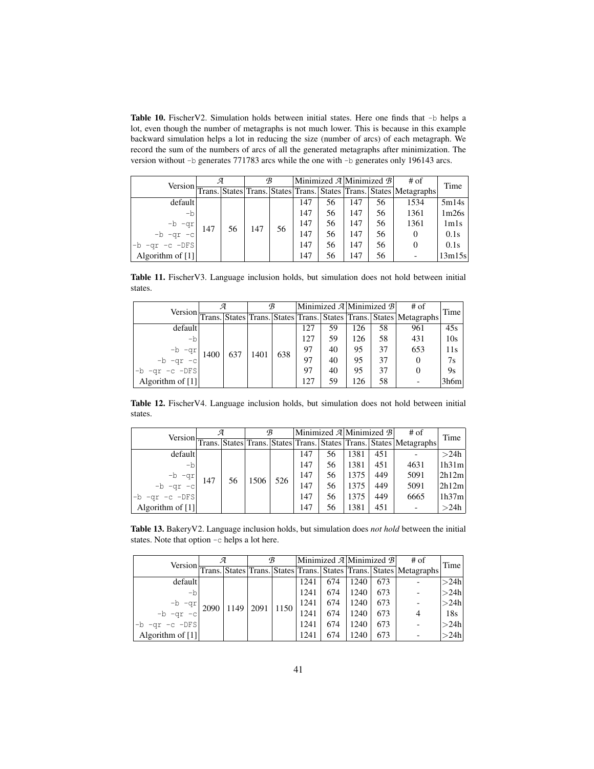**Table 10.** FischerV2. Simulation holds between initial states. Here one finds that `-b` helps a lot, even though the number of metagraphs is not much lower. This is because in this example backward simulation helps a lot in reducing the size (number of arcs) of each metagraph. We record the sum of the numbers of arcs of all the generated metagraphs after minimization. The version without `-b` generates 771783 arcs while the one with `-b` generates only 196143 arcs.

| Version | $\mathcal{A}$ | | $\mathcal{B}$ | | Minimized $\mathcal{A}$ | | Minimized $\mathcal{B}$ | | # of | Time |
|---|---|---|---|---|---|---|---|---|---|---|
| | Trans. | States | Trans. | States | Trans. | States | Trans. | States | Metagraphs | |
| default | 147 | 56 | 147 | 56 | 147 | 56 | 147 | 56 | 1534 | 5m14s |
| `-b` | | | | | 147 | 56 | 147 | 56 | 1361 | 1m26s |
| `-b -qr` | | | | | 147 | 56 | 147 | 56 | 1361 | 1m1s |
| `-b -qr -c` | | | | | 147 | 56 | 147 | 56 | 0 | 0.1s |
| `-b -qr -c -DFS` | | | | | 147 | 56 | 147 | 56 | 0 | 0.1s |
| Algorithm of [1] | | | | | 147 | 56 | 147 | 56 | - | 13m15s |

**Table 11.** FischerV3. Language inclusion holds, but simulation does not hold between initial states.

| Version | $\mathcal{A}$ | | $\mathcal{B}$ | | Minimized $\mathcal{A}$ | | Minimized $\mathcal{B}$ | | # of | Time |
|---|---|---|---|---|---|---|---|---|---|---|
| | Trans. | States | Trans. | States | Trans. | States | Trans. | States | Metagraphs | |
| default | 1400 | 637 | 1401 | 638 | 127 | 59 | 126 | 58 | 961 | 45s |
| `-b` | | | | | 127 | 59 | 126 | 58 | 431 | 10s |
| `-b -qr` | | | | | 97 | 40 | 95 | 37 | 653 | 11s |
| `-b -qr -c` | | | | | 97 | 40 | 95 | 37 | 0 | 7s |
| `-b -qr -c -DFS` | | | | | 97 | 40 | 95 | 37 | 0 | 9s |
| Algorithm of [1] | | | | | 127 | 59 | 126 | 58 | - | 3h6m |

**Table 12.** FischerV4. Language inclusion holds, but simulation does not hold between initial states.

| Version | $\mathcal{A}$ | | $\mathcal{B}$ | | Minimized $\mathcal{A}$ | | Minimized $\mathcal{B}$ | | # of | Time |
|---|---|---|---|---|---|---|---|---|---|---|
| | Trans. | States | Trans. | States | Trans. | States | Trans. | States | Metagraphs | |
| default | 147 | 56 | 1506 | 526 | 147 | 56 | 1381 | 451 | - | >24h |
| `-b` | | | | | 147 | 56 | 1381 | 451 | 4631 | 1h31m |
| `-b -qr` | | | | | 147 | 56 | 1375 | 449 | 5091 | 2h12m |
| `-b -qr -c` | | | | | 147 | 56 | 1375 | 449 | 5091 | 2h12m |
| `-b -qr -c -DFS` | | | | | 147 | 56 | 1375 | 449 | 6665 | 1h37m |
| Algorithm of [1] | | | | | 147 | 56 | 1381 | 451 | - | >24h |

**Table 13.** BakeryV2. Language inclusion holds, but simulation does *not hold* between the initial states. Note that option `-c` helps a lot here.

| Version | $\mathcal{A}$ | | $\mathcal{B}$ | | Minimized $\mathcal{A}$ | | Minimized $\mathcal{B}$ | | # of | Time |
|---|---|---|---|---|---|---|---|---|---|---|
| | Trans. | States | Trans. | States | Trans. | States | Trans. | States | Metagraphs | |
| default | 2090 | 1149 | 2091 | 1150 | 1241 | 674 | 1240 | 673 | - | >24h |
| `-b` | | | | | 1241 | 674 | 1240 | 673 | - | >24h |
| `-b -qr` | | | | | 1241 | 674 | 1240 | 673 | - | >24h |
| `-b -qr -c` | | | | | 1241 | 674 | 1240 | 673 | 4 | 18s |
| `-b -qr -c -DFS` | | | | | 1241 | 674 | 1240 | 673 | - | >24h |
| Algorithm of [1] | | | | | 1241 | 674 | 1240 | 673 | - | >24h |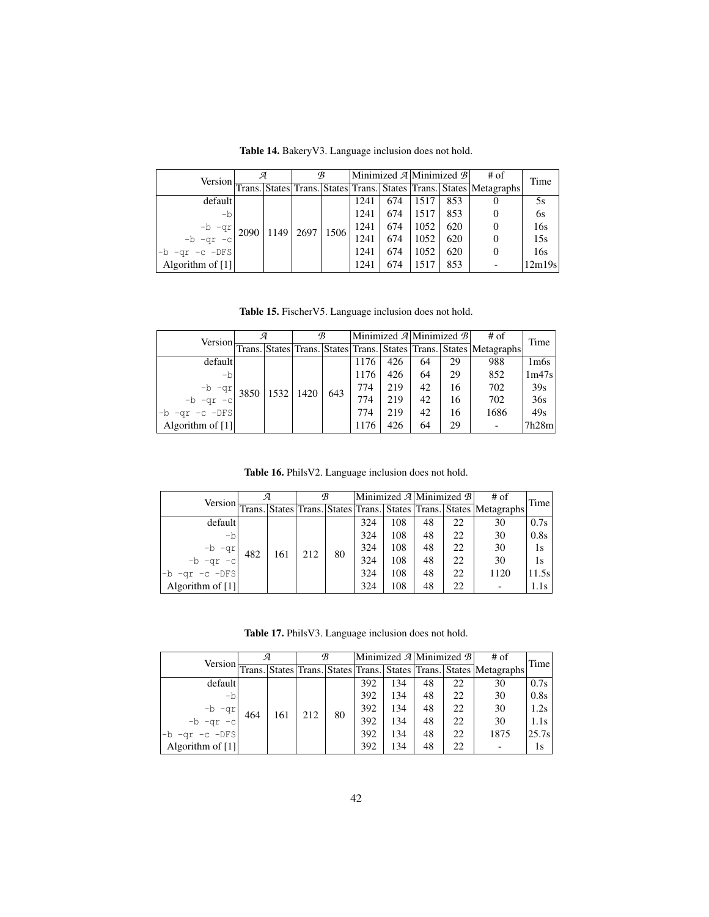**Table 14.** BakeryV3. Language inclusion does not hold.

| Version | $\mathcal{A}$ | | $\mathcal{B}$ | | Minimized $\mathcal{A}$ | | Minimized $\mathcal{B}$ | | # of | Time |
|---|---|---|---|---|---|---|---|---|---|---|
| | Trans. | States | Trans. | States | Trans. | States | Trans. | States | Metagraphs | |
| default | 2090 | 1149 | 2697 | 1506 | 1241 | 674 | 1517 | 853 | 0 | 5s |
| `-b` | | | | | 1241 | 674 | 1517 | 853 | 0 | 6s |
| `-b -qr` | | | | | 1241 | 674 | 1052 | 620 | 0 | 16s |
| `-b -qr -c` | | | | | 1241 | 674 | 1052 | 620 | 0 | 15s |
| `-b -qr -c -DFS` | | | | | 1241 | 674 | 1052 | 620 | 0 | 16s |
| Algorithm of [1] | | | | | 1241 | 674 | 1517 | 853 | - | 12m19s |

**Table 15.** FischerV5. Language inclusion does not hold.

| Version | $\mathcal{A}$ | | $\mathcal{B}$ | | Minimized $\mathcal{A}$ | | Minimized $\mathcal{B}$ | | # of | Time |
|---|---|---|---|---|---|---|---|---|---|---|
| | Trans. | States | Trans. | States | Trans. | States | Trans. | States | Metagraphs | |
| default | 3850 | 1532 | 1420 | 643 | 1176 | 426 | 64 | 29 | 988 | 1m6s |
| `-b` | | | | | 1176 | 426 | 64 | 29 | 852 | 1m47s |
| `-b -qr` | | | | | 774 | 219 | 42 | 16 | 702 | 39s |
| `-b -qr -c` | | | | | 774 | 219 | 42 | 16 | 702 | 36s |
| `-b -qr -c -DFS` | | | | | 774 | 219 | 42 | 16 | 1686 | 49s |
| Algorithm of [1] | | | | | 1176 | 426 | 64 | 29 | - | 7h28m |

**Table 16.** PhilsV2. Language inclusion does not hold.

| Version | $\mathcal{A}$ | | $\mathcal{B}$ | | Minimized $\mathcal{A}$ | | Minimized $\mathcal{B}$ | | # of | Time |
|---|---|---|---|---|---|---|---|---|---|---|
| | Trans. | States | Trans. | States | Trans. | States | Trans. | States | Metagraphs | |
| default | 482 | 161 | 212 | 80 | 324 | 108 | 48 | 22 | 30 | 0.7s |
| `-b` | | | | | 324 | 108 | 48 | 22 | 30 | 0.8s |
| `-b -qr` | | | | | 324 | 108 | 48 | 22 | 30 | 1s |
| `-b -qr -c` | | | | | 324 | 108 | 48 | 22 | 30 | 1s |
| `-b -qr -c -DFS` | | | | | 324 | 108 | 48 | 22 | 1120 | 11.5s |
| Algorithm of [1] | | | | | 324 | 108 | 48 | 22 | - | 1.1s |

**Table 17.** PhilsV3. Language inclusion does not hold.

| Version | $\mathcal{A}$ | | $\mathcal{B}$ | | Minimized $\mathcal{A}$ | | Minimized $\mathcal{B}$ | | # of | Time |
|---|---|---|---|---|---|---|---|---|---|---|
| | Trans. | States | Trans. | States | Trans. | States | Trans. | States | Metagraphs | |
| default | 464 | 161 | 212 | 80 | 392 | 134 | 48 | 22 | 30 | 0.7s |
| `-b` | | | | | 392 | 134 | 48 | 22 | 30 | 0.8s |
| `-b -qr` | | | | | 392 | 134 | 48 | 22 | 30 | 1.2s |
| `-b -qr -c` | | | | | 392 | 134 | 48 | 22 | 30 | 1.1s |
| `-b -qr -c -DFS` | | | | | 392 | 134 | 48 | 22 | 1875 | 25.7s |
| Algorithm of [1] | | | | | 392 | 134 | 48 | 22 | - | 1s |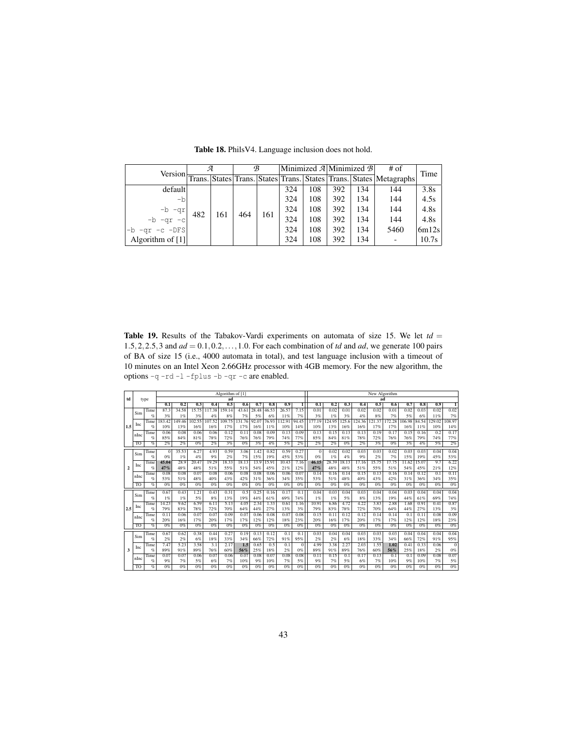**Table 18.** PhilsV4. Language inclusion does not hold.

| Version | $\mathcal{A}$ | | $\mathcal{B}$ | | Minimized $\mathcal{A}$ | | Minimized $\mathcal{B}$ | | # of | Time |
|---|---|---|---|---|---|---|---|---|---|---|
| | Trans. | States | Trans. | States | Trans. | States | Trans. | States | Metagraphs | |
| default | 482 | 161 | 464 | 161 | 324 | 108 | 392 | 134 | 144 | 3.8s |
| -b | | | | | 324 | 108 | 392 | 134 | 144 | 4.5s |
| -b -qr | | | | | 324 | 108 | 392 | 134 | 144 | 4.8s |
| -b -qr -c | | | | | 324 | 108 | 392 | 134 | 144 | 4.8s |
| -b -qr -c -DFS | | | | | 324 | 108 | 392 | 134 | 5460 | 6m12s |
| Algorithm of [1] | | | | | 324 | 108 | 392 | 134 | - | 10.7s |

**Table 19.** Results of the Tabakov-Vardi experiments on automata of size 15. We let $td = 1.5, 2, 2.5, 3$ and $ad = 0.1, 0.2, \ldots, 1.0$. For each combination of $td$ and $ad$, we generate 100 pairs of BA of size 15 (i.e., 4000 automata in total), and test language inclusion with a timeout of 10 minutes on an Intel Xeon 2.66GHz processor with 4GB memory. For the new algorithm, the options -q -rd -l -fplus -b -qr -c are enabled.

| td | type | | Algorithm of [1] | | | | | | | | | | New Algorithm | | | | | | | | | |
|---|---|---|---|---|---|---|---|---|---|---|---|---|---|---|---|---|---|---|---|---|---|---|
| | | | ad | | | | | | | | | | ad | | | | | | | | | |
| | | | 0.1 | 0.2 | 0.3 | 0.4 | 0.5 | 0.6 | 0.7 | 0.8 | 0.9 | 1 | 0.1 | 0.2 | 0.3 | 0.4 | 0.5 | 0.6 | 0.7 | 0.8 | 0.9 | 1 |
| 1.5 | Sim | Time | 87.3 | 34.58 | 15.75 | 117.38 | 159.14 | 43.61 | 28.48 | 46.53 | 26.57 | 7.15 | 0.01 | 0.02 | 0.01 | 0.02 | 0.02 | 0.01 | 0.02 | 0.03 | 0.02 | 0.02 |
| | | % | 3% | 1% | 3% | 4% | 8% | 7% | 5% | 6% | 11% | 7% | 3% | 1% | 3% | 4% | 8% | 7% | 5% | 6% | 11% | 7% |
| | Inc | Time | 183.42 | 149.46 | 102.55 | 107.52 | 109.75 | 131.76 | 92.07 | 76.93 | 112.91 | 94.45 | 177.19 | 124.95 | 125.6 | 124.36 | 121.37 | 172.28 | 106.98 | 84.54 | 129.02 | 108.97 |
| | | % | 10% | 13% | 16% | 16% | 17% | 17% | 16% | 11% | 10% | 14% | 10% | 13% | 16% | 16% | 17% | 17% | 16% | 11% | 10% | 14% |
| | nInc | Time | 0.06 | 0.08 | 0.06 | 0.06 | 0.12 | 0.11 | 0.08 | 0.09 | 0.13 | 0.09 | 0.13 | 0.15 | 0.13 | 0.13 | 0.19 | 0.17 | 0.15 | 0.16 | 0.2 | 0.17 |
| | | % | 85% | 84% | 81% | 78% | 72% | 76% | 76% | 79% | 74% | 77% | 85% | 84% | 81% | 78% | 72% | 76% | 76% | 79% | 74% | 77% |
| | TO | % | 2% | 2% | 0% | 2% | 3% | 0% | 3% | 4% | 5% | 2% | 2% | 2% | 0% | 2% | 3% | 0% | 3% | 4% | 5% | 2% |
| 2 | Sim | Time | 0 | 35.53 | 6.27 | 4.93 | 0.59 | 3.06 | 1.42 | 0.82 | 0.59 | 0.27 | 0 | 0.02 | 0.02 | 0.03 | 0.03 | 0.02 | 0.03 | 0.03 | 0.04 | 0.04 |
| | | % | 0% | 1% | 4% | 9% | 2% | 7% | 15% | 19% | 45% | 53% | 0% | 1% | 4% | 9% | 2% | 7% | 15% | 19% | 45% | 53% |
| | Inc | Time | **45.04** | 28.9 | 20.47 | 19.29 | 18.33 | 18.13 | 13.9 | 15.91 | 10.43 | 7.16 | **46.15** | 28.39 | 18.13 | 17.16 | 15.75 | 17.75 | 11.62 | 15.07 | 9.7 | 6.22 |
| | | % | **47%** | 48% | 48% | 51% | 55% | 51% | 54% | 45% | 21% | 12% | **47%** | 48% | 48% | 51% | 55% | 51% | 54% | 45% | 21% | 12% |
| | nInc | Time | 0.08 | 0.08 | 0.07 | 0.08 | 0.06 | 0.08 | 0.08 | 0.06 | 0.06 | 0.07 | 0.14 | 0.16 | 0.14 | 0.15 | 0.13 | 0.16 | 0.14 | 0.12 | 0.1 | 0.11 |
| | | % | 53% | 51% | 48% | 40% | 43% | 42% | 31% | 36% | 34% | 35% | 53% | 51% | 48% | 40% | 43% | 42% | 31% | 36% | 34% | 35% |
| | TO | % | 0% | 0% | 0% | 0% | 0% | 0% | 0% | 0% | 0% | 0% | 0% | 0% | 0% | 0% | 0% | 0% | 0% | 0% | 0% | 0% |
| 2.5 | Sim | Time | 0.67 | 0.43 | 1.21 | 0.43 | 0.31 | 0.5 | 0.25 | 0.16 | 0.17 | 0.1 | 0.04 | 0.03 | 0.04 | 0.03 | 0.04 | 0.04 | 0.03 | 0.04 | 0.04 | 0.04 |
| | | % | 1% | 1% | 5% | 8% | 13% | 19% | 44% | 61% | 69% | 74% | 1% | 1% | 5% | 8% | 13% | 19% | 44% | 61% | 69% | 74% |
| | Inc | Time | 14.23 | 9.62 | 6.59 | 6.11 | 5.13 | 4.05 | 2.34 | 1.33 | 0.61 | 1.16 | 10.91 | 6.86 | 4.72 | 4.22 | 3.83 | 2.88 | 1.68 | 0.91 | 0.41 | 0.87 |
| | | % | 79% | 83% | 78% | 72% | 70% | 64% | 44% | 27% | 13% | 3% | 79% | 83% | 78% | 72% | 70% | 64% | 44% | 27% | 13% | 3% |
| | nInc | Time | 0.11 | 0.06 | 0.07 | 0.07 | 0.09 | 0.07 | 0.06 | 0.08 | 0.07 | 0.08 | 0.15 | 0.11 | 0.12 | 0.12 | 0.14 | 0.14 | 0.1 | 0.11 | 0.08 | 0.09 |
| | | % | 20% | 16% | 17% | 20% | 17% | 17% | 12% | 12% | 18% | 23% | 20% | 16% | 17% | 20% | 17% | 17% | 12% | 12% | 18% | 23% |
| | TO | % | 0% | 0% | 0% | 0% | 0% | 0% | 0% | 0% | 0% | 0% | 0% | 0% | 0% | 0% | 0% | 0% | 0% | 0% | 0% | 0% |
| 3 | Sim | Time | 0.67 | 0.62 | 0.38 | 0.44 | 0.27 | 0.19 | 0.13 | 0.12 | 0.1 | 0.1 | 0.03 | 0.04 | 0.04 | 0.03 | 0.03 | 0.03 | 0.04 | 0.04 | 0.04 | 0.04 |
| | | % | 2% | 2% | 6% | 18% | 33% | 34% | 66% | 72% | 91% | 95% | 2% | 2% | 6% | 18% | 33% | 34% | 66% | 72% | 91% | 95% |
| | Inc | Time | 7.47 | 5.23 | 3.58 | 3.1 | 2.17 | **1.5** | 0.65 | 0.5 | 0.1 | 0 | 4.99 | 3.38 | 2.27 | 2.03 | 1.55 | **1.02** | 0.41 | 0.33 | 0.06 | 0 |
| | | % | 89% | 91% | 89% | 76% | 60% | **56%** | 25% | 18% | 2% | 0% | 89% | 91% | 89% | 76% | 60% | **56%** | 25% | 18% | 2% | 0% |
| | nInc | Time | 0.07 | 0.07 | 0.06 | 0.07 | 0.06 | 0.07 | 0.08 | 0.07 | 0.08 | 0.08 | 0.11 | 0.15 | 0.1 | 0.17 | 0.13 | 0.1 | 0.1 | 0.09 | 0.08 | 0.07 |
| | | % | 9% | 7% | 5% | 6% | 7% | 10% | 9% | 10% | 7% | 5% | 9% | 7% | 5% | 6% | 7% | 10% | 9% | 10% | 7% | 5% |
| | TO | % | 0% | 0% | 0% | 0% | 0% | 0% | 0% | 0% | 0% | 0% | 0% | 0% | 0% | 0% | 0% | 0% | 0% | 0% | 0% | 0% |